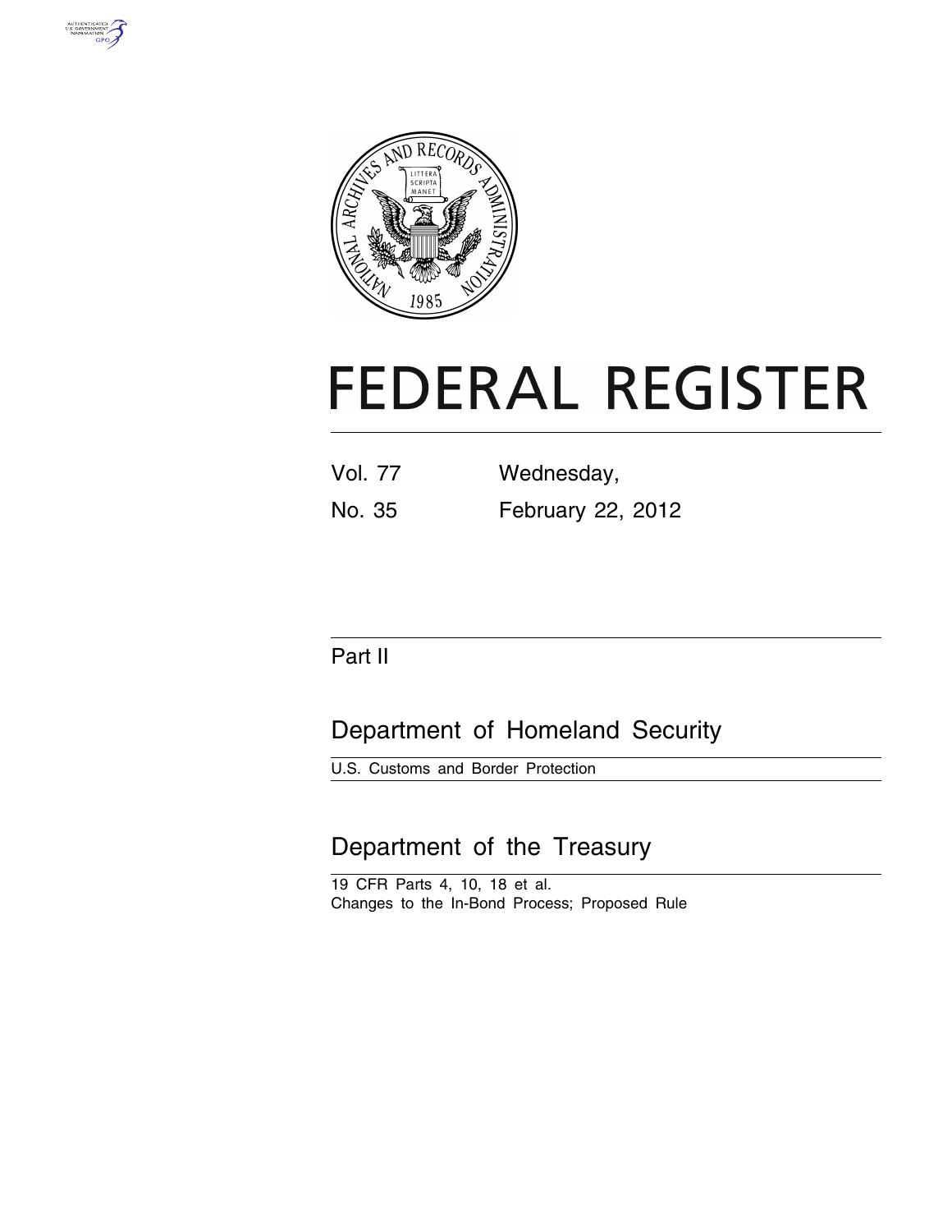# FEDERAL REGISTER

| Vol. 77 | Wednesday, |
| --- | --- |
| No. 35 | February 22, 2012 |

## Part II

## Department of Homeland Security

U.S. Customs and Border Protection

## Department of the Treasury

19 CFR Parts 4, 10, 18 et al.
Changes to the In-Bond Process; Proposed Rule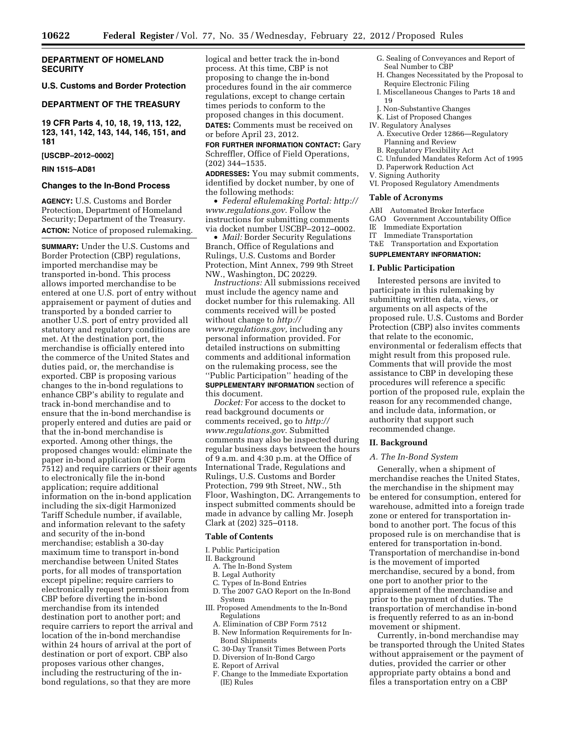**DEPARTMENT OF HOMELAND SECURITY**

**U.S. Customs and Border Protection**

**DEPARTMENT OF THE TREASURY**

**19 CFR Parts 4, 10, 18, 19, 113, 122, 123, 141, 142, 143, 144, 146, 151, and 181**

**[USCBP–2012–0002]**

**RIN 1515–AD81**

## Changes to the In-Bond Process

**AGENCY:** U.S. Customs and Border Protection, Department of Homeland Security; Department of the Treasury.

**ACTION:** Notice of proposed rulemaking.

**SUMMARY:** Under the U.S. Customs and Border Protection (CBP) regulations, imported merchandise may be transported in-bond. This process allows imported merchandise to be entered at one U.S. port of entry without appraisement or payment of duties and transported by a bonded carrier to another U.S. port of entry provided all statutory and regulatory conditions are met. At the destination port, the merchandise is officially entered into the commerce of the United States and duties paid, or, the merchandise is exported. CBP is proposing various changes to the in-bond regulations to enhance CBP's ability to regulate and track in-bond merchandise and to ensure that the in-bond merchandise is properly entered and duties are paid or that the in-bond merchandise is exported. Among other things, the proposed changes would: eliminate the paper in-bond application (CBP Form 7512) and require carriers or their agents to electronically file the in-bond application; require additional information on the in-bond application including the six-digit Harmonized Tariff Schedule number, if available, and information relevant to the safety and security of the in-bond merchandise; establish a 30-day maximum time to transport in-bond merchandise between United States ports, for all modes of transportation except pipeline; require carriers to electronically request permission from CBP before diverting the in-bond merchandise from its intended destination port to another port; and require carriers to report the arrival and location of the in-bond merchandise within 24 hours of arrival at the port of destination or port of export. CBP also proposes various other changes, including the restructuring of the in-bond regulations, so that they are more logical and better track the in-bond process. At this time, CBP is not proposing to change the in-bond procedures found in the air commerce regulations, except to change certain times periods to conform to the proposed changes in this document.

**DATES:** Comments must be received on or before April 23, 2012.

**FOR FURTHER INFORMATION CONTACT:** Gary Schreffler, Office of Field Operations, (202) 344–1535.

**ADDRESSES:** You may submit comments, identified by docket number, by one of the following methods:

- *Federal eRulemaking Portal: http://www.regulations.gov.* Follow the instructions for submitting comments via docket number USCBP–2012–0002.
- *Mail:* Border Security Regulations Branch, Office of Regulations and Rulings, U.S. Customs and Border Protection, Mint Annex, 799 9th Street NW., Washington, DC 20229.

*Instructions:* All submissions received must include the agency name and docket number for this rulemaking. All comments received will be posted without change to *http://www.regulations.gov,* including any personal information provided. For detailed instructions on submitting comments and additional information on the rulemaking process, see the ''Public Participation'' heading of the **SUPPLEMENTARY INFORMATION** section of this document.

*Docket:* For access to the docket to read background documents or comments received, go to *http://www.regulations.gov.* Submitted comments may also be inspected during regular business days between the hours of 9 a.m. and 4:30 p.m. at the Office of International Trade, Regulations and Rulings, U.S. Customs and Border Protection, 799 9th Street, NW., 5th Floor, Washington, DC. Arrangements to inspect submitted comments should be made in advance by calling Mr. Joseph Clark at (202) 325–0118.

**Table of Contents**

I. Public Participation
II. Background
  A. The In-Bond System
  B. Legal Authority
  C. Types of In-Bond Entries
  D. The 2007 GAO Report on the In-Bond System
III. Proposed Amendments to the In-Bond Regulations
  A. Elimination of CBP Form 7512
  B. New Information Requirements for In-Bond Shipments
  C. 30-Day Transit Times Between Ports
  D. Diversion of In-Bond Cargo
  E. Report of Arrival
  F. Change to the Immediate Exportation (IE) Rules
  G. Sealing of Conveyances and Report of Seal Number to CBP
  H. Changes Necessitated by the Proposal to Require Electronic Filing
  I. Miscellaneous Changes to Parts 18 and 19
  J. Non-Substantive Changes
  K. List of Proposed Changes
IV. Regulatory Analyses
  A. Executive Order 12866—Regulatory Planning and Review
  B. Regulatory Flexibility Act
  C. Unfunded Mandates Reform Act of 1995
  D. Paperwork Reduction Act
V. Signing Authority
VI. Proposed Regulatory Amendments

**Table of Acronyms**

ABI Automated Broker Interface
GAO Government Accountability Office
IE Immediate Exportation
IT Immediate Transportation
T&E Transportation and Exportation

**SUPPLEMENTARY INFORMATION:**

### I. Public Participation

Interested persons are invited to participate in this rulemaking by submitting written data, views, or arguments on all aspects of the proposed rule. U.S. Customs and Border Protection (CBP) also invites comments that relate to the economic, environmental or federalism effects that might result from this proposed rule. Comments that will provide the most assistance to CBP in developing these procedures will reference a specific portion of the proposed rule, explain the reason for any recommended change, and include data, information, or authority that support such recommended change.

### II. Background

#### *A. The In-Bond System*

Generally, when a shipment of merchandise reaches the United States, the merchandise in the shipment may be entered for consumption, entered for warehouse, admitted into a foreign trade zone or entered for transportation in-bond to another port. The focus of this proposed rule is on merchandise that is entered for transportation in-bond. Transportation of merchandise in-bond is the movement of imported merchandise, secured by a bond, from one port to another prior to the appraisement of the merchandise and prior to the payment of duties. The transportation of merchandise in-bond is frequently referred to as an in-bond movement or shipment.

Currently, in-bond merchandise may be transported through the United States without appraisement or the payment of duties, provided the carrier or other appropriate party obtains a bond and files a transportation entry on a CBP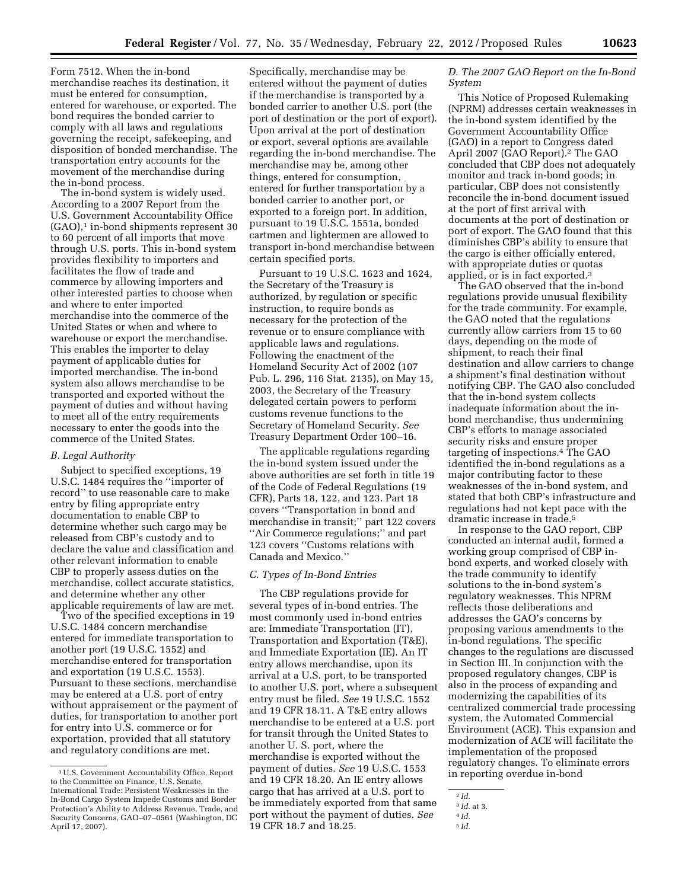Form 7512. When the in-bond merchandise reaches its destination, it must be entered for consumption, entered for warehouse, or exported. The bond requires the bonded carrier to comply with all laws and regulations governing the receipt, safekeeping, and disposition of bonded merchandise. The transportation entry accounts for the movement of the merchandise during the in-bond process.

The in-bond system is widely used. According to a 2007 Report from the U.S. Government Accountability Office (GAO),[1] in-bond shipments represent 30 to 60 percent of all imports that move through U.S. ports. This in-bond system provides flexibility to importers and facilitates the flow of trade and commerce by allowing importers and other interested parties to choose when and where to enter imported merchandise into the commerce of the United States or when and where to warehouse or export the merchandise. This enables the importer to delay payment of applicable duties for imported merchandise. The in-bond system also allows merchandise to be transported and exported without the payment of duties and without having to meet all of the entry requirements necessary to enter the goods into the commerce of the United States.

### *B. Legal Authority*

Subject to specified exceptions, 19 U.S.C. 1484 requires the ''importer of record'' to use reasonable care to make entry by filing appropriate entry documentation to enable CBP to determine whether such cargo may be released from CBP's custody and to declare the value and classification and other relevant information to enable CBP to properly assess duties on the merchandise, collect accurate statistics, and determine whether any other applicable requirements of law are met.

Two of the specified exceptions in 19 U.S.C. 1484 concern merchandise entered for immediate transportation to another port (19 U.S.C. 1552) and merchandise entered for transportation and exportation (19 U.S.C. 1553). Pursuant to these sections, merchandise may be entered at a U.S. port of entry without appraisement or the payment of duties, for transportation to another port for entry into U.S. commerce or for exportation, provided that all statutory and regulatory conditions are met. Specifically, merchandise may be entered without the payment of duties if the merchandise is transported by a bonded carrier to another U.S. port (the port of destination or the port of export). Upon arrival at the port of destination or export, several options are available regarding the in-bond merchandise. The merchandise may be, among other things, entered for consumption, entered for further transportation by a bonded carrier to another port, or exported to a foreign port. In addition, pursuant to 19 U.S.C. 1551a, bonded cartmen and lightermen are allowed to transport in-bond merchandise between certain specified ports.

Pursuant to 19 U.S.C. 1623 and 1624, the Secretary of the Treasury is authorized, by regulation or specific instruction, to require bonds as necessary for the protection of the revenue or to ensure compliance with applicable laws and regulations. Following the enactment of the Homeland Security Act of 2002 (107 Pub. L. 296, 116 Stat. 2135), on May 15, 2003, the Secretary of the Treasury delegated certain powers to perform customs revenue functions to the Secretary of Homeland Security. *See* Treasury Department Order 100–16.

The applicable regulations regarding the in-bond system issued under the above authorities are set forth in title 19 of the Code of Federal Regulations (19 CFR), Parts 18, 122, and 123. Part 18 covers ''Transportation in bond and merchandise in transit;'' part 122 covers ''Air Commerce regulations;'' and part 123 covers ''Customs relations with Canada and Mexico.''

### *C. Types of In-Bond Entries*

The CBP regulations provide for several types of in-bond entries. The most commonly used in-bond entries are: Immediate Transportation (IT), Transportation and Exportation (T&E), and Immediate Exportation (IE). An IT entry allows merchandise, upon its arrival at a U.S. port, to be transported to another U.S. port, where a subsequent entry must be filed. *See* 19 U.S.C. 1552 and 19 CFR 18.11. A T&E entry allows merchandise to be entered at a U.S. port for transit through the United States to another U. S. port, where the merchandise is exported without the payment of duties. *See* 19 U.S.C. 1553 and 19 CFR 18.20. An IE entry allows cargo that has arrived at a U.S. port to be immediately exported from that same port without the payment of duties. *See* 19 CFR 18.7 and 18.25.

### *D. The 2007 GAO Report on the In-Bond System*

This Notice of Proposed Rulemaking (NPRM) addresses certain weaknesses in the in-bond system identified by the Government Accountability Office (GAO) in a report to Congress dated April 2007 (GAO Report).[2] The GAO concluded that CBP does not adequately monitor and track in-bond goods; in particular, CBP does not consistently reconcile the in-bond document issued at the port of first arrival with documents at the port of destination or port of export. The GAO found that this diminishes CBP's ability to ensure that the cargo is either officially entered, with appropriate duties or quotas applied, or is in fact exported.[3]

The GAO observed that the in-bond regulations provide unusual flexibility for the trade community. For example, the GAO noted that the regulations currently allow carriers from 15 to 60 days, depending on the mode of shipment, to reach their final destination and allow carriers to change a shipment's final destination without notifying CBP. The GAO also concluded that the in-bond system collects inadequate information about the in-bond merchandise, thus undermining CBP's efforts to manage associated security risks and ensure proper targeting of inspections.[4] The GAO identified the in-bond regulations as a major contributing factor to these weaknesses of the in-bond system, and stated that both CBP's infrastructure and regulations had not kept pace with the dramatic increase in trade.[5]

In response to the GAO report, CBP conducted an internal audit, formed a working group comprised of CBP in-bond experts, and worked closely with the trade community to identify solutions to the in-bond system's regulatory weaknesses. This NPRM reflects those deliberations and addresses the GAO's concerns by proposing various amendments to the in-bond regulations. The specific changes to the regulations are discussed in Section III. In conjunction with the proposed regulatory changes, CBP is also in the process of expanding and modernizing the capabilities of its centralized commercial trade processing system, the Automated Commercial Environment (ACE). This expansion and modernization of ACE will facilitate the implementation of the proposed regulatory changes. To eliminate errors in reporting overdue in-bond

---

[1] U.S. Government Accountability Office, Report to the Committee on Finance, U.S. Senate, International Trade: Persistent Weaknesses in the In-Bond Cargo System Impede Customs and Border Protection's Ability to Address Revenue, Trade, and Security Concerns, GAO–07–0561 (Washington, DC April 17, 2007).

[2] *Id.*

[3] *Id.* at 3.

[4] *Id.*

[5] *Id.*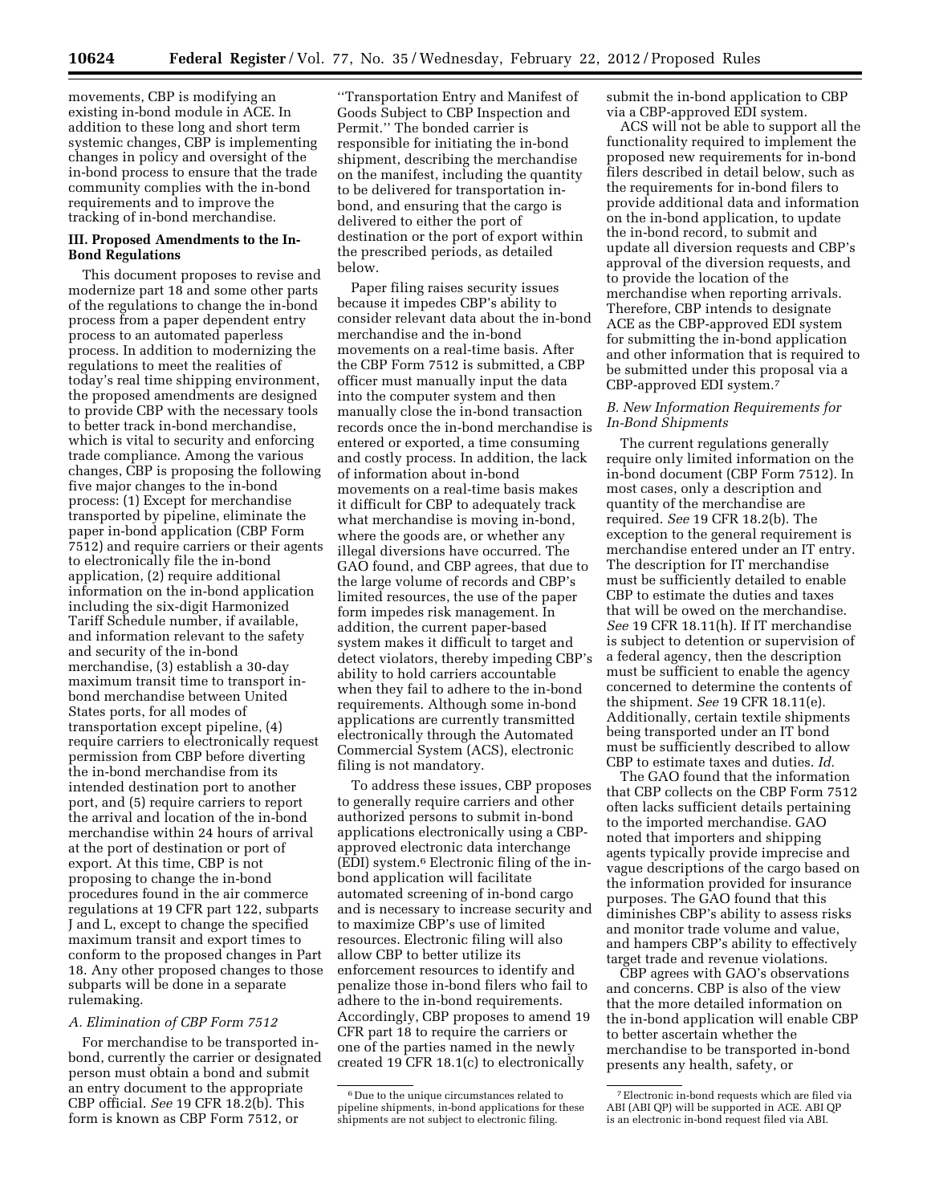movements, CBP is modifying an existing in-bond module in ACE. In addition to these long and short term systemic changes, CBP is implementing changes in policy and oversight of the in-bond process to ensure that the trade community complies with the in-bond requirements and to improve the tracking of in-bond merchandise.

## III. Proposed Amendments to the In-Bond Regulations

This document proposes to revise and modernize part 18 and some other parts of the regulations to change the in-bond process from a paper dependent entry process to an automated paperless process. In addition to modernizing the regulations to meet the realities of today's real time shipping environment, the proposed amendments are designed to provide CBP with the necessary tools to better track in-bond merchandise, which is vital to security and enforcing trade compliance. Among the various changes, CBP is proposing the following five major changes to the in-bond process: (1) Except for merchandise transported by pipeline, eliminate the paper in-bond application (CBP Form 7512) and require carriers or their agents to electronically file the in-bond application, (2) require additional information on the in-bond application including the six-digit Harmonized Tariff Schedule number, if available, and information relevant to the safety and security of the in-bond merchandise, (3) establish a 30-day maximum transit time to transport in-bond merchandise between United States ports, for all modes of transportation except pipeline, (4) require carriers to electronically request permission from CBP before diverting the in-bond merchandise from its intended destination port to another port, and (5) require carriers to report the arrival and location of the in-bond merchandise within 24 hours of arrival at the port of destination or port of export. At this time, CBP is not proposing to change the in-bond procedures found in the air commerce regulations at 19 CFR part 122, subparts J and L, except to change the specified maximum transit and export times to conform to the proposed changes in Part 18. Any other proposed changes to those subparts will be done in a separate rulemaking.

### *A. Elimination of CBP Form 7512*

For merchandise to be transported in-bond, currently the carrier or designated person must obtain a bond and submit an entry document to the appropriate CBP official. *See* 19 CFR 18.2(b). This form is known as CBP Form 7512, or ''Transportation Entry and Manifest of Goods Subject to CBP Inspection and Permit.'' The bonded carrier is responsible for initiating the in-bond shipment, describing the merchandise on the manifest, including the quantity to be delivered for transportation in-bond, and ensuring that the cargo is delivered to either the port of destination or the port of export within the prescribed periods, as detailed below.

Paper filing raises security issues because it impedes CBP's ability to consider relevant data about the in-bond merchandise and the in-bond movements on a real-time basis. After the CBP Form 7512 is submitted, a CBP officer must manually input the data into the computer system and then manually close the in-bond transaction records once the in-bond merchandise is entered or exported, a time consuming and costly process. In addition, the lack of information about in-bond movements on a real-time basis makes it difficult for CBP to adequately track what merchandise is moving in-bond, where the goods are, or whether any illegal diversions have occurred. The GAO found, and CBP agrees, that due to the large volume of records and CBP's limited resources, the use of the paper form impedes risk management. In addition, the current paper-based system makes it difficult to target and detect violators, thereby impeding CBP's ability to hold carriers accountable when they fail to adhere to the in-bond requirements. Although some in-bond applications are currently transmitted electronically through the Automated Commercial System (ACS), electronic filing is not mandatory.

To address these issues, CBP proposes to generally require carriers and other authorized persons to submit in-bond applications electronically using a CBP-approved electronic data interchange (EDI) system.[6] Electronic filing of the in-bond application will facilitate automated screening of in-bond cargo and is necessary to increase security and to maximize CBP's use of limited resources. Electronic filing will also allow CBP to better utilize its enforcement resources to identify and penalize those in-bond filers who fail to adhere to the in-bond requirements. Accordingly, CBP proposes to amend 19 CFR part 18 to require the carriers or one of the parties named in the newly created 19 CFR 18.1(c) to electronically submit the in-bond application to CBP via a CBP-approved EDI system.

ACS will not be able to support all the functionality required to implement the proposed new requirements for in-bond filers described in detail below, such as the requirements for in-bond filers to provide additional data and information on the in-bond application, to update the in-bond record, to submit and update all diversion requests and CBP's approval of the diversion requests, and to provide the location of the merchandise when reporting arrivals. Therefore, CBP intends to designate ACE as the CBP-approved EDI system for submitting the in-bond application and other information that is required to be submitted under this proposal via a CBP-approved EDI system.[7]

### *B. New Information Requirements for In-Bond Shipments*

The current regulations generally require only limited information on the in-bond document (CBP Form 7512). In most cases, only a description and quantity of the merchandise are required. *See* 19 CFR 18.2(b). The exception to the general requirement is merchandise entered under an IT entry. The description for IT merchandise must be sufficiently detailed to enable CBP to estimate the duties and taxes that will be owed on the merchandise. *See* 19 CFR 18.11(h). If IT merchandise is subject to detention or supervision of a federal agency, then the description must be sufficient to enable the agency concerned to determine the contents of the shipment. *See* 19 CFR 18.11(e). Additionally, certain textile shipments being transported under an IT bond must be sufficiently described to allow CBP to estimate taxes and duties. *Id.*

The GAO found that the information that CBP collects on the CBP Form 7512 often lacks sufficient details pertaining to the imported merchandise. GAO noted that importers and shipping agents typically provide imprecise and vague descriptions of the cargo based on the information provided for insurance purposes. The GAO found that this diminishes CBP's ability to assess risks and monitor trade volume and value, and hampers CBP's ability to effectively target trade and revenue violations.

CBP agrees with GAO's observations and concerns. CBP is also of the view that the more detailed information on the in-bond application will enable CBP to better ascertain whether the merchandise to be transported in-bond presents any health, safety, or

---

[6] Due to the unique circumstances related to pipeline shipments, in-bond applications for these shipments are not subject to electronic filing.

[7] Electronic in-bond requests which are filed via ABI (ABI QP) will be supported in ACE. ABI QP is an electronic in-bond request filed via ABI.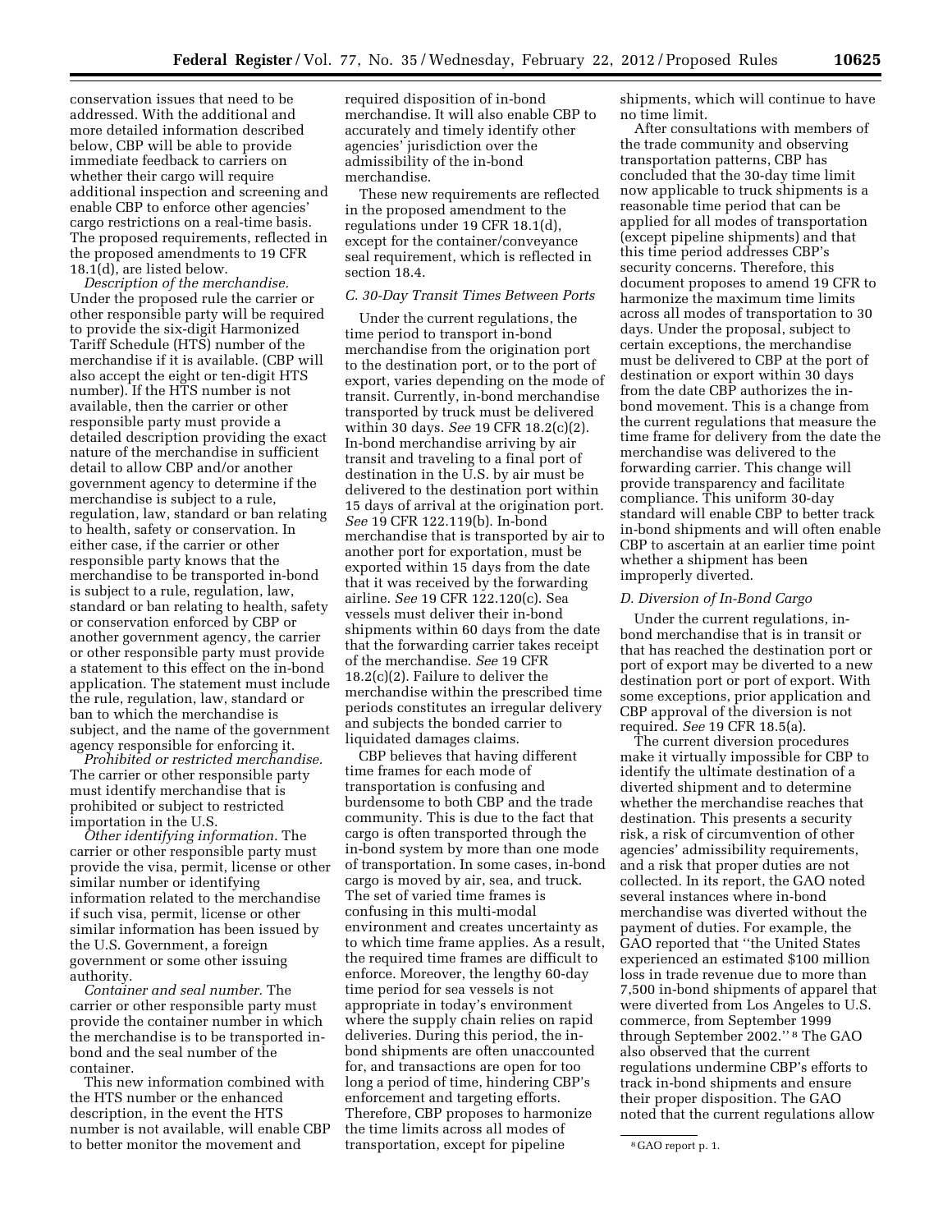conservation issues that need to be addressed. With the additional and more detailed information described below, CBP will be able to provide immediate feedback to carriers on whether their cargo will require additional inspection and screening and enable CBP to enforce other agencies' cargo restrictions on a real-time basis. The proposed requirements, reflected in the proposed amendments to 19 CFR 18.1(d), are listed below.

*Description of the merchandise.* Under the proposed rule the carrier or other responsible party will be required to provide the six-digit Harmonized Tariff Schedule (HTS) number of the merchandise if it is available. (CBP will also accept the eight or ten-digit HTS number). If the HTS number is not available, then the carrier or other responsible party must provide a detailed description providing the exact nature of the merchandise in sufficient detail to allow CBP and/or another government agency to determine if the merchandise is subject to a rule, regulation, law, standard or ban relating to health, safety or conservation. In either case, if the carrier or other responsible party knows that the merchandise to be transported in-bond is subject to a rule, regulation, law, standard or ban relating to health, safety or conservation enforced by CBP or another government agency, the carrier or other responsible party must provide a statement to this effect on the in-bond application. The statement must include the rule, regulation, law, standard or ban to which the merchandise is subject, and the name of the government agency responsible for enforcing it.

*Prohibited or restricted merchandise.* The carrier or other responsible party must identify merchandise that is prohibited or subject to restricted importation in the U.S.

*Other identifying information.* The carrier or other responsible party must provide the visa, permit, license or other similar number or identifying information related to the merchandise if such visa, permit, license or other similar information has been issued by the U.S. Government, a foreign government or some other issuing authority.

*Container and seal number.* The carrier or other responsible party must provide the container number in which the merchandise is to be transported in-bond and the seal number of the container.

This new information combined with the HTS number or the enhanced description, in the event the HTS number is not available, will enable CBP to better monitor the movement and required disposition of in-bond merchandise. It will also enable CBP to accurately and timely identify other agencies' jurisdiction over the admissibility of the in-bond merchandise.

These new requirements are reflected in the proposed amendment to the regulations under 19 CFR 18.1(d), except for the container/conveyance seal requirement, which is reflected in section 18.4.

### C. 30-Day Transit Times Between Ports

Under the current regulations, the time period to transport in-bond merchandise from the origination port to the destination port, or to the port of export, varies depending on the mode of transit. Currently, in-bond merchandise transported by truck must be delivered within 30 days. *See* 19 CFR 18.2(c)(2). In-bond merchandise arriving by air transit and traveling to a final port of destination in the U.S. by air must be delivered to the destination port within 15 days of arrival at the origination port. *See* 19 CFR 122.119(b). In-bond merchandise that is transported by air to another port for exportation, must be exported within 15 days from the date that it was received by the forwarding airline. *See* 19 CFR 122.120(c). Sea vessels must deliver their in-bond shipments within 60 days from the date that the forwarding carrier takes receipt of the merchandise. *See* 19 CFR 18.2(c)(2). Failure to deliver the merchandise within the prescribed time periods constitutes an irregular delivery and subjects the bonded carrier to liquidated damages claims.

CBP believes that having different time frames for each mode of transportation is confusing and burdensome to both CBP and the trade community. This is due to the fact that cargo is often transported through the in-bond system by more than one mode of transportation. In some cases, in-bond cargo is moved by air, sea, and truck. The set of varied time frames is confusing in this multi-modal environment and creates uncertainty as to which time frame applies. As a result, the required time frames are difficult to enforce. Moreover, the lengthy 60-day time period for sea vessels is not appropriate in today's environment where the supply chain relies on rapid deliveries. During this period, the in-bond shipments are often unaccounted for, and transactions are open for too long a period of time, hindering CBP's enforcement and targeting efforts. Therefore, CBP proposes to harmonize the time limits across all modes of transportation, except for pipeline shipments, which will continue to have no time limit.

After consultations with members of the trade community and observing transportation patterns, CBP has concluded that the 30-day time limit now applicable to truck shipments is a reasonable time period that can be applied for all modes of transportation (except pipeline shipments) and that this time period addresses CBP's security concerns. Therefore, this document proposes to amend 19 CFR to harmonize the maximum time limits across all modes of transportation to 30 days. Under the proposal, subject to certain exceptions, the merchandise must be delivered to CBP at the port of destination or export within 30 days from the date CBP authorizes the in-bond movement. This is a change from the current regulations that measure the time frame for delivery from the date the merchandise was delivered to the forwarding carrier. This change will provide transparency and facilitate compliance. This uniform 30-day standard will enable CBP to better track in-bond shipments and will often enable CBP to ascertain at an earlier time point whether a shipment has been improperly diverted.

### D. Diversion of In-Bond Cargo

Under the current regulations, in-bond merchandise that is in transit or that has reached the destination port or port of export may be diverted to a new destination port or port of export. With some exceptions, prior application and CBP approval of the diversion is not required. *See* 19 CFR 18.5(a).

The current diversion procedures make it virtually impossible for CBP to identify the ultimate destination of a diverted shipment and to determine whether the merchandise reaches that destination. This presents a security risk, a risk of circumvention of other agencies' admissibility requirements, and a risk that proper duties are not collected. In its report, the GAO noted several instances where in-bond merchandise was diverted without the payment of duties. For example, the GAO reported that "the United States experienced an estimated $100 million loss in trade revenue due to more than 7,500 in-bond shipments of apparel that were diverted from Los Angeles to U.S. commerce, from September 1999 through September 2002."[8] The GAO also observed that the current regulations undermine CBP's efforts to track in-bond shipments and ensure their proper disposition. The GAO noted that the current regulations allow

[8] GAO report p. 1.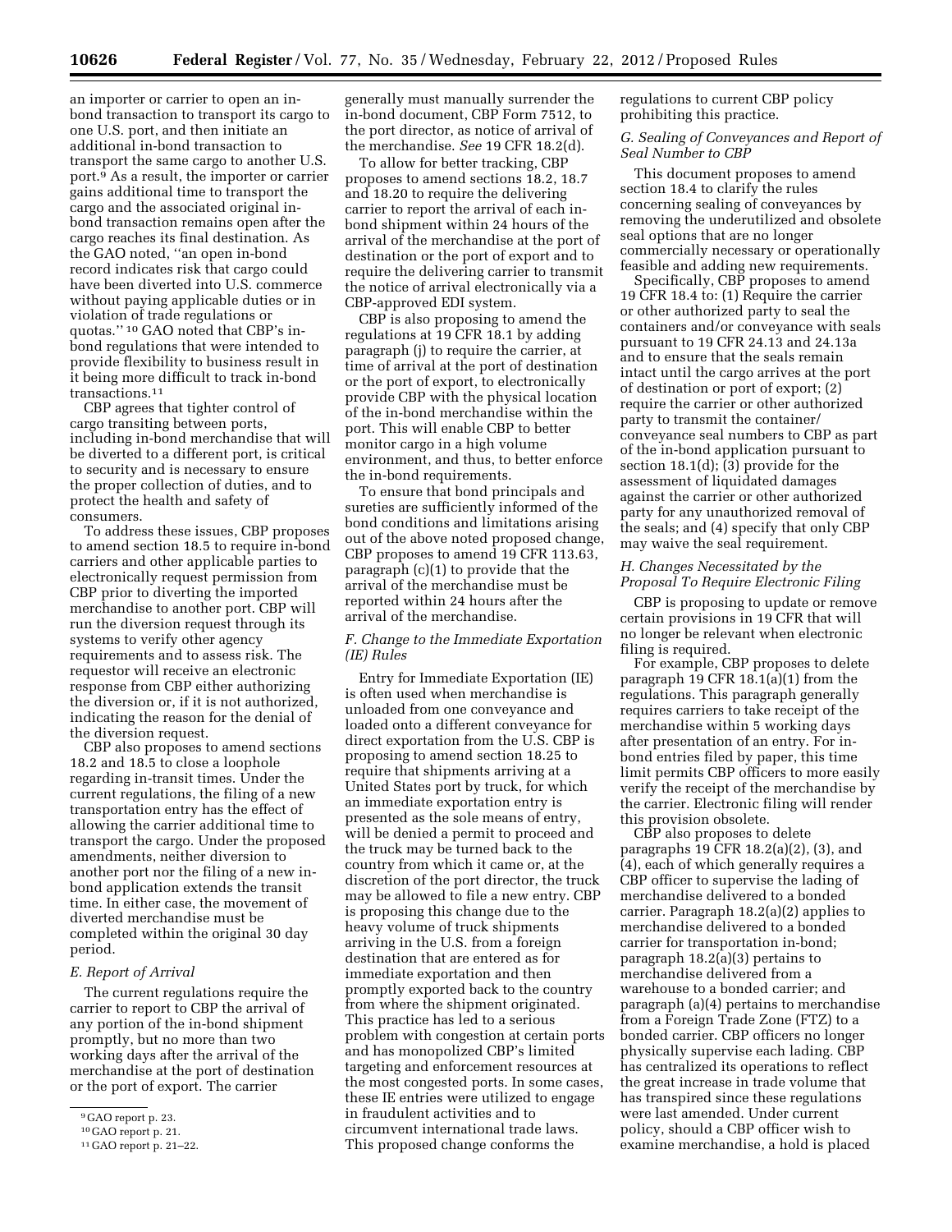an importer or carrier to open an in-bond transaction to transport its cargo to one U.S. port, and then initiate an additional in-bond transaction to transport the same cargo to another U.S. port.[9] As a result, the importer or carrier gains additional time to transport the cargo and the associated original in-bond transaction remains open after the cargo reaches its final destination. As the GAO noted, "an open in-bond record indicates risk that cargo could have been diverted into U.S. commerce without paying applicable duties or in violation of trade regulations or quotas."[10] GAO noted that CBP's in-bond regulations that were intended to provide flexibility to business result in it being more difficult to track in-bond transactions.[11]

CBP agrees that tighter control of cargo transiting between ports, including in-bond merchandise that will be diverted to a different port, is critical to security and is necessary to ensure the proper collection of duties, and to protect the health and safety of consumers.

To address these issues, CBP proposes to amend section 18.5 to require in-bond carriers and other applicable parties to electronically request permission from CBP prior to diverting the imported merchandise to another port. CBP will run the diversion request through its systems to verify other agency requirements and to assess risk. The requestor will receive an electronic response from CBP either authorizing the diversion or, if it is not authorized, indicating the reason for the denial of the diversion request.

CBP also proposes to amend sections 18.2 and 18.5 to close a loophole regarding in-transit times. Under the current regulations, the filing of a new transportation entry has the effect of allowing the carrier additional time to transport the cargo. Under the proposed amendments, neither diversion to another port nor the filing of a new in-bond application extends the transit time. In either case, the movement of diverted merchandise must be completed within the original 30 day period.

### *E. Report of Arrival*

The current regulations require the carrier to report to CBP the arrival of any portion of the in-bond shipment promptly, but no more than two working days after the arrival of the merchandise at the port of destination or the port of export. The carrier generally must manually surrender the in-bond document, CBP Form 7512, to the port director, as notice of arrival of the merchandise. *See* 19 CFR 18.2(d).

To allow for better tracking, CBP proposes to amend sections 18.2, 18.7 and 18.20 to require the delivering carrier to report the arrival of each in-bond shipment within 24 hours of the arrival of the merchandise at the port of destination or the port of export and to require the delivering carrier to transmit the notice of arrival electronically via a CBP-approved EDI system.

CBP is also proposing to amend the regulations at 19 CFR 18.1 by adding paragraph (j) to require the carrier, at time of arrival at the port of destination or the port of export, to electronically provide CBP with the physical location of the in-bond merchandise within the port. This will enable CBP to better monitor cargo in a high volume environment, and thus, to better enforce the in-bond requirements.

To ensure that bond principals and sureties are sufficiently informed of the bond conditions and limitations arising out of the above noted proposed change, CBP proposes to amend 19 CFR 113.63, paragraph (c)(1) to provide that the arrival of the merchandise must be reported within 24 hours after the arrival of the merchandise.

### *F. Change to the Immediate Exportation (IE) Rules*

Entry for Immediate Exportation (IE) is often used when merchandise is unloaded from one conveyance and loaded onto a different conveyance for direct exportation from the U.S. CBP is proposing to amend section 18.25 to require that shipments arriving at a United States port by truck, for which an immediate exportation entry is presented as the sole means of entry, will be denied a permit to proceed and the truck may be turned back to the country from which it came or, at the discretion of the port director, the truck may be allowed to file a new entry. CBP is proposing this change due to the heavy volume of truck shipments arriving in the U.S. from a foreign destination that are entered as for immediate exportation and then promptly exported back to the country from where the shipment originated. This practice has led to a serious problem with congestion at certain ports and has monopolized CBP's limited targeting and enforcement resources at the most congested ports. In some cases, these IE entries were utilized to engage in fraudulent activities and to circumvent international trade laws. This proposed change conforms the regulations to current CBP policy prohibiting this practice.

### *G. Sealing of Conveyances and Report of Seal Number to CBP*

This document proposes to amend section 18.4 to clarify the rules concerning sealing of conveyances by removing the underutilized and obsolete seal options that are no longer commercially necessary or operationally feasible and adding new requirements.

Specifically, CBP proposes to amend 19 CFR 18.4 to: (1) Require the carrier or other authorized party to seal the containers and/or conveyance with seals pursuant to 19 CFR 24.13 and 24.13a and to ensure that the seals remain intact until the cargo arrives at the port of destination or port of export; (2) require the carrier or other authorized party to transmit the container/conveyance seal numbers to CBP as part of the in-bond application pursuant to section 18.1(d); (3) provide for the assessment of liquidated damages against the carrier or other authorized party for any unauthorized removal of the seals; and (4) specify that only CBP may waive the seal requirement.

### *H. Changes Necessitated by the Proposal To Require Electronic Filing*

CBP is proposing to update or remove certain provisions in 19 CFR that will no longer be relevant when electronic filing is required.

For example, CBP proposes to delete paragraph 19 CFR 18.1(a)(1) from the regulations. This paragraph generally requires carriers to take receipt of the merchandise within 5 working days after presentation of an entry. For in-bond entries filed by paper, this time limit permits CBP officers to more easily verify the receipt of the merchandise by the carrier. Electronic filing will render this provision obsolete.

CBP also proposes to delete paragraphs 19 CFR 18.2(a)(2), (3), and (4), each of which generally requires a CBP officer to supervise the lading of merchandise delivered to a bonded carrier. Paragraph 18.2(a)(2) applies to merchandise delivered to a bonded carrier for transportation in-bond; paragraph 18.2(a)(3) pertains to merchandise delivered from a warehouse to a bonded carrier; and paragraph (a)(4) pertains to merchandise from a Foreign Trade Zone (FTZ) to a bonded carrier. CBP officers no longer physically supervise each lading. CBP has centralized its operations to reflect the great increase in trade volume that has transpired since these regulations were last amended. Under current policy, should a CBP officer wish to examine merchandise, a hold is placed

---

[9] GAO report p. 23.

[10] GAO report p. 21.

[11] GAO report p. 21–22.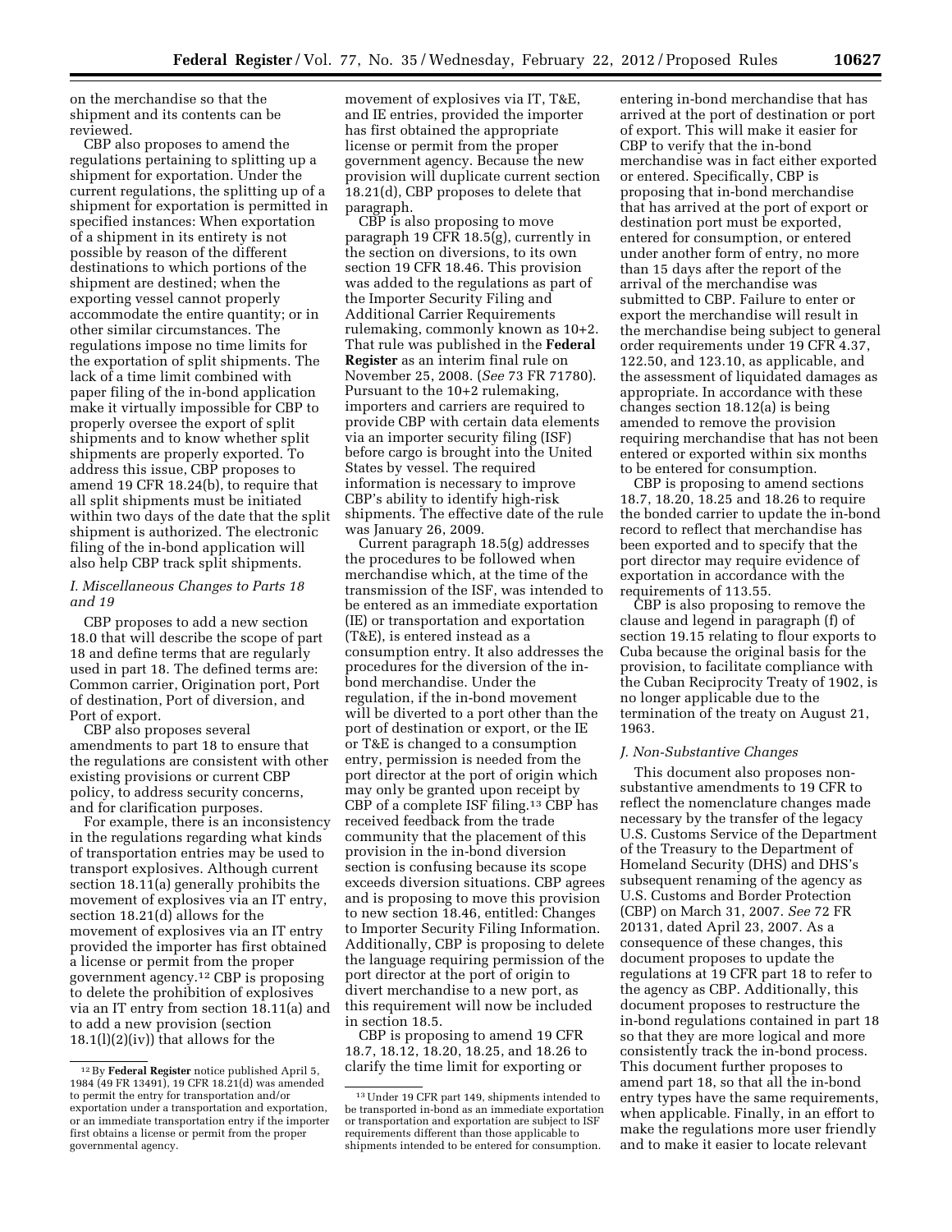on the merchandise so that the shipment and its contents can be reviewed.

CBP also proposes to amend the regulations pertaining to splitting up a shipment for exportation. Under the current regulations, the splitting up of a shipment for exportation is permitted in specified instances: When exportation of a shipment in its entirety is not possible by reason of the different destinations to which portions of the shipment are destined; when the exporting vessel cannot properly accommodate the entire quantity; or in other similar circumstances. The regulations impose no time limits for the exportation of split shipments. The lack of a time limit combined with paper filing of the in-bond application make it virtually impossible for CBP to properly oversee the export of split shipments and to know whether split shipments are properly exported. To address this issue, CBP proposes to amend 19 CFR 18.24(b), to require that all split shipments must be initiated within two days of the date that the split shipment is authorized. The electronic filing of the in-bond application will also help CBP track split shipments.

### *I. Miscellaneous Changes to Parts 18 and 19*

CBP proposes to add a new section 18.0 that will describe the scope of part 18 and define terms that are regularly used in part 18. The defined terms are: Common carrier, Origination port, Port of destination, Port of diversion, and Port of export.

CBP also proposes several amendments to part 18 to ensure that the regulations are consistent with other existing provisions or current CBP policy, to address security concerns, and for clarification purposes.

For example, there is an inconsistency in the regulations regarding what kinds of transportation entries may be used to transport explosives. Although current section 18.11(a) generally prohibits the movement of explosives via an IT entry, section 18.21(d) allows for the movement of explosives via an IT entry provided the importer has first obtained a license or permit from the proper government agency.[12] CBP is proposing to delete the prohibition of explosives via an IT entry from section 18.11(a) and to add a new provision (section 18.1(l)(2)(iv)) that allows for the movement of explosives via IT, T&E, and IE entries, provided the importer has first obtained the appropriate license or permit from the proper government agency. Because the new provision will duplicate current section 18.21(d), CBP proposes to delete that paragraph.

CBP is also proposing to move paragraph 19 CFR 18.5(g), currently in the section on diversions, to its own section 19 CFR 18.46. This provision was added to the regulations as part of the Importer Security Filing and Additional Carrier Requirements rulemaking, commonly known as 10+2. That rule was published in the **Federal Register** as an interim final rule on November 25, 2008. (*See* 73 FR 71780). Pursuant to the 10+2 rulemaking, importers and carriers are required to provide CBP with certain data elements via an importer security filing (ISF) before cargo is brought into the United States by vessel. The required information is necessary to improve CBP's ability to identify high-risk shipments. The effective date of the rule was January 26, 2009.

Current paragraph 18.5(g) addresses the procedures to be followed when merchandise which, at the time of the transmission of the ISF, was intended to be entered as an immediate exportation (IE) or transportation and exportation (T&E), is entered instead as a consumption entry. It also addresses the procedures for the diversion of the in-bond merchandise. Under the regulation, if the in-bond movement will be diverted to a port other than the port of destination or export, or the IE or T&E is changed to a consumption entry, permission is needed from the port director at the port of origin which may only be granted upon receipt by CBP of a complete ISF filing.[13] CBP has received feedback from the trade community that the placement of this provision in the in-bond diversion section is confusing because its scope exceeds diversion situations. CBP agrees and is proposing to move this provision to new section 18.46, entitled: Changes to Importer Security Filing Information. Additionally, CBP is proposing to delete the language requiring permission of the port director at the port of origin to divert merchandise to a new port, as this requirement will now be included in section 18.5.

CBP is proposing to amend 19 CFR 18.7, 18.12, 18.20, 18.25, and 18.26 to clarify the time limit for exporting or entering in-bond merchandise that has arrived at the port of destination or port of export. This will make it easier for CBP to verify that the in-bond merchandise was in fact either exported or entered. Specifically, CBP is proposing that in-bond merchandise that has arrived at the port of export or destination port must be exported, entered for consumption, or entered under another form of entry, no more than 15 days after the report of the arrival of the merchandise was submitted to CBP. Failure to enter or export the merchandise will result in the merchandise being subject to general order requirements under 19 CFR 4.37, 122.50, and 123.10, as applicable, and the assessment of liquidated damages as appropriate. In accordance with these changes section 18.12(a) is being amended to remove the provision requiring merchandise that has not been entered or exported within six months to be entered for consumption.

CBP is proposing to amend sections 18.7, 18.20, 18.25 and 18.26 to require the bonded carrier to update the in-bond record to reflect that merchandise has been exported and to specify that the port director may require evidence of exportation in accordance with the requirements of 113.55.

CBP is also proposing to remove the clause and legend in paragraph (f) of section 19.15 relating to flour exports to Cuba because the original basis for the provision, to facilitate compliance with the Cuban Reciprocity Treaty of 1902, is no longer applicable due to the termination of the treaty on August 21, 1963.

### *J. Non-Substantive Changes*

This document also proposes non-substantive amendments to 19 CFR to reflect the nomenclature changes made necessary by the transfer of the legacy U.S. Customs Service of the Department of the Treasury to the Department of Homeland Security (DHS) and DHS's subsequent renaming of the agency as U.S. Customs and Border Protection (CBP) on March 31, 2007. *See* 72 FR 20131, dated April 23, 2007. As a consequence of these changes, this document proposes to update the regulations at 19 CFR part 18 to refer to the agency as CBP. Additionally, this document proposes to restructure the in-bond regulations contained in part 18 so that they are more logical and more consistently track the in-bond process. This document further proposes to amend part 18, so that all the in-bond entry types have the same requirements, when applicable. Finally, in an effort to make the regulations more user friendly and to make it easier to locate relevant

---

[12] By **Federal Register** notice published April 5, 1984 (49 FR 13491), 19 CFR 18.21(d) was amended to permit the entry for transportation and/or exportation under a transportation and exportation, or an immediate transportation entry if the importer first obtains a license or permit from the proper governmental agency.

[13] Under 19 CFR part 149, shipments intended to be transported in-bond as an immediate exportation or transportation and exportation are subject to ISF requirements different than those applicable to shipments intended to be entered for consumption.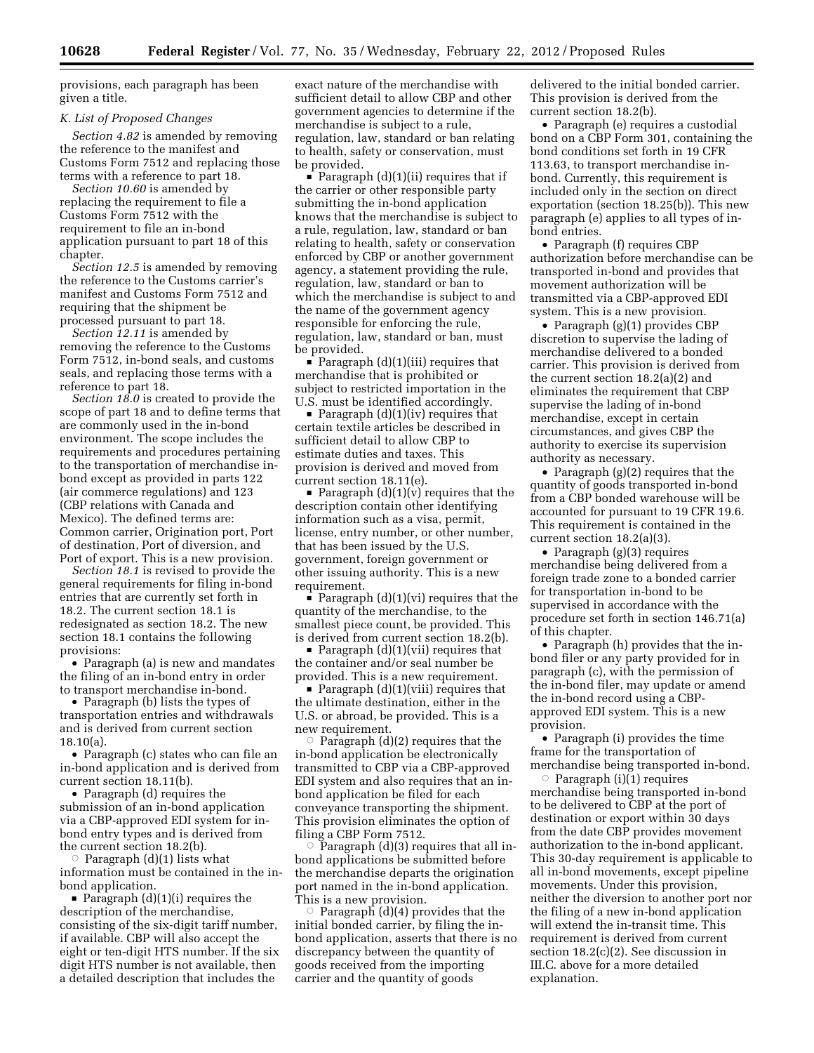provisions, each paragraph has been given a title.

*K. List of Proposed Changes*

*Section 4.82* is amended by removing the reference to the manifest and Customs Form 7512 and replacing those terms with a reference to part 18.

*Section 10.60* is amended by replacing the requirement to file a Customs Form 7512 with the requirement to file an in-bond application pursuant to part 18 of this chapter.

*Section 12.5* is amended by removing the reference to the Customs carrier's manifest and Customs Form 7512 and requiring that the shipment be processed pursuant to part 18.

*Section 12.11* is amended by removing the reference to the Customs Form 7512, in-bond seals, and customs seals, and replacing those terms with a reference to part 18.

*Section 18.0* is created to provide the scope of part 18 and to define terms that are commonly used in the in-bond environment. The scope includes the requirements and procedures pertaining to the transportation of merchandise in-bond except as provided in parts 122 (air commerce regulations) and 123 (CBP relations with Canada and Mexico). The defined terms are: Common carrier, Origination port, Port of destination, Port of diversion, and Port of export. This is a new provision.

*Section 18.1* is revised to provide the general requirements for filing in-bond entries that are currently set forth in 18.2. The current section 18.1 is redesignated as section 18.2. The new section 18.1 contains the following provisions:

- Paragraph (a) is new and mandates the filing of an in-bond entry in order to transport merchandise in-bond.
- Paragraph (b) lists the types of transportation entries and withdrawals and is derived from current section 18.10(a).
- Paragraph (c) states who can file an in-bond application and is derived from current section 18.11(b).
- Paragraph (d) requires the submission of an in-bond application via a CBP-approved EDI system for in-bond entry types and is derived from the current section 18.2(b).
  - Paragraph (d)(1) lists what information must be contained in the in-bond application.
    - Paragraph (d)(1)(i) requires the description of the merchandise, consisting of the six-digit tariff number, if available. CBP will also accept the eight or ten-digit HTS number. If the six digit HTS number is not available, then a detailed description that includes the exact nature of the merchandise with sufficient detail to allow CBP and other government agencies to determine if the merchandise is subject to a rule, regulation, law, standard or ban relating to health, safety or conservation, must be provided.
    - Paragraph (d)(1)(ii) requires that if the carrier or other responsible party submitting the in-bond application knows that the merchandise is subject to a rule, regulation, law, standard or ban relating to health, safety or conservation enforced by CBP or another government agency, a statement providing the rule, regulation, law, standard or ban to which the merchandise is subject to and the name of the government agency responsible for enforcing the rule, regulation, law, standard or ban, must be provided.
    - Paragraph (d)(1)(iii) requires that merchandise that is prohibited or subject to restricted importation in the U.S. must be identified accordingly.
    - Paragraph (d)(1)(iv) requires that certain textile articles be described in sufficient detail to allow CBP to estimate duties and taxes. This provision is derived and moved from current section 18.11(e).
    - Paragraph (d)(1)(v) requires that the description contain other identifying information such as a visa, permit, license, entry number, or other number, that has been issued by the U.S. government, foreign government or other issuing authority. This is a new requirement.
    - Paragraph (d)(1)(vi) requires that the quantity of the merchandise, to the smallest piece count, be provided. This is derived from current section 18.2(b).
    - Paragraph (d)(1)(vii) requires that the container and/or seal number be provided. This is a new requirement.
    - Paragraph (d)(1)(viii) requires that the ultimate destination, either in the U.S. or abroad, be provided. This is a new requirement.
  - Paragraph (d)(2) requires that the in-bond application be electronically transmitted to CBP via a CBP-approved EDI system and also requires that an in-bond application be filed for each conveyance transporting the shipment. This provision eliminates the option of filing a CBP Form 7512.
  - Paragraph (d)(3) requires that all in-bond applications be submitted before the merchandise departs the origination port named in the in-bond application. This is a new provision.
  - Paragraph (d)(4) provides that the initial bonded carrier, by filing the in-bond application, asserts that there is no discrepancy between the quantity of goods received from the importing carrier and the quantity of goods delivered to the initial bonded carrier. This provision is derived from the current section 18.2(b).
- Paragraph (e) requires a custodial bond on a CBP Form 301, containing the bond conditions set forth in 19 CFR 113.63, to transport merchandise in-bond. Currently, this requirement is included only in the section on direct exportation (section 18.25(b)). This new paragraph (e) applies to all types of in-bond entries.
- Paragraph (f) requires CBP authorization before merchandise can be transported in-bond and provides that movement authorization will be transmitted via a CBP-approved EDI system. This is a new provision.
- Paragraph (g)(1) provides CBP discretion to supervise the lading of merchandise delivered to a bonded carrier. This provision is derived from the current section 18.2(a)(2) and eliminates the requirement that CBP supervise the lading of in-bond merchandise, except in certain circumstances, and gives CBP the authority to exercise its supervision authority as necessary.
- Paragraph (g)(2) requires that the quantity of goods transported in-bond from a CBP bonded warehouse will be accounted for pursuant to 19 CFR 19.6. This requirement is contained in the current section 18.2(a)(3).
- Paragraph (g)(3) requires merchandise being delivered from a foreign trade zone to a bonded carrier for transportation in-bond to be supervised in accordance with the procedure set forth in section 146.71(a) of this chapter.
- Paragraph (h) provides that the in-bond filer or any party provided for in paragraph (c), with the permission of the in-bond filer, may update or amend the in-bond record using a CBP-approved EDI system. This is a new provision.
- Paragraph (i) provides the time frame for the transportation of merchandise being transported in-bond.
  - Paragraph (i)(1) requires merchandise being transported in-bond to be delivered to CBP at the port of destination or export within 30 days from the date CBP provides movement authorization to the in-bond applicant. This 30-day requirement is applicable to all in-bond movements, except pipeline movements. Under this provision, neither the diversion to another port nor the filing of a new in-bond application will extend the in-transit time. This requirement is derived from current section 18.2(c)(2). See discussion in III.C. above for a more detailed explanation.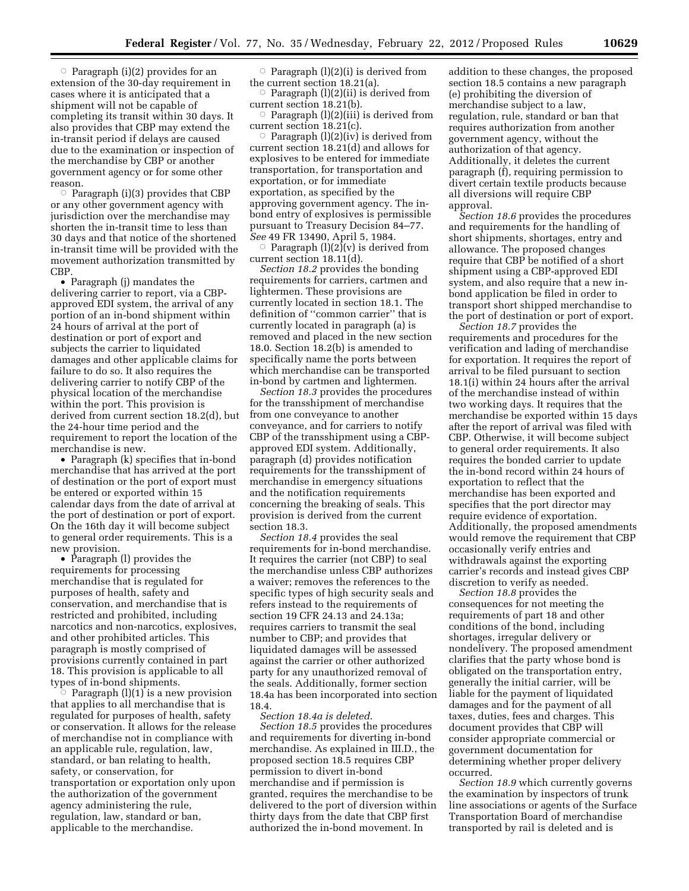◦ Paragraph (i)(2) provides for an extension of the 30-day requirement in cases where it is anticipated that a shipment will not be capable of completing its transit within 30 days. It also provides that CBP may extend the in-transit period if delays are caused due to the examination or inspection of the merchandise by CBP or another government agency or for some other reason.

◦ Paragraph (i)(3) provides that CBP or any other government agency with jurisdiction over the merchandise may shorten the in-transit time to less than 30 days and that notice of the shortened in-transit time will be provided with the movement authorization transmitted by CBP.

- Paragraph (j) mandates the delivering carrier to report, via a CBP-approved EDI system, the arrival of any portion of an in-bond shipment within 24 hours of arrival at the port of destination or port of export and subjects the carrier to liquidated damages and other applicable claims for failure to do so. It also requires the delivering carrier to notify CBP of the physical location of the merchandise within the port. This provision is derived from current section 18.2(d), but the 24-hour time period and the requirement to report the location of the merchandise is new.

- Paragraph (k) specifies that in-bond merchandise that has arrived at the port of destination or the port of export must be entered or exported within 15 calendar days from the date of arrival at the port of destination or port of export. On the 16th day it will become subject to general order requirements. This is a new provision.

- Paragraph (l) provides the requirements for processing merchandise that is regulated for purposes of health, safety and conservation, and merchandise that is restricted and prohibited, including narcotics and non-narcotics, explosives, and other prohibited articles. This paragraph is mostly comprised of provisions currently contained in part 18. This provision is applicable to all types of in-bond shipments.

◦ Paragraph (l)(1) is a new provision that applies to all merchandise that is regulated for purposes of health, safety or conservation. It allows for the release of merchandise not in compliance with an applicable rule, regulation, law, standard, or ban relating to health, safety, or conservation, for transportation or exportation only upon the authorization of the government agency administering the rule, regulation, law, standard or ban, applicable to the merchandise.

◦ Paragraph (l)(2)(i) is derived from the current section 18.21(a).

◦ Paragraph (l)(2)(ii) is derived from current section 18.21(b).

◦ Paragraph (l)(2)(iii) is derived from current section 18.21(c).

◦ Paragraph (l)(2)(iv) is derived from current section 18.21(d) and allows for explosives to be entered for immediate transportation, for transportation and exportation, or for immediate exportation, as specified by the approving government agency. The in-bond entry of explosives is permissible pursuant to Treasury Decision 84–77. *See* 49 FR 13490, April 5, 1984.

◦ Paragraph (l)(2)(v) is derived from current section 18.11(d).

*Section 18.2* provides the bonding requirements for carriers, cartmen and lightermen. These provisions are currently located in section 18.1. The definition of ''common carrier'' that is currently located in paragraph (a) is removed and placed in the new section 18.0. Section 18.2(b) is amended to specifically name the ports between which merchandise can be transported in-bond by cartmen and lightermen.

*Section 18.3* provides the procedures for the transshipment of merchandise from one conveyance to another conveyance, and for carriers to notify CBP of the transshipment using a CBP-approved EDI system. Additionally, paragraph (d) provides notification requirements for the transshipment of merchandise in emergency situations and the notification requirements concerning the breaking of seals. This provision is derived from the current section 18.3.

*Section 18.4* provides the seal requirements for in-bond merchandise. It requires the carrier (not CBP) to seal the merchandise unless CBP authorizes a waiver; removes the references to the specific types of high security seals and refers instead to the requirements of section 19 CFR 24.13 and 24.13a; requires carriers to transmit the seal number to CBP; and provides that liquidated damages will be assessed against the carrier or other authorized party for any unauthorized removal of the seals. Additionally, former section 18.4a has been incorporated into section 18.4.

*Section 18.4a is deleted.*

*Section 18.5* provides the procedures and requirements for diverting in-bond merchandise. As explained in III.D., the proposed section 18.5 requires CBP permission to divert in-bond merchandise and if permission is granted, requires the merchandise to be delivered to the port of diversion within thirty days from the date that CBP first authorized the in-bond movement. In addition to these changes, the proposed section 18.5 contains a new paragraph (e) prohibiting the diversion of merchandise subject to a law, regulation, rule, standard or ban that requires authorization from another government agency, without the authorization of that agency. Additionally, it deletes the current paragraph (f), requiring permission to divert certain textile products because all diversions will require CBP approval.

*Section 18.6* provides the procedures and requirements for the handling of short shipments, shortages, entry and allowance. The proposed changes require that CBP be notified of a short shipment using a CBP-approved EDI system, and also require that a new in-bond application be filed in order to transport short shipped merchandise to the port of destination or port of export.

*Section 18.7* provides the requirements and procedures for the verification and lading of merchandise for exportation. It requires the report of arrival to be filed pursuant to section 18.1(i) within 24 hours after the arrival of the merchandise instead of within two working days. It requires that the merchandise be exported within 15 days after the report of arrival was filed with CBP. Otherwise, it will become subject to general order requirements. It also requires the bonded carrier to update the in-bond record within 24 hours of exportation to reflect that the merchandise has been exported and specifies that the port director may require evidence of exportation. Additionally, the proposed amendments would remove the requirement that CBP occasionally verify entries and withdrawals against the exporting carrier's records and instead gives CBP discretion to verify as needed.

*Section 18.8* provides the consequences for not meeting the requirements of part 18 and other conditions of the bond, including shortages, irregular delivery or nondelivery. The proposed amendment clarifies that the party whose bond is obligated on the transportation entry, generally the initial carrier, will be liable for the payment of liquidated damages and for the payment of all taxes, duties, fees and charges. This document provides that CBP will consider appropriate commercial or government documentation for determining whether proper delivery occurred.

*Section 18.9* which currently governs the examination by inspectors of trunk line associations or agents of the Surface Transportation Board of merchandise transported by rail is deleted and is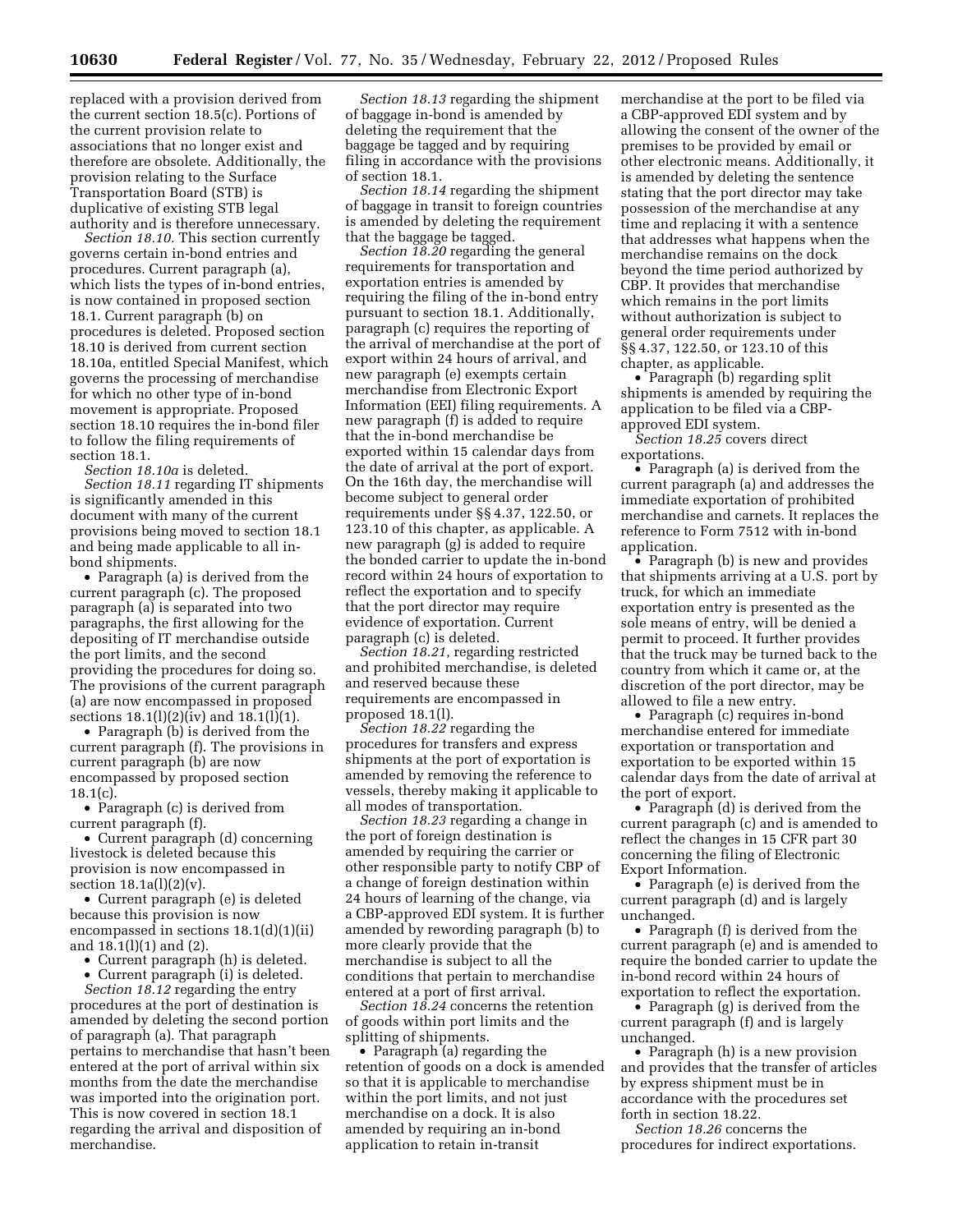replaced with a provision derived from the current section 18.5(c). Portions of the current provision relate to associations that no longer exist and therefore are obsolete. Additionally, the provision relating to the Surface Transportation Board (STB) is duplicative of existing STB legal authority and is therefore unnecessary.

*Section 18.10.* This section currently governs certain in-bond entries and procedures. Current paragraph (a), which lists the types of in-bond entries, is now contained in proposed section 18.1. Current paragraph (b) on procedures is deleted. Proposed section 18.10 is derived from current section 18.10a, entitled Special Manifest, which governs the processing of merchandise for which no other type of in-bond movement is appropriate. Proposed section 18.10 requires the in-bond filer to follow the filing requirements of section 18.1.

*Section 18.10a* is deleted.

*Section 18.11* regarding IT shipments is significantly amended in this document with many of the current provisions being moved to section 18.1 and being made applicable to all in-bond shipments.

- Paragraph (a) is derived from the current paragraph (c). The proposed paragraph (a) is separated into two paragraphs, the first allowing for the depositing of IT merchandise outside the port limits, and the second providing the procedures for doing so. The provisions of the current paragraph (a) are now encompassed in proposed sections 18.1(l)(2)(iv) and 18.1(l)(1).
- Paragraph (b) is derived from the current paragraph (f). The provisions in current paragraph (b) are now encompassed by proposed section 18.1(c).
- Paragraph (c) is derived from current paragraph (f).
- Current paragraph (d) concerning livestock is deleted because this provision is now encompassed in section 18.1a(l)(2)(v).
- Current paragraph (e) is deleted because this provision is now encompassed in sections 18.1(d)(1)(ii) and 18.1(l)(1) and (2).
- Current paragraph (h) is deleted.
- Current paragraph (i) is deleted.

*Section 18.12* regarding the entry procedures at the port of destination is amended by deleting the second portion of paragraph (a). That paragraph pertains to merchandise that hasn't been entered at the port of arrival within six months from the date the merchandise was imported into the origination port. This is now covered in section 18.1 regarding the arrival and disposition of merchandise.

*Section 18.13* regarding the shipment of baggage in-bond is amended by deleting the requirement that the baggage be tagged and by requiring filing in accordance with the provisions of section 18.1.

*Section 18.14* regarding the shipment of baggage in transit to foreign countries is amended by deleting the requirement that the baggage be tagged.

*Section 18.20* regarding the general requirements for transportation and exportation entries is amended by requiring the filing of the in-bond entry pursuant to section 18.1. Additionally, paragraph (c) requires the reporting of the arrival of merchandise at the port of export within 24 hours of arrival, and new paragraph (e) exempts certain merchandise from Electronic Export Information (EEI) filing requirements. A new paragraph (f) is added to require that the in-bond merchandise be exported within 15 calendar days from the date of arrival at the port of export. On the 16th day, the merchandise will become subject to general order requirements under §§ 4.37, 122.50, or 123.10 of this chapter, as applicable. A new paragraph (g) is added to require the bonded carrier to update the in-bond record within 24 hours of exportation to reflect the exportation and to specify that the port director may require evidence of exportation. Current paragraph (c) is deleted.

*Section 18.21,* regarding restricted and prohibited merchandise, is deleted and reserved because these requirements are encompassed in proposed 18.1(l).

*Section 18.22* regarding the procedures for transfers and express shipments at the port of exportation is amended by removing the reference to vessels, thereby making it applicable to all modes of transportation.

*Section 18.23* regarding a change in the port of foreign destination is amended by requiring the carrier or other responsible party to notify CBP of a change of foreign destination within 24 hours of learning of the change, via a CBP-approved EDI system. It is further amended by rewording paragraph (b) to more clearly provide that the merchandise is subject to all the conditions that pertain to merchandise entered at a port of first arrival.

*Section 18.24* concerns the retention of goods within port limits and the splitting of shipments.

- Paragraph (a) regarding the retention of goods on a dock is amended so that it is applicable to merchandise within the port limits, and not just merchandise on a dock. It is also amended by requiring an in-bond application to retain in-transit merchandise at the port to be filed via a CBP-approved EDI system and by allowing the consent of the owner of the premises to be provided by email or other electronic means. Additionally, it is amended by deleting the sentence stating that the port director may take possession of the merchandise at any time and replacing it with a sentence that addresses what happens when the merchandise remains on the dock beyond the time period authorized by CBP. It provides that merchandise which remains in the port limits without authorization is subject to general order requirements under §§ 4.37, 122.50, or 123.10 of this chapter, as applicable.
- Paragraph (b) regarding split shipments is amended by requiring the application to be filed via a CBP-approved EDI system.

*Section 18.25* covers direct exportations.

- Paragraph (a) is derived from the current paragraph (a) and addresses the immediate exportation of prohibited merchandise and carnets. It replaces the reference to Form 7512 with in-bond application.
- Paragraph (b) is new and provides that shipments arriving at a U.S. port by truck, for which an immediate exportation entry is presented as the sole means of entry, will be denied a permit to proceed. It further provides that the truck may be turned back to the country from which it came or, at the discretion of the port director, may be allowed to file a new entry.
- Paragraph (c) requires in-bond merchandise entered for immediate exportation or transportation and exportation to be exported within 15 calendar days from the date of arrival at the port of export.
- Paragraph (d) is derived from the current paragraph (c) and is amended to reflect the changes in 15 CFR part 30 concerning the filing of Electronic Export Information.
- Paragraph (e) is derived from the current paragraph (d) and is largely unchanged.
- Paragraph (f) is derived from the current paragraph (e) and is amended to require the bonded carrier to update the in-bond record within 24 hours of exportation to reflect the exportation.
- Paragraph (g) is derived from the current paragraph (f) and is largely unchanged.
- Paragraph (h) is a new provision and provides that the transfer of articles by express shipment must be in accordance with the procedures set forth in section 18.22.

*Section 18.26* concerns the procedures for indirect exportations.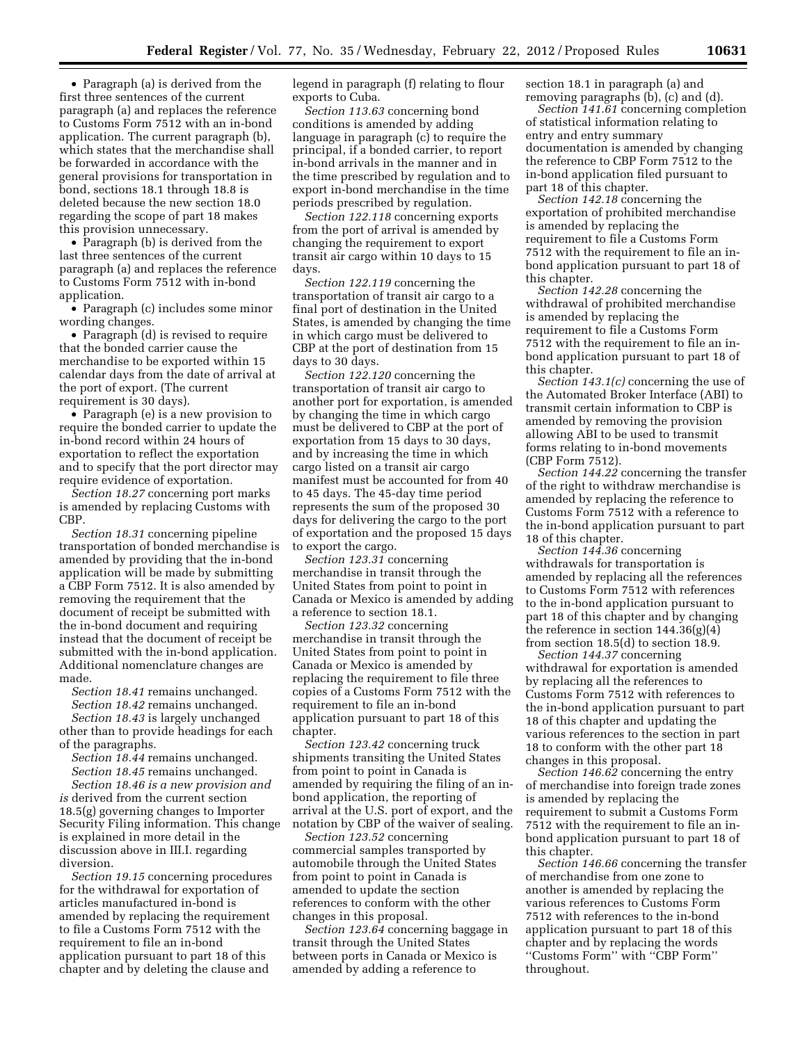- Paragraph (a) is derived from the first three sentences of the current paragraph (a) and replaces the reference to Customs Form 7512 with an in-bond application. The current paragraph (b), which states that the merchandise shall be forwarded in accordance with the general provisions for transportation in bond, sections 18.1 through 18.8 is deleted because the new section 18.0 regarding the scope of part 18 makes this provision unnecessary.
- Paragraph (b) is derived from the last three sentences of the current paragraph (a) and replaces the reference to Customs Form 7512 with in-bond application.
- Paragraph (c) includes some minor wording changes.
- Paragraph (d) is revised to require that the bonded carrier cause the merchandise to be exported within 15 calendar days from the date of arrival at the port of export. (The current requirement is 30 days).
- Paragraph (e) is a new provision to require the bonded carrier to update the in-bond record within 24 hours of exportation to reflect the exportation and to specify that the port director may require evidence of exportation.

*Section 18.27* concerning port marks is amended by replacing Customs with CBP.

*Section 18.31* concerning pipeline transportation of bonded merchandise is amended by providing that the in-bond application will be made by submitting a CBP Form 7512. It is also amended by removing the requirement that the document of receipt be submitted with the in-bond document and requiring instead that the document of receipt be submitted with the in-bond application. Additional nomenclature changes are made.

*Section 18.41* remains unchanged.

*Section 18.42* remains unchanged.

*Section 18.43* is largely unchanged other than to provide headings for each of the paragraphs.

*Section 18.44* remains unchanged.

*Section 18.45* remains unchanged.

*Section 18.46 is a new provision and is* derived from the current section 18.5(g) governing changes to Importer Security Filing information. This change is explained in more detail in the discussion above in III.I. regarding diversion.

*Section 19.15* concerning procedures for the withdrawal for exportation of articles manufactured in-bond is amended by replacing the requirement to file a Customs Form 7512 with the requirement to file an in-bond application pursuant to part 18 of this chapter and by deleting the clause and legend in paragraph (f) relating to flour exports to Cuba.

*Section 113.63* concerning bond conditions is amended by adding language in paragraph (c) to require the principal, if a bonded carrier, to report in-bond arrivals in the manner and in the time prescribed by regulation and to export in-bond merchandise in the time periods prescribed by regulation.

*Section 122.118* concerning exports from the port of arrival is amended by changing the requirement to export transit air cargo within 10 days to 15 days.

*Section 122.119* concerning the transportation of transit air cargo to a final port of destination in the United States, is amended by changing the time in which cargo must be delivered to CBP at the port of destination from 15 days to 30 days.

*Section 122.120* concerning the transportation of transit air cargo to another port for exportation, is amended by changing the time in which cargo must be delivered to CBP at the port of exportation from 15 days to 30 days, and by increasing the time in which cargo listed on a transit air cargo manifest must be accounted for from 40 to 45 days. The 45-day time period represents the sum of the proposed 30 days for delivering the cargo to the port of exportation and the proposed 15 days to export the cargo.

*Section 123.31* concerning merchandise in transit through the United States from point to point in Canada or Mexico is amended by adding a reference to section 18.1.

*Section 123.32* concerning merchandise in transit through the United States from point to point in Canada or Mexico is amended by replacing the requirement to file three copies of a Customs Form 7512 with the requirement to file an in-bond application pursuant to part 18 of this chapter.

*Section 123.42* concerning truck shipments transiting the United States from point to point in Canada is amended by requiring the filing of an in-bond application, the reporting of arrival at the U.S. port of export, and the notation by CBP of the waiver of sealing.

*Section 123.52* concerning commercial samples transported by automobile through the United States from point to point in Canada is amended to update the section references to conform with the other changes in this proposal.

*Section 123.64* concerning baggage in transit through the United States between ports in Canada or Mexico is amended by adding a reference to section 18.1 in paragraph (a) and removing paragraphs (b), (c) and (d).

*Section 141.61* concerning completion of statistical information relating to entry and entry summary documentation is amended by changing the reference to CBP Form 7512 to the in-bond application filed pursuant to part 18 of this chapter.

*Section 142.18* concerning the exportation of prohibited merchandise is amended by replacing the requirement to file a Customs Form 7512 with the requirement to file an in-bond application pursuant to part 18 of this chapter.

*Section 142.28* concerning the withdrawal of prohibited merchandise is amended by replacing the requirement to file a Customs Form 7512 with the requirement to file an in-bond application pursuant to part 18 of this chapter.

*Section 143.1(c)* concerning the use of the Automated Broker Interface (ABI) to transmit certain information to CBP is amended by removing the provision allowing ABI to be used to transmit forms relating to in-bond movements (CBP Form 7512).

*Section 144.22* concerning the transfer of the right to withdraw merchandise is amended by replacing the reference to Customs Form 7512 with a reference to the in-bond application pursuant to part 18 of this chapter.

*Section 144.36* concerning withdrawals for transportation is amended by replacing all the references to Customs Form 7512 with references to the in-bond application pursuant to part 18 of this chapter and by changing the reference in section 144.36(g)(4) from section 18.5(d) to section 18.9.

*Section 144.37* concerning withdrawal for exportation is amended by replacing all the references to Customs Form 7512 with references to the in-bond application pursuant to part 18 of this chapter and updating the various references to the section in part 18 to conform with the other part 18 changes in this proposal.

*Section 146.62* concerning the entry of merchandise into foreign trade zones is amended by replacing the requirement to submit a Customs Form 7512 with the requirement to file an in-bond application pursuant to part 18 of this chapter.

*Section 146.66* concerning the transfer of merchandise from one zone to another is amended by replacing the various references to Customs Form 7512 with references to the in-bond application pursuant to part 18 of this chapter and by replacing the words "Customs Form" with "CBP Form" throughout.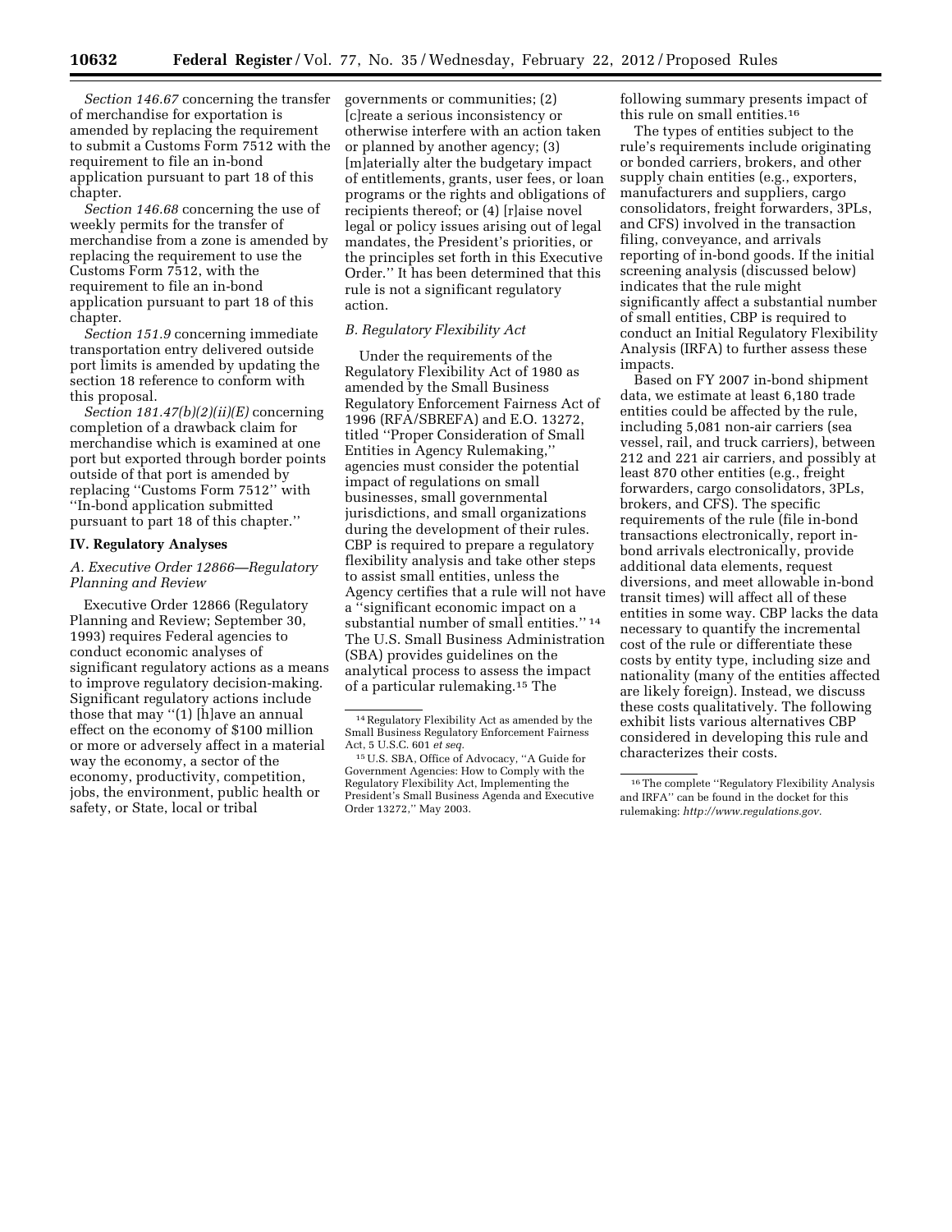*Section 146.67* concerning the transfer of merchandise for exportation is amended by replacing the requirement to submit a Customs Form 7512 with the requirement to file an in-bond application pursuant to part 18 of this chapter.

*Section 146.68* concerning the use of weekly permits for the transfer of merchandise from a zone is amended by replacing the requirement to use the Customs Form 7512, with the requirement to file an in-bond application pursuant to part 18 of this chapter.

*Section 151.9* concerning immediate transportation entry delivered outside port limits is amended by updating the section 18 reference to conform with this proposal.

*Section 181.47(b)(2)(ii)(E)* concerning completion of a drawback claim for merchandise which is examined at one port but exported through border points outside of that port is amended by replacing "Customs Form 7512" with "In-bond application submitted pursuant to part 18 of this chapter."

## IV. Regulatory Analyses

### *A. Executive Order 12866—Regulatory Planning and Review*

Executive Order 12866 (Regulatory Planning and Review; September 30, 1993) requires Federal agencies to conduct economic analyses of significant regulatory actions as a means to improve regulatory decision-making. Significant regulatory actions include those that may "(1) [h]ave an annual effect on the economy of $100 million or more or adversely affect in a material way the economy, a sector of the economy, productivity, competition, jobs, the environment, public health or safety, or State, local or tribal governments or communities; (2) [c]reate a serious inconsistency or otherwise interfere with an action taken or planned by another agency; (3) [m]aterially alter the budgetary impact of entitlements, grants, user fees, or loan programs or the rights and obligations of recipients thereof; or (4) [r]aise novel legal or policy issues arising out of legal mandates, the President's priorities, or the principles set forth in this Executive Order." It has been determined that this rule is not a significant regulatory action.

### *B. Regulatory Flexibility Act*

Under the requirements of the Regulatory Flexibility Act of 1980 as amended by the Small Business Regulatory Enforcement Fairness Act of 1996 (RFA/SBREFA) and E.O. 13272, titled "Proper Consideration of Small Entities in Agency Rulemaking," agencies must consider the potential impact of regulations on small businesses, small governmental jurisdictions, and small organizations during the development of their rules. CBP is required to prepare a regulatory flexibility analysis and take other steps to assist small entities, unless the Agency certifies that a rule will not have a "significant economic impact on a substantial number of small entities." [14] The U.S. Small Business Administration (SBA) provides guidelines on the analytical process to assess the impact of a particular rulemaking.[15] The following summary presents impact of this rule on small entities.[16]

The types of entities subject to the rule's requirements include originating or bonded carriers, brokers, and other supply chain entities (e.g., exporters, manufacturers and suppliers, cargo consolidators, freight forwarders, 3PLs, and CFS) involved in the transaction filing, conveyance, and arrivals reporting of in-bond goods. If the initial screening analysis (discussed below) indicates that the rule might significantly affect a substantial number of small entities, CBP is required to conduct an Initial Regulatory Flexibility Analysis (IRFA) to further assess these impacts.

Based on FY 2007 in-bond shipment data, we estimate at least 6,180 trade entities could be affected by the rule, including 5,081 non-air carriers (sea vessel, rail, and truck carriers), between 212 and 221 air carriers, and possibly at least 870 other entities (e.g., freight forwarders, cargo consolidators, 3PLs, brokers, and CFS). The specific requirements of the rule (file in-bond transactions electronically, report in-bond arrivals electronically, provide additional data elements, request diversions, and meet allowable in-bond transit times) will affect all of these entities in some way. CBP lacks the data necessary to quantify the incremental cost of the rule or differentiate these costs by entity type, including size and nationality (many of the entities affected are likely foreign). Instead, we discuss these costs qualitatively. The following exhibit lists various alternatives CBP considered in developing this rule and characterizes their costs.

---

[14] Regulatory Flexibility Act as amended by the Small Business Regulatory Enforcement Fairness Act, 5 U.S.C. 601 *et seq.*

[15] U.S. SBA, Office of Advocacy, "A Guide for Government Agencies: How to Comply with the Regulatory Flexibility Act, Implementing the President's Small Business Agenda and Executive Order 13272," May 2003.

[16] The complete "Regulatory Flexibility Analysis and IRFA" can be found in the docket for this rulemaking: *http://www.regulations.gov.*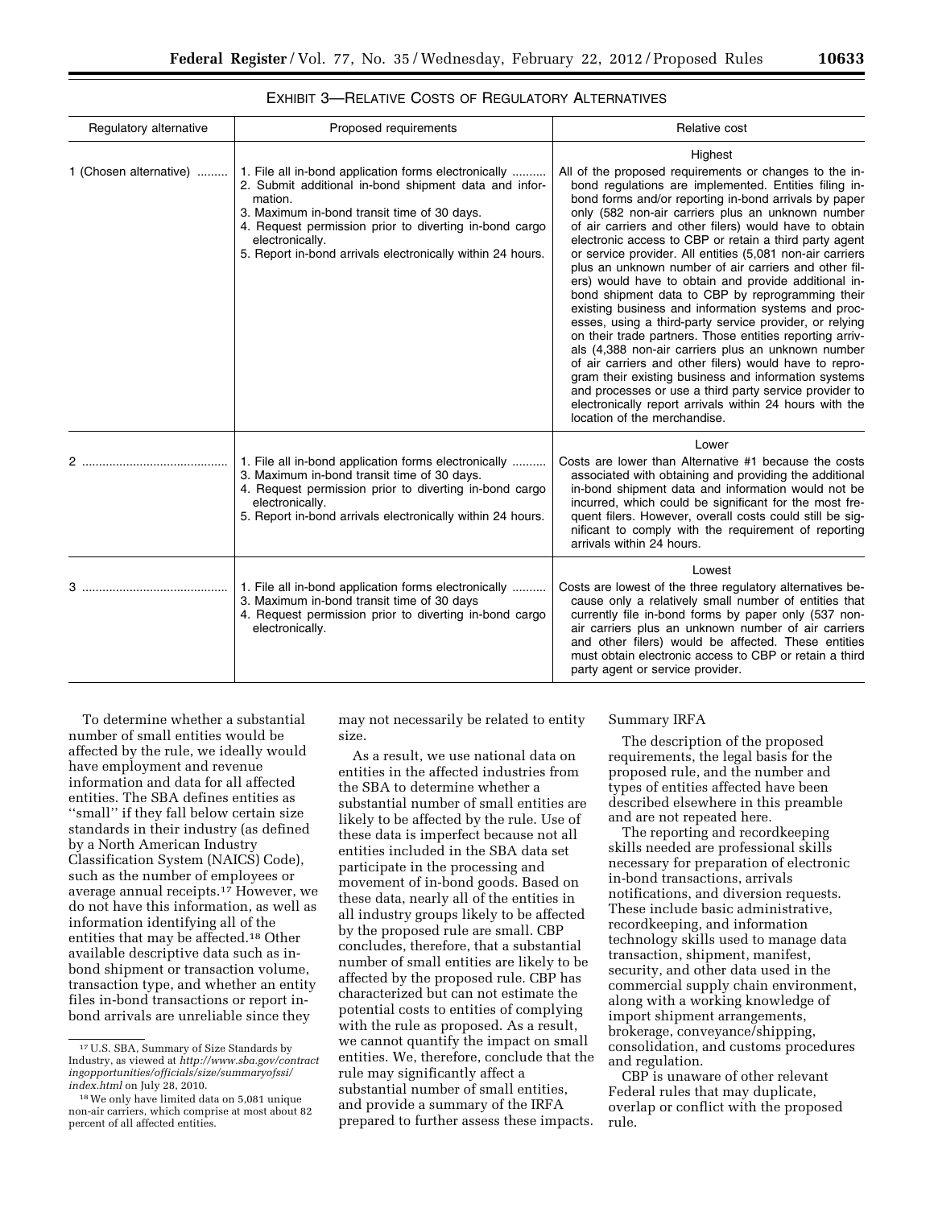EXHIBIT 3—RELATIVE COSTS OF REGULATORY ALTERNATIVES

| Regulatory alternative | Proposed requirements | Relative cost |
| --- | --- | --- |
| 1 (Chosen alternative) | 1. File all in-bond application forms electronically<br>2. Submit additional in-bond shipment data and information.<br>3. Maximum in-bond transit time of 30 days.<br>4. Request permission prior to diverting in-bond cargo electronically.<br>5. Report in-bond arrivals electronically within 24 hours. | Highest<br>All of the proposed requirements or changes to the in-bond regulations are implemented. Entities filing in-bond forms and/or reporting in-bond arrivals by paper only (582 non-air carriers plus an unknown number of air carriers and other filers) would have to obtain electronic access to CBP or retain a third party agent or service provider. All entities (5,081 non-air carriers plus an unknown number of air carriers and other filers) would have to obtain and provide additional in-bond shipment data to CBP by reprogramming their existing business and information systems and processes, using a third-party service provider, or relying on their trade partners. Those entities reporting arrivals (4,388 non-air carriers plus an unknown number of air carriers and other filers) would have to reprogram their existing business and information systems and processes or use a third party service provider to electronically report arrivals within 24 hours with the location of the merchandise. |
| 2 | 1. File all in-bond application forms electronically<br>3. Maximum in-bond transit time of 30 days.<br>4. Request permission prior to diverting in-bond cargo electronically.<br>5. Report in-bond arrivals electronically within 24 hours. | Lower<br>Costs are lower than Alternative #1 because the costs associated with obtaining and providing the additional in-bond shipment data and information would not be incurred, which could be significant for the most frequent filers. However, overall costs could still be significant to comply with the requirement of reporting arrivals within 24 hours. |
| 3 | 1. File all in-bond application forms electronically<br>3. Maximum in-bond transit time of 30 days<br>4. Request permission prior to diverting in-bond cargo electronically. | Lowest<br>Costs are lowest of the three regulatory alternatives because only a relatively small number of entities that currently file in-bond forms by paper only (537 non-air carriers plus an unknown number of air carriers and other filers) would be affected. These entities must obtain electronic access to CBP or retain a third party agent or service provider. |

To determine whether a substantial number of small entities would be affected by the rule, we ideally would have employment and revenue information and data for all affected entities. The SBA defines entities as "small" if they fall below certain size standards in their industry (as defined by a North American Industry Classification System (NAICS) Code), such as the number of employees or average annual receipts.[17] However, we do not have this information, as well as information identifying all of the entities that may be affected.[18] Other available descriptive data such as in-bond shipment or transaction volume, transaction type, and whether an entity files in-bond transactions or report in-bond arrivals are unreliable since they may not necessarily be related to entity size.

As a result, we use national data on entities in the affected industries from the SBA to determine whether a substantial number of small entities are likely to be affected by the rule. Use of these data is imperfect because not all entities included in the SBA data set participate in the processing and movement of in-bond goods. Based on these data, nearly all of the entities in all industry groups likely to be affected by the proposed rule are small. CBP concludes, therefore, that a substantial number of small entities are likely to be affected by the proposed rule. CBP has characterized but can not estimate the potential costs to entities of complying with the rule as proposed. As a result, we cannot quantify the impact on small entities. We, therefore, conclude that the rule may significantly affect a substantial number of small entities, and provide a summary of the IRFA prepared to further assess these impacts.

Summary IRFA

The description of the proposed requirements, the legal basis for the proposed rule, and the number and types of entities affected have been described elsewhere in this preamble and are not repeated here.

The reporting and recordkeeping skills needed are professional skills necessary for preparation of electronic in-bond transactions, arrivals notifications, and diversion requests. These include basic administrative, recordkeeping, and information technology skills used to manage data transaction, shipment, manifest, security, and other data used in the commercial supply chain environment, along with a working knowledge of import shipment arrangements, brokerage, conveyance/shipping, consolidation, and customs procedures and regulation.

CBP is unaware of other relevant Federal rules that may duplicate, overlap or conflict with the proposed rule.

[17] U.S. SBA, Summary of Size Standards by Industry, as viewed at *http://www.sba.gov/contractingopportunities/officials/size/summaryofssi/index.html* on July 28, 2010.

[18] We only have limited data on 5,081 unique non-air carriers, which comprise at most about 82 percent of all affected entities.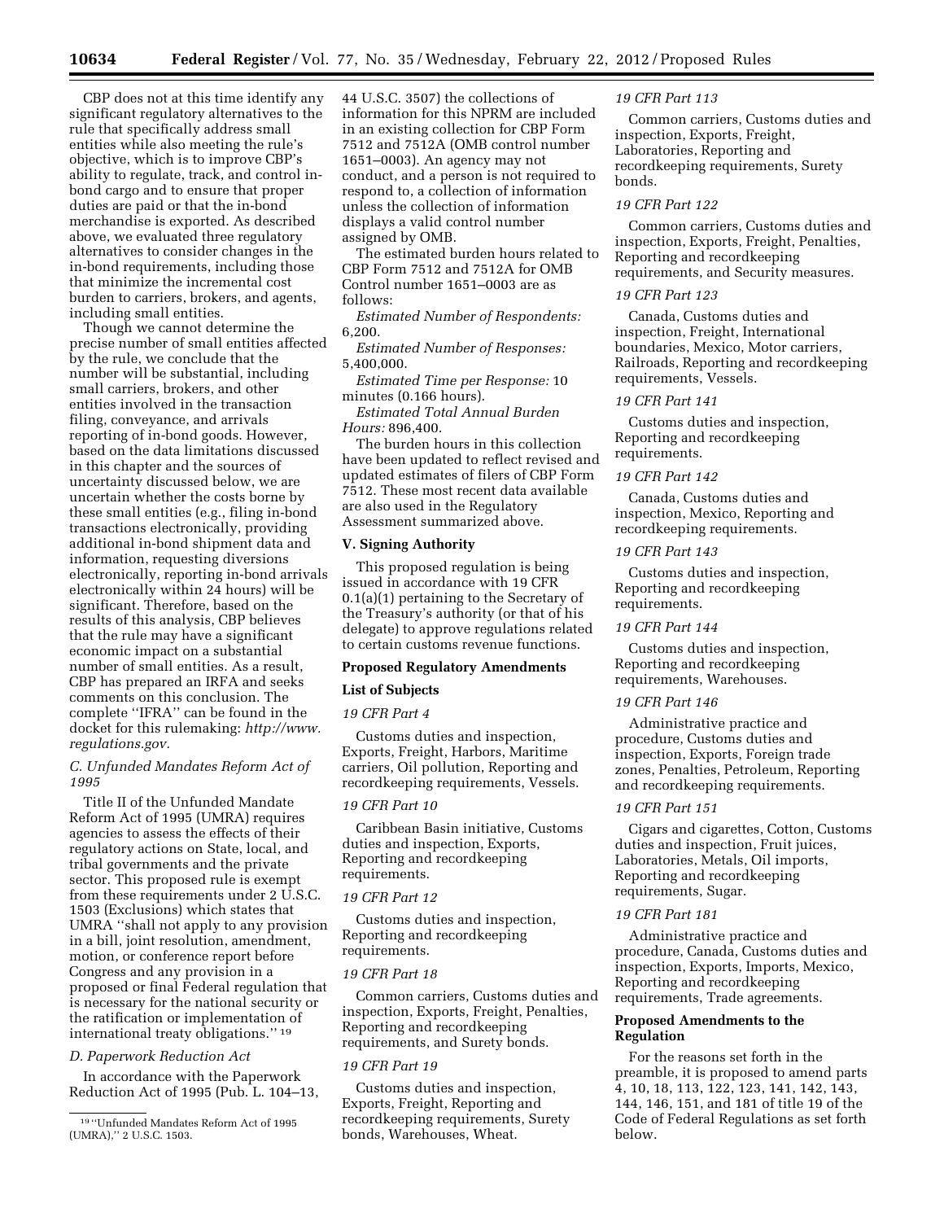CBP does not at this time identify any significant regulatory alternatives to the rule that specifically address small entities while also meeting the rule's objective, which is to improve CBP's ability to regulate, track, and control in-bond cargo and to ensure that proper duties are paid or that the in-bond merchandise is exported. As described above, we evaluated three regulatory alternatives to consider changes in the in-bond requirements, including those that minimize the incremental cost burden to carriers, brokers, and agents, including small entities.

Though we cannot determine the precise number of small entities affected by the rule, we conclude that the number will be substantial, including small carriers, brokers, and other entities involved in the transaction filing, conveyance, and arrivals reporting of in-bond goods. However, based on the data limitations discussed in this chapter and the sources of uncertainty discussed below, we are uncertain whether the costs borne by these small entities (e.g., filing in-bond transactions electronically, providing additional in-bond shipment data and information, requesting diversions electronically, reporting in-bond arrivals electronically within 24 hours) will be significant. Therefore, based on the results of this analysis, CBP believes that the rule may have a significant economic impact on a substantial number of small entities. As a result, CBP has prepared an IRFA and seeks comments on this conclusion. The complete "IFRA" can be found in the docket for this rulemaking: *http://www.regulations.gov.*

### *C. Unfunded Mandates Reform Act of 1995*

Title II of the Unfunded Mandate Reform Act of 1995 (UMRA) requires agencies to assess the effects of their regulatory actions on State, local, and tribal governments and the private sector. This proposed rule is exempt from these requirements under 2 U.S.C. 1503 (Exclusions) which states that UMRA "shall not apply to any provision in a bill, joint resolution, amendment, motion, or conference report before Congress and any provision in a proposed or final Federal regulation that is necessary for the national security or the ratification or implementation of international treaty obligations." [19]

### *D. Paperwork Reduction Act*

In accordance with the Paperwork Reduction Act of 1995 (Pub. L. 104–13, 44 U.S.C. 3507) the collections of information for this NPRM are included in an existing collection for CBP Form 7512 and 7512A (OMB control number 1651–0003). An agency may not conduct, and a person is not required to respond to, a collection of information unless the collection of information displays a valid control number assigned by OMB.

The estimated burden hours related to CBP Form 7512 and 7512A for OMB Control number 1651–0003 are as follows:

*Estimated Number of Respondents:* 6,200.

*Estimated Number of Responses:* 5,400,000.

*Estimated Time per Response:* 10 minutes (0.166 hours).

*Estimated Total Annual Burden Hours:* 896,400.

The burden hours in this collection have been updated to reflect revised and updated estimates of filers of CBP Form 7512. These most recent data available are also used in the Regulatory Assessment summarized above.

## V. Signing Authority

This proposed regulation is being issued in accordance with 19 CFR 0.1(a)(1) pertaining to the Secretary of the Treasury's authority (or that of his delegate) to approve regulations related to certain customs revenue functions.

## Proposed Regulatory Amendments

### List of Subjects

*19 CFR Part 4*

Customs duties and inspection, Exports, Freight, Harbors, Maritime carriers, Oil pollution, Reporting and recordkeeping requirements, Vessels.

*19 CFR Part 10*

Caribbean Basin initiative, Customs duties and inspection, Exports, Reporting and recordkeeping requirements.

*19 CFR Part 12*

Customs duties and inspection, Reporting and recordkeeping requirements.

*19 CFR Part 18*

Common carriers, Customs duties and inspection, Exports, Freight, Penalties, Reporting and recordkeeping requirements, and Surety bonds.

*19 CFR Part 19*

Customs duties and inspection, Exports, Freight, Reporting and recordkeeping requirements, Surety bonds, Warehouses, Wheat.

*19 CFR Part 113*

Common carriers, Customs duties and inspection, Exports, Freight, Laboratories, Reporting and recordkeeping requirements, Surety bonds.

*19 CFR Part 122*

Common carriers, Customs duties and inspection, Exports, Freight, Penalties, Reporting and recordkeeping requirements, and Security measures.

*19 CFR Part 123*

Canada, Customs duties and inspection, Freight, International boundaries, Mexico, Motor carriers, Railroads, Reporting and recordkeeping requirements, Vessels.

*19 CFR Part 141*

Customs duties and inspection, Reporting and recordkeeping requirements.

*19 CFR Part 142*

Canada, Customs duties and inspection, Mexico, Reporting and recordkeeping requirements.

*19 CFR Part 143*

Customs duties and inspection, Reporting and recordkeeping requirements.

*19 CFR Part 144*

Customs duties and inspection, Reporting and recordkeeping requirements, Warehouses.

*19 CFR Part 146*

Administrative practice and procedure, Customs duties and inspection, Exports, Foreign trade zones, Penalties, Petroleum, Reporting and recordkeeping requirements.

*19 CFR Part 151*

Cigars and cigarettes, Cotton, Customs duties and inspection, Fruit juices, Laboratories, Metals, Oil imports, Reporting and recordkeeping requirements, Sugar.

*19 CFR Part 181*

Administrative practice and procedure, Canada, Customs duties and inspection, Exports, Imports, Mexico, Reporting and recordkeeping requirements, Trade agreements.

### Proposed Amendments to the Regulation

For the reasons set forth in the preamble, it is proposed to amend parts 4, 10, 18, 113, 122, 123, 141, 142, 143, 144, 146, 151, and 181 of title 19 of the Code of Federal Regulations as set forth below.

---

[19] "Unfunded Mandates Reform Act of 1995 (UMRA)," 2 U.S.C. 1503.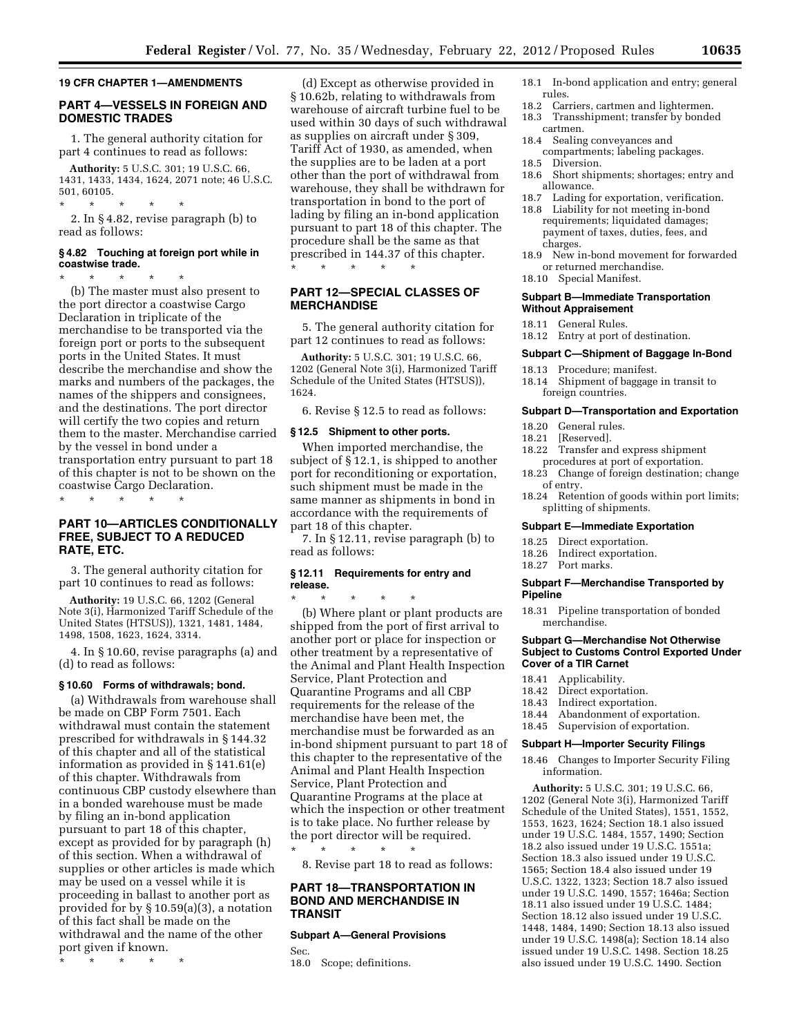## 19 CFR CHAPTER 1—AMENDMENTS

## PART 4—VESSELS IN FOREIGN AND DOMESTIC TRADES

1. The general authority citation for part 4 continues to read as follows:

**Authority:** 5 U.S.C. 301; 19 U.S.C. 66, 1431, 1433, 1434, 1624, 2071 note; 46 U.S.C. 501, 60105.

\* \* \* \* \*

2. In § 4.82, revise paragraph (b) to read as follows:

### § 4.82 Touching at foreign port while in coastwise trade.

\* \* \* \* \*

(b) The master must also present to the port director a coastwise Cargo Declaration in triplicate of the merchandise to be transported via the foreign port or ports to the subsequent ports in the United States. It must describe the merchandise and show the marks and numbers of the packages, the names of the shippers and consignees, and the destinations. The port director will certify the two copies and return them to the master. Merchandise carried by the vessel in bond under a transportation entry pursuant to part 18 of this chapter is not to be shown on the coastwise Cargo Declaration.

\* \* \* \* \*

## PART 10—ARTICLES CONDITIONALLY FREE, SUBJECT TO A REDUCED RATE, ETC.

3. The general authority citation for part 10 continues to read as follows:

**Authority:** 19 U.S.C. 66, 1202 (General Note 3(i), Harmonized Tariff Schedule of the United States (HTSUS)), 1321, 1481, 1484, 1498, 1508, 1623, 1624, 3314.

4. In § 10.60, revise paragraphs (a) and (d) to read as follows:

### § 10.60 Forms of withdrawals; bond.

(a) Withdrawals from warehouse shall be made on CBP Form 7501. Each withdrawal must contain the statement prescribed for withdrawals in § 144.32 of this chapter and all of the statistical information as provided in § 141.61(e) of this chapter. Withdrawals from continuous CBP custody elsewhere than in a bonded warehouse must be made by filing an in-bond application pursuant to part 18 of this chapter, except as provided for by paragraph (h) of this section. When a withdrawal of supplies or other articles is made which may be used on a vessel while it is proceeding in ballast to another port as provided for by § 10.59(a)(3), a notation of this fact shall be made on the withdrawal and the name of the other port given if known.

\* \* \* \* \*

(d) Except as otherwise provided in § 10.62b, relating to withdrawals from warehouse of aircraft turbine fuel to be used within 30 days of such withdrawal as supplies on aircraft under § 309, Tariff Act of 1930, as amended, when the supplies are to be laden at a port other than the port of withdrawal from warehouse, they shall be withdrawn for transportation in bond to the port of lading by filing an in-bond application pursuant to part 18 of this chapter. The procedure shall be the same as that prescribed in 144.37 of this chapter.

\* \* \* \* \*

## PART 12—SPECIAL CLASSES OF MERCHANDISE

5. The general authority citation for part 12 continues to read as follows:

**Authority:** 5 U.S.C. 301; 19 U.S.C. 66, 1202 (General Note 3(i), Harmonized Tariff Schedule of the United States (HTSUS)), 1624.

6. Revise § 12.5 to read as follows:

### § 12.5 Shipment to other ports.

When imported merchandise, the subject of § 12.1, is shipped to another port for reconditioning or exportation, such shipment must be made in the same manner as shipments in bond in accordance with the requirements of part 18 of this chapter.

7. In § 12.11, revise paragraph (b) to read as follows:

### § 12.11 Requirements for entry and release.

\* \* \* \* \*

(b) Where plant or plant products are shipped from the port of first arrival to another port or place for inspection or other treatment by a representative of the Animal and Plant Health Inspection Service, Plant Protection and Quarantine Programs and all CBP requirements for the release of the merchandise have been met, the merchandise must be forwarded as an in-bond shipment pursuant to part 18 of this chapter to the representative of the Animal and Plant Health Inspection Service, Plant Protection and Quarantine Programs at the place at which the inspection or other treatment is to take place. No further release by the port director will be required.

\* \* \* \* \*

8. Revise part 18 to read as follows:

## PART 18—TRANSPORTATION IN BOND AND MERCHANDISE IN TRANSIT

### Subpart A—General Provisions

Sec.
18.0 Scope; definitions.
18.1 In-bond application and entry; general rules.
18.2 Carriers, cartmen and lightermen.
18.3 Transshipment; transfer by bonded cartmen.
18.4 Sealing conveyances and compartments; labeling packages.
18.5 Diversion.
18.6 Short shipments; shortages; entry and allowance.
18.7 Lading for exportation, verification.
18.8 Liability for not meeting in-bond requirements; liquidated damages; payment of taxes, duties, fees, and charges.
18.9 New in-bond movement for forwarded or returned merchandise.
18.10 Special Manifest.

### Subpart B—Immediate Transportation Without Appraisement

18.11 General Rules.
18.12 Entry at port of destination.

### Subpart C—Shipment of Baggage In-Bond

18.13 Procedure; manifest.
18.14 Shipment of baggage in transit to foreign countries.

### Subpart D—Transportation and Exportation

18.20 General rules.
18.21 [Reserved].
18.22 Transfer and express shipment procedures at port of exportation.
18.23 Change of foreign destination; change of entry.
18.24 Retention of goods within port limits; splitting of shipments.

### Subpart E—Immediate Exportation

18.25 Direct exportation.
18.26 Indirect exportation.
18.27 Port marks.

### Subpart F—Merchandise Transported by Pipeline

18.31 Pipeline transportation of bonded merchandise.

### Subpart G—Merchandise Not Otherwise Subject to Customs Control Exported Under Cover of a TIR Carnet

18.41 Applicability.
18.42 Direct exportation.
18.43 Indirect exportation.
18.44 Abandonment of exportation.
18.45 Supervision of exportation.

### Subpart H—Importer Security Filings

18.46 Changes to Importer Security Filing information.

**Authority:** 5 U.S.C. 301; 19 U.S.C. 66, 1202 (General Note 3(i), Harmonized Tariff Schedule of the United States), 1551, 1552, 1553, 1623, 1624; Section 18.1 also issued under 19 U.S.C. 1484, 1557, 1490; Section 18.2 also issued under 19 U.S.C. 1551a; Section 18.3 also issued under 19 U.S.C. 1565; Section 18.4 also issued under 19 U.S.C. 1322, 1323; Section 18.7 also issued under 19 U.S.C. 1490, 1557, 1646a; Section 18.11 also issued under 19 U.S.C. 1484; Section 18.12 also issued under 19 U.S.C. 1448, 1484, 1490; Section 18.13 also issued under 19 U.S.C. 1498(a); Section 18.14 also issued under 19 U.S.C. 1498. Section 18.25 also issued under 19 U.S.C. 1490. Section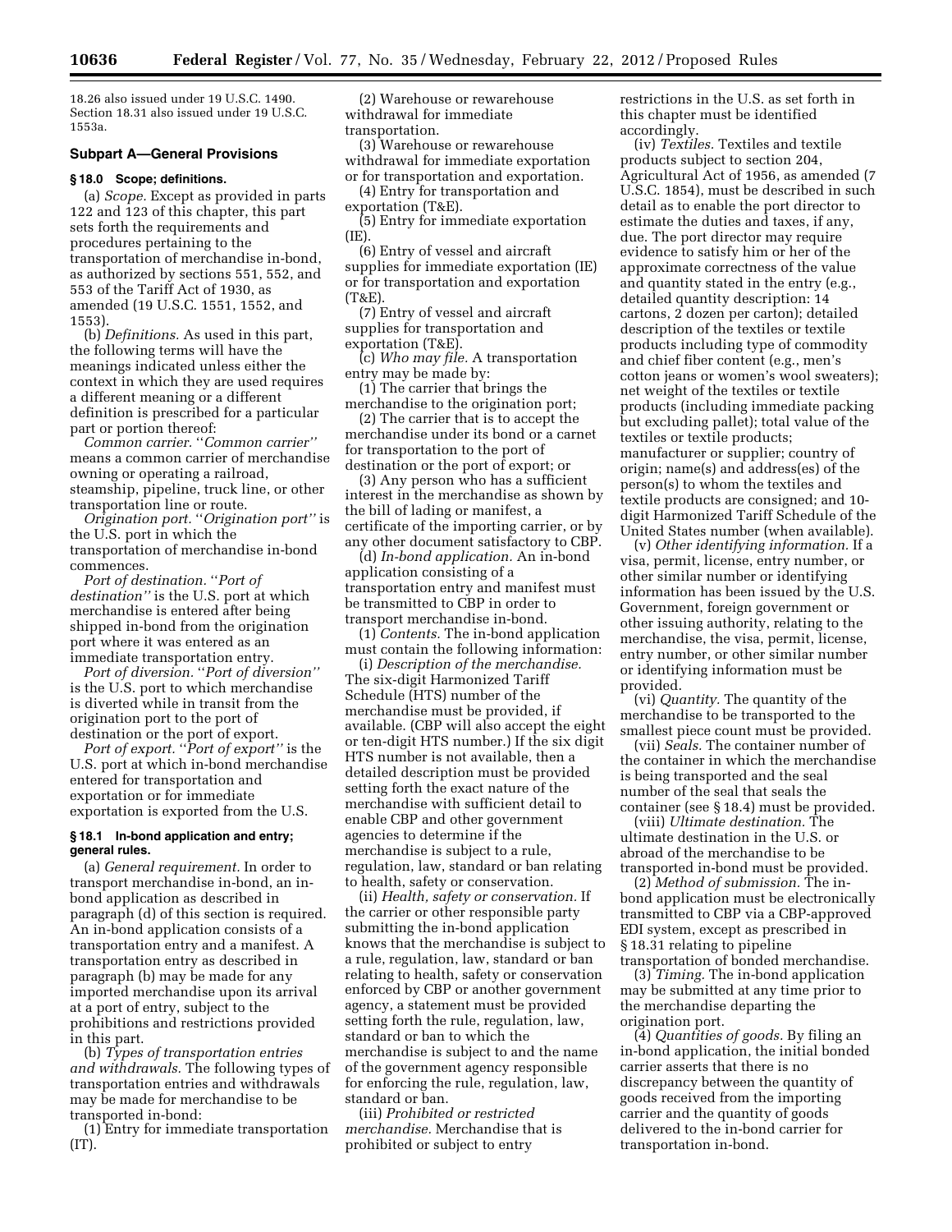18.26 also issued under 19 U.S.C. 1490. Section 18.31 also issued under 19 U.S.C. 1553a.

### Subpart A—General Provisions

#### § 18.0 Scope; definitions.

(a) *Scope.* Except as provided in parts 122 and 123 of this chapter, this part sets forth the requirements and procedures pertaining to the transportation of merchandise in-bond, as authorized by sections 551, 552, and 553 of the Tariff Act of 1930, as amended (19 U.S.C. 1551, 1552, and 1553).

(b) *Definitions.* As used in this part, the following terms will have the meanings indicated unless either the context in which they are used requires a different meaning or a different definition is prescribed for a particular part or portion thereof:

*Common carrier.* ''*Common carrier''* means a common carrier of merchandise owning or operating a railroad, steamship, pipeline, truck line, or other transportation line or route.

*Origination port.* ''*Origination port''* is the U.S. port in which the transportation of merchandise in-bond commences.

*Port of destination.* ''*Port of destination''* is the U.S. port at which merchandise is entered after being shipped in-bond from the origination port where it was entered as an immediate transportation entry.

*Port of diversion.* ''*Port of diversion''* is the U.S. port to which merchandise is diverted while in transit from the origination port to the port of destination or the port of export.

*Port of export.* ''*Port of export''* is the U.S. port at which in-bond merchandise entered for transportation and exportation or for immediate exportation is exported from the U.S.

#### § 18.1 In-bond application and entry; general rules.

(a) *General requirement.* In order to transport merchandise in-bond, an in-bond application as described in paragraph (d) of this section is required. An in-bond application consists of a transportation entry and a manifest. A transportation entry as described in paragraph (b) may be made for any imported merchandise upon its arrival at a port of entry, subject to the prohibitions and restrictions provided in this part.

(b) *Types of transportation entries and withdrawals.* The following types of transportation entries and withdrawals may be made for merchandise to be transported in-bond:

(1) Entry for immediate transportation (IT).

(2) Warehouse or rewarehouse withdrawal for immediate transportation.

(3) Warehouse or rewarehouse withdrawal for immediate exportation or for transportation and exportation.

(4) Entry for transportation and exportation (T&E).

(5) Entry for immediate exportation (IE).

(6) Entry of vessel and aircraft supplies for immediate exportation (IE) or for transportation and exportation (T&E).

(7) Entry of vessel and aircraft supplies for transportation and exportation (T&E).

(c) *Who may file.* A transportation entry may be made by:

(1) The carrier that brings the merchandise to the origination port;

(2) The carrier that is to accept the merchandise under its bond or a carnet for transportation to the port of destination or the port of export; or

(3) Any person who has a sufficient interest in the merchandise as shown by the bill of lading or manifest, a certificate of the importing carrier, or by any other document satisfactory to CBP.

(d) *In-bond application.* An in-bond application consisting of a transportation entry and manifest must be transmitted to CBP in order to transport merchandise in-bond.

(1) *Contents.* The in-bond application must contain the following information:

(i) *Description of the merchandise.* The six-digit Harmonized Tariff Schedule (HTS) number of the merchandise must be provided, if available. (CBP will also accept the eight or ten-digit HTS number.) If the six digit HTS number is not available, then a detailed description must be provided setting forth the exact nature of the merchandise with sufficient detail to enable CBP and other government agencies to determine if the merchandise is subject to a rule, regulation, law, standard or ban relating to health, safety or conservation.

(ii) *Health, safety or conservation.* If the carrier or other responsible party submitting the in-bond application knows that the merchandise is subject to a rule, regulation, law, standard or ban relating to health, safety or conservation enforced by CBP or another government agency, a statement must be provided setting forth the rule, regulation, law, standard or ban to which the merchandise is subject to and the name of the government agency responsible for enforcing the rule, regulation, law, standard or ban.

(iii) *Prohibited or restricted merchandise.* Merchandise that is prohibited or subject to entry restrictions in the U.S. as set forth in this chapter must be identified accordingly.

(iv) *Textiles.* Textiles and textile products subject to section 204, Agricultural Act of 1956, as amended (7 U.S.C. 1854), must be described in such detail as to enable the port director to estimate the duties and taxes, if any, due. The port director may require evidence to satisfy him or her of the approximate correctness of the value and quantity stated in the entry (e.g., detailed quantity description: 14 cartons, 2 dozen per carton); detailed description of the textiles or textile products including type of commodity and chief fiber content (e.g., men's cotton jeans or women's wool sweaters); net weight of the textiles or textile products (including immediate packing but excluding pallet); total value of the textiles or textile products; manufacturer or supplier; country of origin; name(s) and address(es) of the person(s) to whom the textiles and textile products are consigned; and 10-digit Harmonized Tariff Schedule of the United States number (when available).

(v) *Other identifying information.* If a visa, permit, license, entry number, or other similar number or identifying information has been issued by the U.S. Government, foreign government or other issuing authority, relating to the merchandise, the visa, permit, license, entry number, or other similar number or identifying information must be provided.

(vi) *Quantity.* The quantity of the merchandise to be transported to the smallest piece count must be provided.

(vii) *Seals.* The container number of the container in which the merchandise is being transported and the seal number of the seal that seals the container (see § 18.4) must be provided.

(viii) *Ultimate destination.* The ultimate destination in the U.S. or abroad of the merchandise to be transported in-bond must be provided.

(2) *Method of submission.* The in-bond application must be electronically transmitted to CBP via a CBP-approved EDI system, except as prescribed in § 18.31 relating to pipeline transportation of bonded merchandise.

(3) *Timing.* The in-bond application may be submitted at any time prior to the merchandise departing the origination port.

(4) *Quantities of goods.* By filing an in-bond application, the initial bonded carrier asserts that there is no discrepancy between the quantity of goods received from the importing carrier and the quantity of goods delivered to the in-bond carrier for transportation in-bond.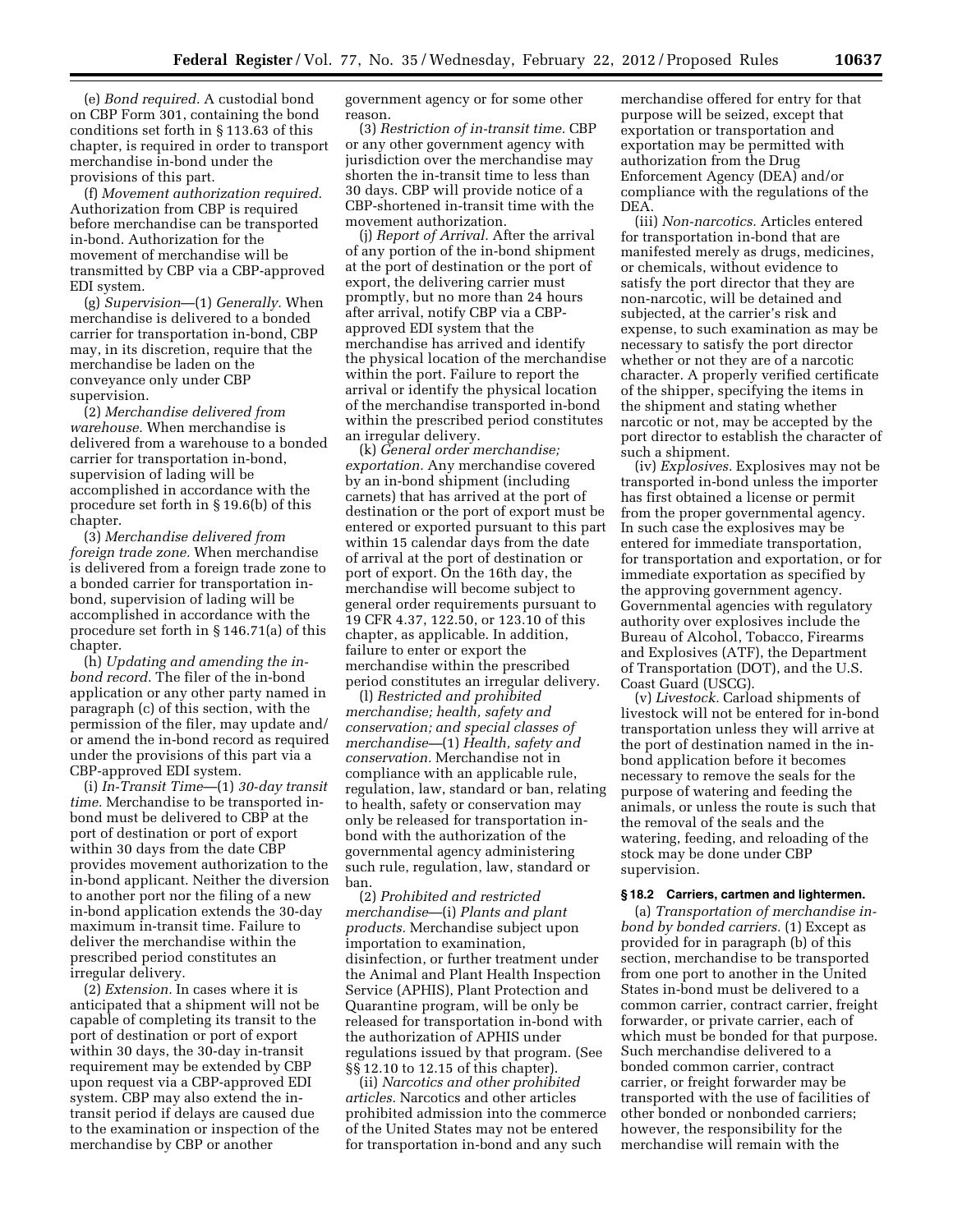(e) *Bond required.* A custodial bond on CBP Form 301, containing the bond conditions set forth in § 113.63 of this chapter, is required in order to transport merchandise in-bond under the provisions of this part.

(f) *Movement authorization required.* Authorization from CBP is required before merchandise can be transported in-bond. Authorization for the movement of merchandise will be transmitted by CBP via a CBP-approved EDI system.

(g) *Supervision*—(1) *Generally.* When merchandise is delivered to a bonded carrier for transportation in-bond, CBP may, in its discretion, require that the merchandise be laden on the conveyance only under CBP supervision.

(2) *Merchandise delivered from warehouse.* When merchandise is delivered from a warehouse to a bonded carrier for transportation in-bond, supervision of lading will be accomplished in accordance with the procedure set forth in § 19.6(b) of this chapter.

(3) *Merchandise delivered from foreign trade zone.* When merchandise is delivered from a foreign trade zone to a bonded carrier for transportation in-bond, supervision of lading will be accomplished in accordance with the procedure set forth in § 146.71(a) of this chapter.

(h) *Updating and amending the in-bond record.* The filer of the in-bond application or any other party named in paragraph (c) of this section, with the permission of the filer, may update and/or amend the in-bond record as required under the provisions of this part via a CBP-approved EDI system.

(i) *In-Transit Time*—(1) *30-day transit time.* Merchandise to be transported in-bond must be delivered to CBP at the port of destination or port of export within 30 days from the date CBP provides movement authorization to the in-bond applicant. Neither the diversion to another port nor the filing of a new in-bond application extends the 30-day maximum in-transit time. Failure to deliver the merchandise within the prescribed period constitutes an irregular delivery.

(2) *Extension.* In cases where it is anticipated that a shipment will not be capable of completing its transit to the port of destination or port of export within 30 days, the 30-day in-transit requirement may be extended by CBP upon request via a CBP-approved EDI system. CBP may also extend the in-transit period if delays are caused due to the examination or inspection of the merchandise by CBP or another government agency or for some other reason.

(3) *Restriction of in-transit time.* CBP or any other government agency with jurisdiction over the merchandise may shorten the in-transit time to less than 30 days. CBP will provide notice of a CBP-shortened in-transit time with the movement authorization.

(j) *Report of Arrival.* After the arrival of any portion of the in-bond shipment at the port of destination or the port of export, the delivering carrier must promptly, but no more than 24 hours after arrival, notify CBP via a CBP-approved EDI system that the merchandise has arrived and identify the physical location of the merchandise within the port. Failure to report the arrival or identify the physical location of the merchandise transported in-bond within the prescribed period constitutes an irregular delivery.

(k) *General order merchandise; exportation.* Any merchandise covered by an in-bond shipment (including carnets) that has arrived at the port of destination or the port of export must be entered or exported pursuant to this part within 15 calendar days from the date of arrival at the port of destination or port of export. On the 16th day, the merchandise will become subject to general order requirements pursuant to 19 CFR 4.37, 122.50, or 123.10 of this chapter, as applicable. In addition, failure to enter or export the merchandise within the prescribed period constitutes an irregular delivery.

(l) *Restricted and prohibited merchandise; health, safety and conservation; and special classes of merchandise*—(1) *Health, safety and conservation.* Merchandise not in compliance with an applicable rule, regulation, law, standard or ban, relating to health, safety or conservation may only be released for transportation in-bond with the authorization of the governmental agency administering such rule, regulation, law, standard or ban.

(2) *Prohibited and restricted merchandise*—(i) *Plants and plant products.* Merchandise subject upon importation to examination, disinfection, or further treatment under the Animal and Plant Health Inspection Service (APHIS), Plant Protection and Quarantine program, will be only be released for transportation in-bond with the authorization of APHIS under regulations issued by that program. (See §§ 12.10 to 12.15 of this chapter).

(ii) *Narcotics and other prohibited articles.* Narcotics and other articles prohibited admission into the commerce of the United States may not be entered for transportation in-bond and any such merchandise offered for entry for that purpose will be seized, except that exportation or transportation and exportation may be permitted with authorization from the Drug Enforcement Agency (DEA) and/or compliance with the regulations of the DEA.

(iii) *Non-narcotics.* Articles entered for transportation in-bond that are manifested merely as drugs, medicines, or chemicals, without evidence to satisfy the port director that they are non-narcotic, will be detained and subjected, at the carrier's risk and expense, to such examination as may be necessary to satisfy the port director whether or not they are of a narcotic character. A properly verified certificate of the shipper, specifying the items in the shipment and stating whether narcotic or not, may be accepted by the port director to establish the character of such a shipment.

(iv) *Explosives.* Explosives may not be transported in-bond unless the importer has first obtained a license or permit from the proper governmental agency. In such case the explosives may be entered for immediate transportation, for transportation and exportation, or for immediate exportation as specified by the approving government agency. Governmental agencies with regulatory authority over explosives include the Bureau of Alcohol, Tobacco, Firearms and Explosives (ATF), the Department of Transportation (DOT), and the U.S. Coast Guard (USCG).

(v) *Livestock.* Carload shipments of livestock will not be entered for in-bond transportation unless they will arrive at the port of destination named in the in-bond application before it becomes necessary to remove the seals for the purpose of watering and feeding the animals, or unless the route is such that the removal of the seals and the watering, feeding, and reloading of the stock may be done under CBP supervision.

**§ 18.2 Carriers, cartmen and lightermen.**

(a) *Transportation of merchandise in-bond by bonded carriers.* (1) Except as provided for in paragraph (b) of this section, merchandise to be transported from one port to another in the United States in-bond must be delivered to a common carrier, contract carrier, freight forwarder, or private carrier, each of which must be bonded for that purpose. Such merchandise delivered to a bonded common carrier, contract carrier, or freight forwarder may be transported with the use of facilities of other bonded or nonbonded carriers; however, the responsibility for the merchandise will remain with the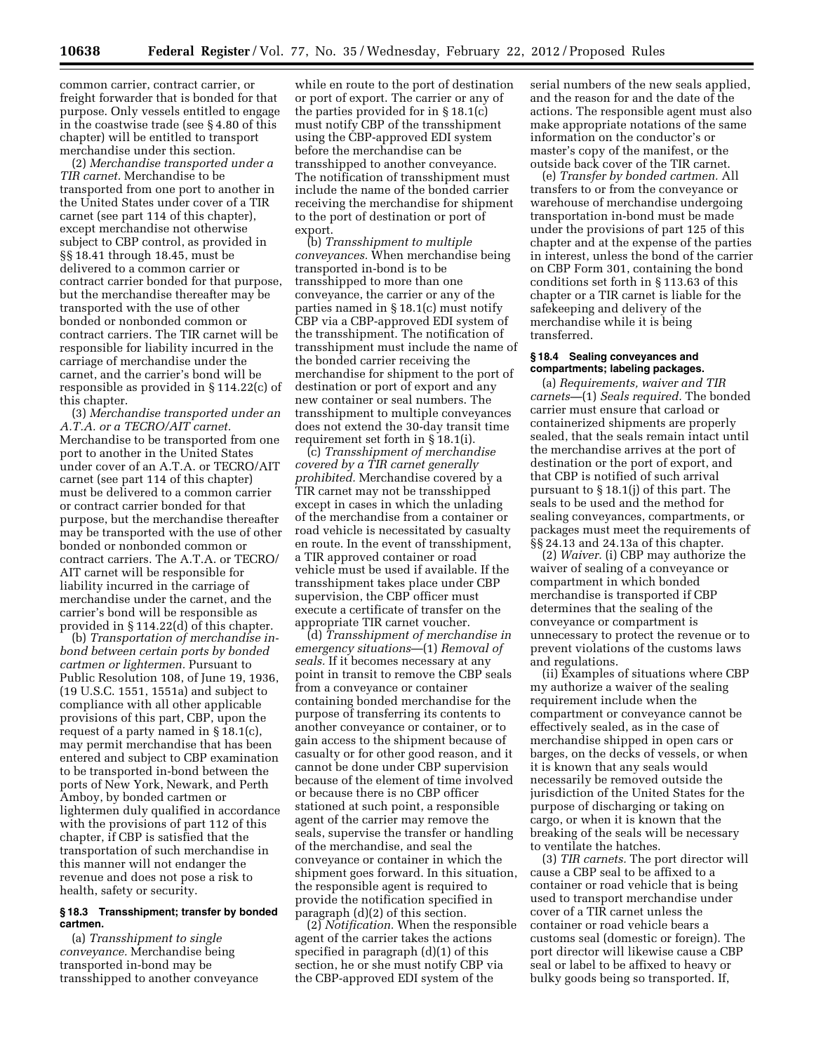common carrier, contract carrier, or freight forwarder that is bonded for that purpose. Only vessels entitled to engage in the coastwise trade (see § 4.80 of this chapter) will be entitled to transport merchandise under this section.

(2) *Merchandise transported under a TIR carnet.* Merchandise to be transported from one port to another in the United States under cover of a TIR carnet (see part 114 of this chapter), except merchandise not otherwise subject to CBP control, as provided in §§ 18.41 through 18.45, must be delivered to a common carrier or contract carrier bonded for that purpose, but the merchandise thereafter may be transported with the use of other bonded or nonbonded common or contract carriers. The TIR carnet will be responsible for liability incurred in the carriage of merchandise under the carnet, and the carrier's bond will be responsible as provided in § 114.22(c) of this chapter.

(3) *Merchandise transported under an A.T.A. or a TECRO/AIT carnet.* Merchandise to be transported from one port to another in the United States under cover of an A.T.A. or TECRO/AIT carnet (see part 114 of this chapter) must be delivered to a common carrier or contract carrier bonded for that purpose, but the merchandise thereafter may be transported with the use of other bonded or nonbonded common or contract carriers. The A.T.A. or TECRO/AIT carnet will be responsible for liability incurred in the carriage of merchandise under the carnet, and the carrier's bond will be responsible as provided in § 114.22(d) of this chapter.

(b) *Transportation of merchandise in-bond between certain ports by bonded cartmen or lightermen.* Pursuant to Public Resolution 108, of June 19, 1936, (19 U.S.C. 1551, 1551a) and subject to compliance with all other applicable provisions of this part, CBP, upon the request of a party named in § 18.1(c), may permit merchandise that has been entered and subject to CBP examination to be transported in-bond between the ports of New York, Newark, and Perth Amboy, by bonded cartmen or lightermen duly qualified in accordance with the provisions of part 112 of this chapter, if CBP is satisfied that the transportation of such merchandise in this manner will not endanger the revenue and does not pose a risk to health, safety or security.

#### § 18.3 Transshipment; transfer by bonded cartmen.

(a) *Transshipment to single conveyance.* Merchandise being transported in-bond may be transshipped to another conveyance while en route to the port of destination or port of export. The carrier or any of the parties provided for in § 18.1(c) must notify CBP of the transshipment using the CBP-approved EDI system before the merchandise can be transshipped to another conveyance. The notification of transshipment must include the name of the bonded carrier receiving the merchandise for shipment to the port of destination or port of export.

(b) *Transshipment to multiple conveyances.* When merchandise being transported in-bond is to be transshipped to more than one conveyance, the carrier or any of the parties named in § 18.1(c) must notify CBP via a CBP-approved EDI system of the transshipment. The notification of transshipment must include the name of the bonded carrier receiving the merchandise for shipment to the port of destination or port of export and any new container or seal numbers. The transshipment to multiple conveyances does not extend the 30-day transit time requirement set forth in § 18.1(i).

(c) *Transshipment of merchandise covered by a TIR carnet generally prohibited.* Merchandise covered by a TIR carnet may not be transshipped except in cases in which the unlading of the merchandise from a container or road vehicle is necessitated by casualty en route. In the event of transshipment, a TIR approved container or road vehicle must be used if available. If the transshipment takes place under CBP supervision, the CBP officer must execute a certificate of transfer on the appropriate TIR carnet voucher.

(d) *Transshipment of merchandise in emergency situations*—(1) *Removal of seals.* If it becomes necessary at any point in transit to remove the CBP seals from a conveyance or container containing bonded merchandise for the purpose of transferring its contents to another conveyance or container, or to gain access to the shipment because of casualty or for other good reason, and it cannot be done under CBP supervision because of the element of time involved or because there is no CBP officer stationed at such point, a responsible agent of the carrier may remove the seals, supervise the transfer or handling of the merchandise, and seal the conveyance or container in which the shipment goes forward. In this situation, the responsible agent is required to provide the notification specified in paragraph (d)(2) of this section.

(2) *Notification.* When the responsible agent of the carrier takes the actions specified in paragraph (d)(1) of this section, he or she must notify CBP via the CBP-approved EDI system of the serial numbers of the new seals applied, and the reason for and the date of the actions. The responsible agent must also make appropriate notations of the same information on the conductor's or master's copy of the manifest, or the outside back cover of the TIR carnet.

(e) *Transfer by bonded cartmen.* All transfers to or from the conveyance or warehouse of merchandise undergoing transportation in-bond must be made under the provisions of part 125 of this chapter and at the expense of the parties in interest, unless the bond of the carrier on CBP Form 301, containing the bond conditions set forth in § 113.63 of this chapter or a TIR carnet is liable for the safekeeping and delivery of the merchandise while it is being transferred.

#### § 18.4 Sealing conveyances and compartments; labeling packages.

(a) *Requirements, waiver and TIR carnets*—(1) *Seals required.* The bonded carrier must ensure that carload or containerized shipments are properly sealed, that the seals remain intact until the merchandise arrives at the port of destination or the port of export, and that CBP is notified of such arrival pursuant to § 18.1(j) of this part. The seals to be used and the method for sealing conveyances, compartments, or packages must meet the requirements of §§ 24.13 and 24.13a of this chapter.

(2) *Waiver.* (i) CBP may authorize the waiver of sealing of a conveyance or compartment in which bonded merchandise is transported if CBP determines that the sealing of the conveyance or compartment is unnecessary to protect the revenue or to prevent violations of the customs laws and regulations.

(ii) Examples of situations where CBP my authorize a waiver of the sealing requirement include when the compartment or conveyance cannot be effectively sealed, as in the case of merchandise shipped in open cars or barges, on the decks of vessels, or when it is known that any seals would necessarily be removed outside the jurisdiction of the United States for the purpose of discharging or taking on cargo, or when it is known that the breaking of the seals will be necessary to ventilate the hatches.

(3) *TIR carnets.* The port director will cause a CBP seal to be affixed to a container or road vehicle that is being used to transport merchandise under cover of a TIR carnet unless the container or road vehicle bears a customs seal (domestic or foreign). The port director will likewise cause a CBP seal or label to be affixed to heavy or bulky goods being so transported. If,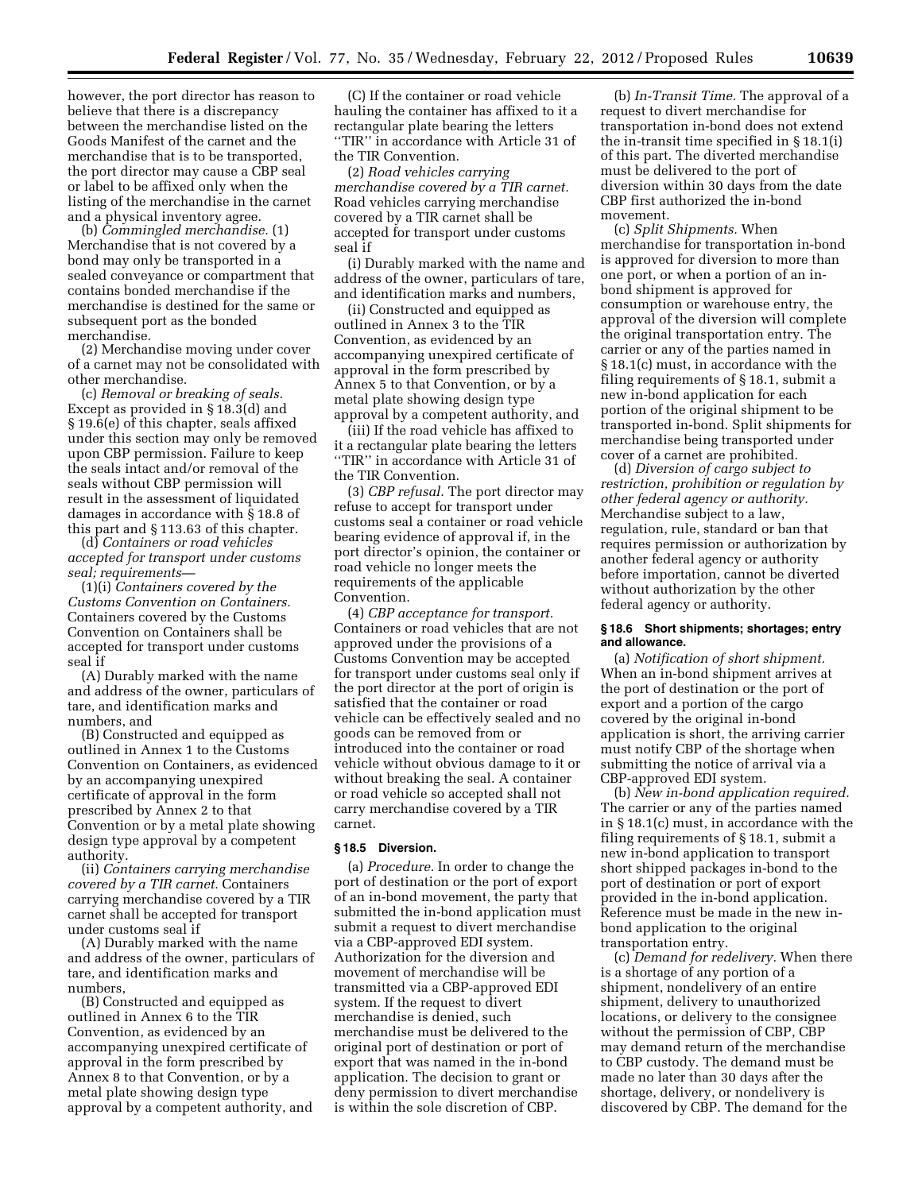however, the port director has reason to believe that there is a discrepancy between the merchandise listed on the Goods Manifest of the carnet and the merchandise that is to be transported, the port director may cause a CBP seal or label to be affixed only when the listing of the merchandise in the carnet and a physical inventory agree.

(b) *Commingled merchandise.* (1) Merchandise that is not covered by a bond may only be transported in a sealed conveyance or compartment that contains bonded merchandise if the merchandise is destined for the same or subsequent port as the bonded merchandise.

(2) Merchandise moving under cover of a carnet may not be consolidated with other merchandise.

(c) *Removal or breaking of seals.* Except as provided in § 18.3(d) and § 19.6(e) of this chapter, seals affixed under this section may only be removed upon CBP permission. Failure to keep the seals intact and/or removal of the seals without CBP permission will result in the assessment of liquidated damages in accordance with § 18.8 of this part and § 113.63 of this chapter.

(d) *Containers or road vehicles accepted for transport under customs seal; requirements*—

(1)(i) *Containers covered by the Customs Convention on Containers.* Containers covered by the Customs Convention on Containers shall be accepted for transport under customs seal if

(A) Durably marked with the name and address of the owner, particulars of tare, and identification marks and numbers, and

(B) Constructed and equipped as outlined in Annex 1 to the Customs Convention on Containers, as evidenced by an accompanying unexpired certificate of approval in the form prescribed by Annex 2 to that Convention or by a metal plate showing design type approval by a competent authority.

(ii) *Containers carrying merchandise covered by a TIR carnet.* Containers carrying merchandise covered by a TIR carnet shall be accepted for transport under customs seal if

(A) Durably marked with the name and address of the owner, particulars of tare, and identification marks and numbers,

(B) Constructed and equipped as outlined in Annex 6 to the TIR Convention, as evidenced by an accompanying unexpired certificate of approval in the form prescribed by Annex 8 to that Convention, or by a metal plate showing design type approval by a competent authority, and

(C) If the container or road vehicle hauling the container has affixed to it a rectangular plate bearing the letters "TIR" in accordance with Article 31 of the TIR Convention.

(2) *Road vehicles carrying merchandise covered by a TIR carnet.* Road vehicles carrying merchandise covered by a TIR carnet shall be accepted for transport under customs seal if

(i) Durably marked with the name and address of the owner, particulars of tare, and identification marks and numbers,

(ii) Constructed and equipped as outlined in Annex 3 to the TIR Convention, as evidenced by an accompanying unexpired certificate of approval in the form prescribed by Annex 5 to that Convention, or by a metal plate showing design type approval by a competent authority, and

(iii) If the road vehicle has affixed to it a rectangular plate bearing the letters "TIR" in accordance with Article 31 of the TIR Convention.

(3) *CBP refusal.* The port director may refuse to accept for transport under customs seal a container or road vehicle bearing evidence of approval if, in the port director's opinion, the container or road vehicle no longer meets the requirements of the applicable Convention.

(4) *CBP acceptance for transport.* Containers or road vehicles that are not approved under the provisions of a Customs Convention may be accepted for transport under customs seal only if the port director at the port of origin is satisfied that the container or road vehicle can be effectively sealed and no goods can be removed from or introduced into the container or road vehicle without obvious damage to it or without breaking the seal. A container or road vehicle so accepted shall not carry merchandise covered by a TIR carnet.

**§ 18.5 Diversion.**

(a) *Procedure.* In order to change the port of destination or the port of export of an in-bond movement, the party that submitted the in-bond application must submit a request to divert merchandise via a CBP-approved EDI system. Authorization for the diversion and movement of merchandise will be transmitted via a CBP-approved EDI system. If the request to divert merchandise is denied, such merchandise must be delivered to the original port of destination or port of export that was named in the in-bond application. The decision to grant or deny permission to divert merchandise is within the sole discretion of CBP.

(b) *In-Transit Time.* The approval of a request to divert merchandise for transportation in-bond does not extend the in-transit time specified in § 18.1(i) of this part. The diverted merchandise must be delivered to the port of diversion within 30 days from the date CBP first authorized the in-bond movement.

(c) *Split Shipments.* When merchandise for transportation in-bond is approved for diversion to more than one port, or when a portion of an in-bond shipment is approved for consumption or warehouse entry, the approval of the diversion will complete the original transportation entry. The carrier or any of the parties named in § 18.1(c) must, in accordance with the filing requirements of § 18.1, submit a new in-bond application for each portion of the original shipment to be transported in-bond. Split shipments for merchandise being transported under cover of a carnet are prohibited.

(d) *Diversion of cargo subject to restriction, prohibition or regulation by other federal agency or authority.* Merchandise subject to a law, regulation, rule, standard or ban that requires permission or authorization by another federal agency or authority before importation, cannot be diverted without authorization by the other federal agency or authority.

**§ 18.6 Short shipments; shortages; entry and allowance.**

(a) *Notification of short shipment.* When an in-bond shipment arrives at the port of destination or the port of export and a portion of the cargo covered by the original in-bond application is short, the arriving carrier must notify CBP of the shortage when submitting the notice of arrival via a CBP-approved EDI system.

(b) *New in-bond application required.* The carrier or any of the parties named in § 18.1(c) must, in accordance with the filing requirements of § 18.1, submit a new in-bond application to transport short shipped packages in-bond to the port of destination or port of export provided in the in-bond application. Reference must be made in the new in-bond application to the original transportation entry.

(c) *Demand for redelivery.* When there is a shortage of any portion of a shipment, nondelivery of an entire shipment, delivery to unauthorized locations, or delivery to the consignee without the permission of CBP, CBP may demand return of the merchandise to CBP custody. The demand must be made no later than 30 days after the shortage, delivery, or nondelivery is discovered by CBP. The demand for the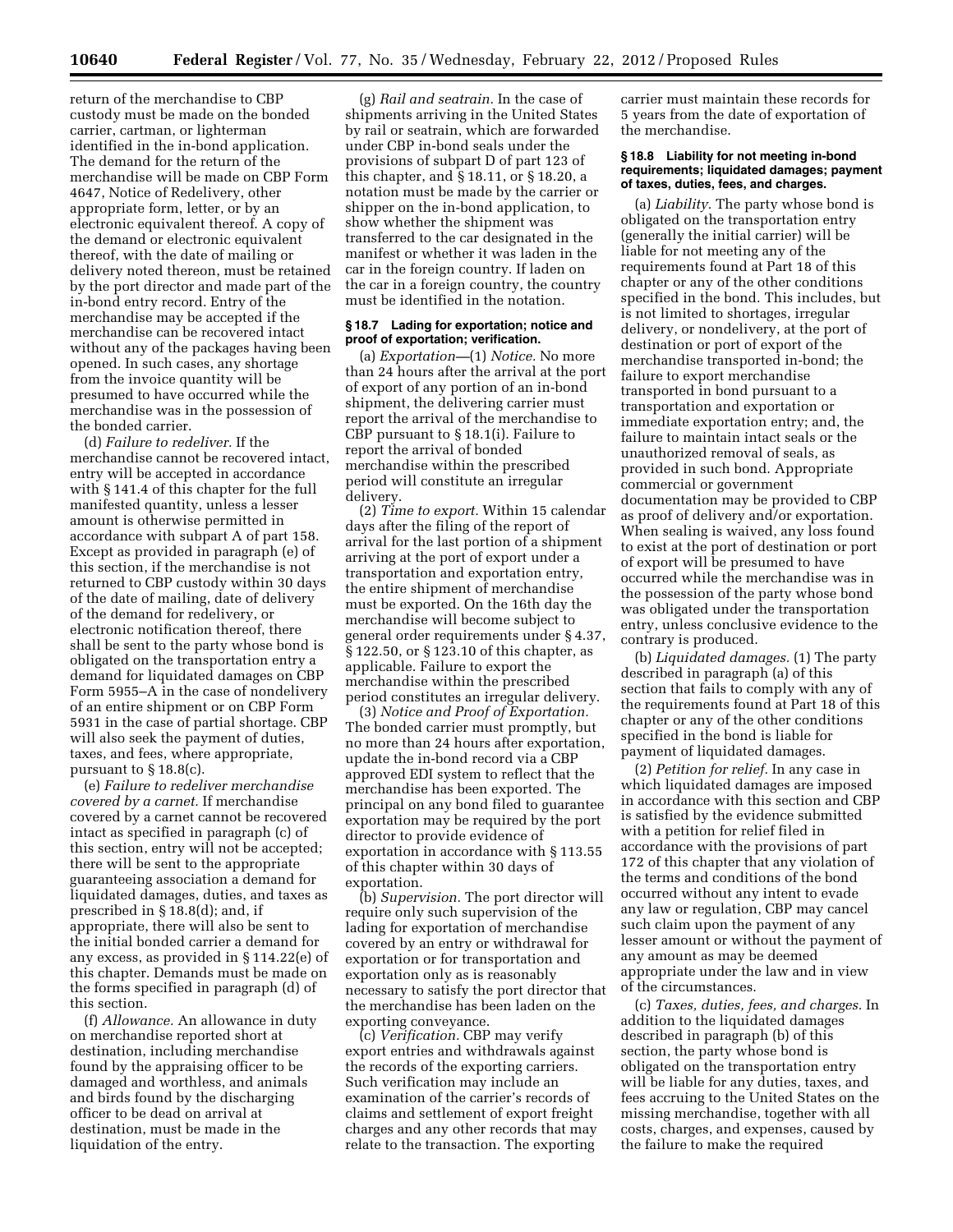return of the merchandise to CBP custody must be made on the bonded carrier, cartman, or lighterman identified in the in-bond application. The demand for the return of the merchandise will be made on CBP Form 4647, Notice of Redelivery, other appropriate form, letter, or by an electronic equivalent thereof. A copy of the demand or electronic equivalent thereof, with the date of mailing or delivery noted thereon, must be retained by the port director and made part of the in-bond entry record. Entry of the merchandise may be accepted if the merchandise can be recovered intact without any of the packages having been opened. In such cases, any shortage from the invoice quantity will be presumed to have occurred while the merchandise was in the possession of the bonded carrier.

(d) *Failure to redeliver.* If the merchandise cannot be recovered intact, entry will be accepted in accordance with § 141.4 of this chapter for the full manifested quantity, unless a lesser amount is otherwise permitted in accordance with subpart A of part 158. Except as provided in paragraph (e) of this section, if the merchandise is not returned to CBP custody within 30 days of the date of mailing, date of delivery of the demand for redelivery, or electronic notification thereof, there shall be sent to the party whose bond is obligated on the transportation entry a demand for liquidated damages on CBP Form 5955–A in the case of nondelivery of an entire shipment or on CBP Form 5931 in the case of partial shortage. CBP will also seek the payment of duties, taxes, and fees, where appropriate, pursuant to § 18.8(c).

(e) *Failure to redeliver merchandise covered by a carnet.* If merchandise covered by a carnet cannot be recovered intact as specified in paragraph (c) of this section, entry will not be accepted; there will be sent to the appropriate guaranteeing association a demand for liquidated damages, duties, and taxes as prescribed in § 18.8(d); and, if appropriate, there will also be sent to the initial bonded carrier a demand for any excess, as provided in § 114.22(e) of this chapter. Demands must be made on the forms specified in paragraph (d) of this section.

(f) *Allowance.* An allowance in duty on merchandise reported short at destination, including merchandise found by the appraising officer to be damaged and worthless, and animals and birds found by the discharging officer to be dead on arrival at destination, must be made in the liquidation of the entry.

(g) *Rail and seatrain.* In the case of shipments arriving in the United States by rail or seatrain, which are forwarded under CBP in-bond seals under the provisions of subpart D of part 123 of this chapter, and § 18.11, or § 18.20, a notation must be made by the carrier or shipper on the in-bond application, to show whether the shipment was transferred to the car designated in the manifest or whether it was laden in the car in the foreign country. If laden on the car in a foreign country, the country must be identified in the notation.

#### § 18.7 Lading for exportation; notice and proof of exportation; verification.

(a) *Exportation*—(1) *Notice.* No more than 24 hours after the arrival at the port of export of any portion of an in-bond shipment, the delivering carrier must report the arrival of the merchandise to CBP pursuant to § 18.1(i). Failure to report the arrival of bonded merchandise within the prescribed period will constitute an irregular delivery.

(2) *Time to export.* Within 15 calendar days after the filing of the report of arrival for the last portion of a shipment arriving at the port of export under a transportation and exportation entry, the entire shipment of merchandise must be exported. On the 16th day the merchandise will become subject to general order requirements under § 4.37, § 122.50, or § 123.10 of this chapter, as applicable. Failure to export the merchandise within the prescribed period constitutes an irregular delivery.

(3) *Notice and Proof of Exportation.* The bonded carrier must promptly, but no more than 24 hours after exportation, update the in-bond record via a CBP approved EDI system to reflect that the merchandise has been exported. The principal on any bond filed to guarantee exportation may be required by the port director to provide evidence of exportation in accordance with § 113.55 of this chapter within 30 days of exportation.

(b) *Supervision.* The port director will require only such supervision of the lading for exportation of merchandise covered by an entry or withdrawal for exportation or for transportation and exportation only as is reasonably necessary to satisfy the port director that the merchandise has been laden on the exporting conveyance.

(c) *Verification.* CBP may verify export entries and withdrawals against the records of the exporting carriers. Such verification may include an examination of the carrier's records of claims and settlement of export freight charges and any other records that may relate to the transaction. The exporting carrier must maintain these records for 5 years from the date of exportation of the merchandise.

#### § 18.8 Liability for not meeting in-bond requirements; liquidated damages; payment of taxes, duties, fees, and charges.

(a) *Liability.* The party whose bond is obligated on the transportation entry (generally the initial carrier) will be liable for not meeting any of the requirements found at Part 18 of this chapter or any of the other conditions specified in the bond. This includes, but is not limited to shortages, irregular delivery, or nondelivery, at the port of destination or port of export of the merchandise transported in-bond; the failure to export merchandise transported in bond pursuant to a transportation and exportation or immediate exportation entry; and, the failure to maintain intact seals or the unauthorized removal of seals, as provided in such bond. Appropriate commercial or government documentation may be provided to CBP as proof of delivery and/or exportation. When sealing is waived, any loss found to exist at the port of destination or port of export will be presumed to have occurred while the merchandise was in the possession of the party whose bond was obligated under the transportation entry, unless conclusive evidence to the contrary is produced.

(b) *Liquidated damages.* (1) The party described in paragraph (a) of this section that fails to comply with any of the requirements found at Part 18 of this chapter or any of the other conditions specified in the bond is liable for payment of liquidated damages.

(2) *Petition for relief.* In any case in which liquidated damages are imposed in accordance with this section and CBP is satisfied by the evidence submitted with a petition for relief filed in accordance with the provisions of part 172 of this chapter that any violation of the terms and conditions of the bond occurred without any intent to evade any law or regulation, CBP may cancel such claim upon the payment of any lesser amount or without the payment of any amount as may be deemed appropriate under the law and in view of the circumstances.

(c) *Taxes, duties, fees, and charges.* In addition to the liquidated damages described in paragraph (b) of this section, the party whose bond is obligated on the transportation entry will be liable for any duties, taxes, and fees accruing to the United States on the missing merchandise, together with all costs, charges, and expenses, caused by the failure to make the required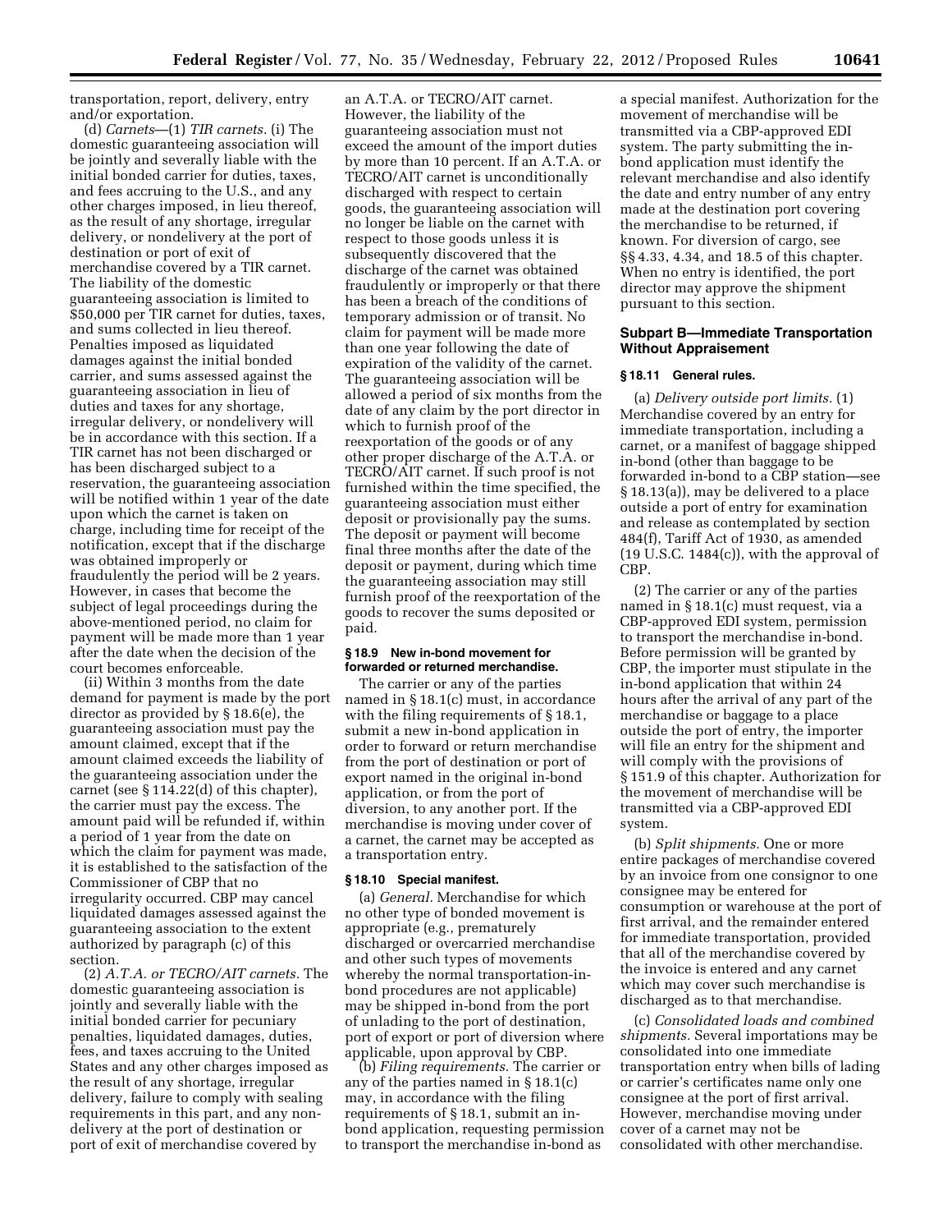transportation, report, delivery, entry and/or exportation.

(d) *Carnets*—(1) *TIR carnets.* (i) The domestic guaranteeing association will be jointly and severally liable with the initial bonded carrier for duties, taxes, and fees accruing to the U.S., and any other charges imposed, in lieu thereof, as the result of any shortage, irregular delivery, or nondelivery at the port of destination or port of exit of merchandise covered by a TIR carnet. The liability of the domestic guaranteeing association is limited to $50,000 per TIR carnet for duties, taxes, and sums collected in lieu thereof. Penalties imposed as liquidated damages against the initial bonded carrier, and sums assessed against the guaranteeing association in lieu of duties and taxes for any shortage, irregular delivery, or nondelivery will be in accordance with this section. If a TIR carnet has not been discharged or has been discharged subject to a reservation, the guaranteeing association will be notified within 1 year of the date upon which the carnet is taken on charge, including time for receipt of the notification, except that if the discharge was obtained improperly or fraudulently the period will be 2 years. However, in cases that become the subject of legal proceedings during the above-mentioned period, no claim for payment will be made more than 1 year after the date when the decision of the court becomes enforceable.

(ii) Within 3 months from the date demand for payment is made by the port director as provided by § 18.6(e), the guaranteeing association must pay the amount claimed, except that if the amount claimed exceeds the liability of the guaranteeing association under the carnet (see § 114.22(d) of this chapter), the carrier must pay the excess. The amount paid will be refunded if, within a period of 1 year from the date on which the claim for payment was made, it is established to the satisfaction of the Commissioner of CBP that no irregularity occurred. CBP may cancel liquidated damages assessed against the guaranteeing association to the extent authorized by paragraph (c) of this section.

(2) *A.T.A. or TECRO/AIT carnets.* The domestic guaranteeing association is jointly and severally liable with the initial bonded carrier for pecuniary penalties, liquidated damages, duties, fees, and taxes accruing to the United States and any other charges imposed as the result of any shortage, irregular delivery, failure to comply with sealing requirements in this part, and any non-delivery at the port of destination or port of exit of merchandise covered by an A.T.A. or TECRO/AIT carnet. However, the liability of the guaranteeing association must not exceed the amount of the import duties by more than 10 percent. If an A.T.A. or TECRO/AIT carnet is unconditionally discharged with respect to certain goods, the guaranteeing association will no longer be liable on the carnet with respect to those goods unless it is subsequently discovered that the discharge of the carnet was obtained fraudulently or improperly or that there has been a breach of the conditions of temporary admission or of transit. No claim for payment will be made more than one year following the date of expiration of the validity of the carnet. The guaranteeing association will be allowed a period of six months from the date of any claim by the port director in which to furnish proof of the reexportation of the goods or of any other proper discharge of the A.T.A. or TECRO/AIT carnet. If such proof is not furnished within the time specified, the guaranteeing association must either deposit or provisionally pay the sums. The deposit or payment will become final three months after the date of the deposit or payment, during which time the guaranteeing association may still furnish proof of the reexportation of the goods to recover the sums deposited or paid.

#### § 18.9 New in-bond movement for forwarded or returned merchandise.

The carrier or any of the parties named in § 18.1(c) must, in accordance with the filing requirements of § 18.1, submit a new in-bond application in order to forward or return merchandise from the port of destination or port of export named in the original in-bond application, or from the port of diversion, to any another port. If the merchandise is moving under cover of a carnet, the carnet may be accepted as a transportation entry.

#### § 18.10 Special manifest.

(a) *General.* Merchandise for which no other type of bonded movement is appropriate (e.g., prematurely discharged or overcarried merchandise and other such types of movements whereby the normal transportation-in-bond procedures are not applicable) may be shipped in-bond from the port of unlading to the port of destination, port of export or port of diversion where applicable, upon approval by CBP.

(b) *Filing requirements.* The carrier or any of the parties named in § 18.1(c) may, in accordance with the filing requirements of § 18.1, submit an in-bond application, requesting permission to transport the merchandise in-bond as a special manifest. Authorization for the movement of merchandise will be transmitted via a CBP-approved EDI system. The party submitting the in-bond application must identify the relevant merchandise and also identify the date and entry number of any entry made at the destination port covering the merchandise to be returned, if known. For diversion of cargo, see §§ 4.33, 4.34, and 18.5 of this chapter. When no entry is identified, the port director may approve the shipment pursuant to this section.

### Subpart B—Immediate Transportation Without Appraisement

#### § 18.11 General rules.

(a) *Delivery outside port limits.* (1) Merchandise covered by an entry for immediate transportation, including a carnet, or a manifest of baggage shipped in-bond (other than baggage to be forwarded in-bond to a CBP station—see § 18.13(a)), may be delivered to a place outside a port of entry for examination and release as contemplated by section 484(f), Tariff Act of 1930, as amended (19 U.S.C. 1484(c)), with the approval of CBP.

(2) The carrier or any of the parties named in § 18.1(c) must request, via a CBP-approved EDI system, permission to transport the merchandise in-bond. Before permission will be granted by CBP, the importer must stipulate in the in-bond application that within 24 hours after the arrival of any part of the merchandise or baggage to a place outside the port of entry, the importer will file an entry for the shipment and will comply with the provisions of § 151.9 of this chapter. Authorization for the movement of merchandise will be transmitted via a CBP-approved EDI system.

(b) *Split shipments.* One or more entire packages of merchandise covered by an invoice from one consignor to one consignee may be entered for consumption or warehouse at the port of first arrival, and the remainder entered for immediate transportation, provided that all of the merchandise covered by the invoice is entered and any carnet which may cover such merchandise is discharged as to that merchandise.

(c) *Consolidated loads and combined shipments.* Several importations may be consolidated into one immediate transportation entry when bills of lading or carrier's certificates name only one consignee at the port of first arrival. However, merchandise moving under cover of a carnet may not be consolidated with other merchandise.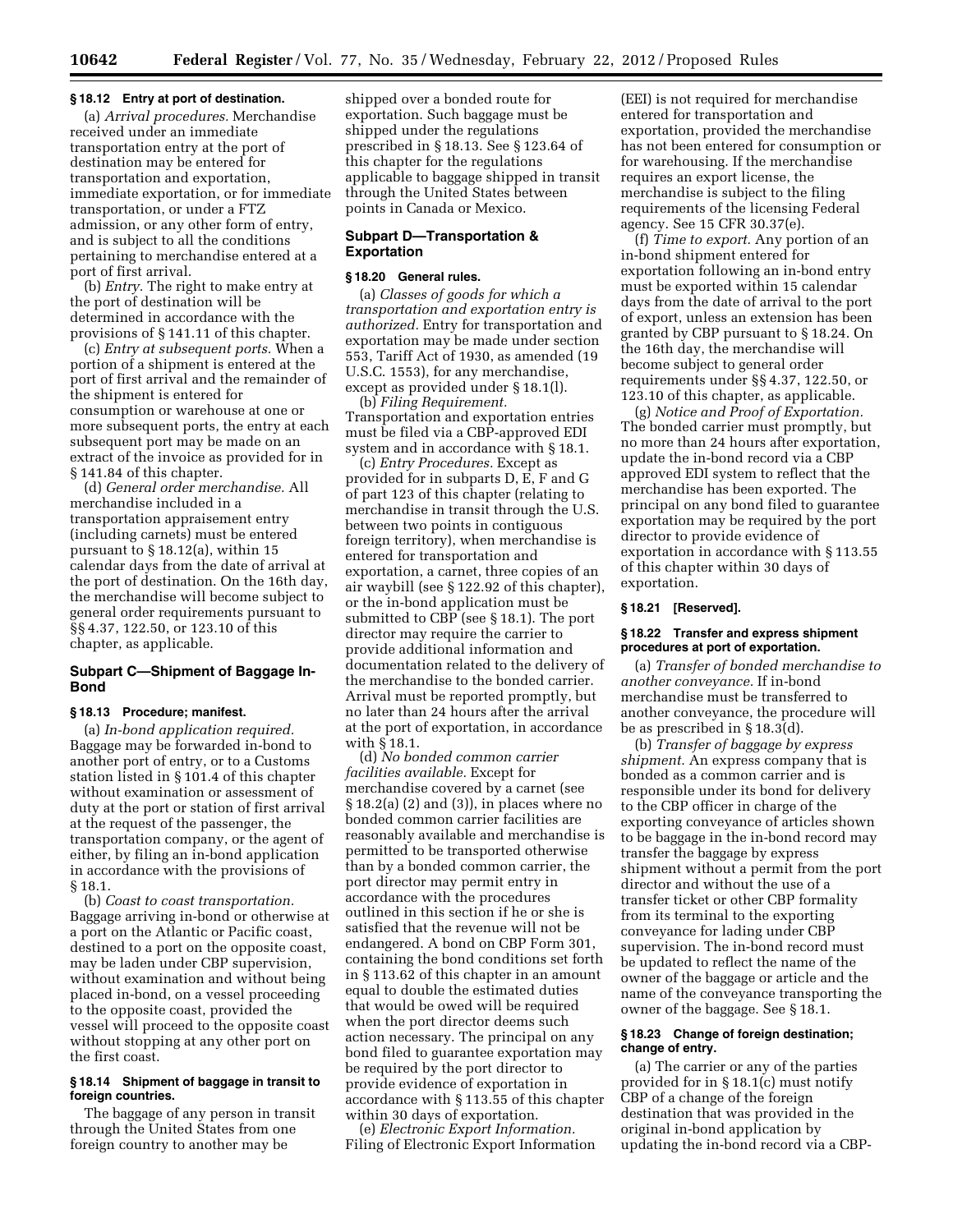### § 18.12 Entry at port of destination.

(a) *Arrival procedures.* Merchandise received under an immediate transportation entry at the port of destination may be entered for transportation and exportation, immediate exportation, or for immediate transportation, or under a FTZ admission, or any other form of entry, and is subject to all the conditions pertaining to merchandise entered at a port of first arrival.

(b) *Entry.* The right to make entry at the port of destination will be determined in accordance with the provisions of § 141.11 of this chapter.

(c) *Entry at subsequent ports.* When a portion of a shipment is entered at the port of first arrival and the remainder of the shipment is entered for consumption or warehouse at one or more subsequent ports, the entry at each subsequent port may be made on an extract of the invoice as provided for in § 141.84 of this chapter.

(d) *General order merchandise.* All merchandise included in a transportation appraisement entry (including carnets) must be entered pursuant to § 18.12(a), within 15 calendar days from the date of arrival at the port of destination. On the 16th day, the merchandise will become subject to general order requirements pursuant to §§ 4.37, 122.50, or 123.10 of this chapter, as applicable.

## Subpart C—Shipment of Baggage In-Bond

### § 18.13 Procedure; manifest.

(a) *In-bond application required.* Baggage may be forwarded in-bond to another port of entry, or to a Customs station listed in § 101.4 of this chapter without examination or assessment of duty at the port or station of first arrival at the request of the passenger, the transportation company, or the agent of either, by filing an in-bond application in accordance with the provisions of § 18.1.

(b) *Coast to coast transportation.* Baggage arriving in-bond or otherwise at a port on the Atlantic or Pacific coast, destined to a port on the opposite coast, may be laden under CBP supervision, without examination and without being placed in-bond, on a vessel proceeding to the opposite coast, provided the vessel will proceed to the opposite coast without stopping at any other port on the first coast.

### § 18.14 Shipment of baggage in transit to foreign countries.

The baggage of any person in transit through the United States from one foreign country to another may be shipped over a bonded route for exportation. Such baggage must be shipped under the regulations prescribed in § 18.13. See § 123.64 of this chapter for the regulations applicable to baggage shipped in transit through the United States between points in Canada or Mexico.

## Subpart D—Transportation & Exportation

### § 18.20 General rules.

(a) *Classes of goods for which a transportation and exportation entry is authorized.* Entry for transportation and exportation may be made under section 553, Tariff Act of 1930, as amended (19 U.S.C. 1553), for any merchandise, except as provided under § 18.1(l).

(b) *Filing Requirement.* Transportation and exportation entries must be filed via a CBP-approved EDI system and in accordance with § 18.1.

(c) *Entry Procedures.* Except as provided for in subparts D, E, F and G of part 123 of this chapter (relating to merchandise in transit through the U.S. between two points in contiguous foreign territory), when merchandise is entered for transportation and exportation, a carnet, three copies of an air waybill (see § 122.92 of this chapter), or the in-bond application must be submitted to CBP (see § 18.1). The port director may require the carrier to provide additional information and documentation related to the delivery of the merchandise to the bonded carrier. Arrival must be reported promptly, but no later than 24 hours after the arrival at the port of exportation, in accordance with § 18.1.

(d) *No bonded common carrier facilities available.* Except for merchandise covered by a carnet (see § 18.2(a) (2) and (3)), in places where no bonded common carrier facilities are reasonably available and merchandise is permitted to be transported otherwise than by a bonded common carrier, the port director may permit entry in accordance with the procedures outlined in this section if he or she is satisfied that the revenue will not be endangered. A bond on CBP Form 301, containing the bond conditions set forth in § 113.62 of this chapter in an amount equal to double the estimated duties that would be owed will be required when the port director deems such action necessary. The principal on any bond filed to guarantee exportation may be required by the port director to provide evidence of exportation in accordance with § 113.55 of this chapter within 30 days of exportation.

(e) *Electronic Export Information.* Filing of Electronic Export Information (EEI) is not required for merchandise entered for transportation and exportation, provided the merchandise has not been entered for consumption or for warehousing. If the merchandise requires an export license, the merchandise is subject to the filing requirements of the licensing Federal agency. See 15 CFR 30.37(e).

(f) *Time to export.* Any portion of an in-bond shipment entered for exportation following an in-bond entry must be exported within 15 calendar days from the date of arrival to the port of export, unless an extension has been granted by CBP pursuant to § 18.24. On the 16th day, the merchandise will become subject to general order requirements under §§ 4.37, 122.50, or 123.10 of this chapter, as applicable.

(g) *Notice and Proof of Exportation.* The bonded carrier must promptly, but no more than 24 hours after exportation, update the in-bond record via a CBP approved EDI system to reflect that the merchandise has been exported. The principal on any bond filed to guarantee exportation may be required by the port director to provide evidence of exportation in accordance with § 113.55 of this chapter within 30 days of exportation.

### § 18.21 [Reserved].

### § 18.22 Transfer and express shipment procedures at port of exportation.

(a) *Transfer of bonded merchandise to another conveyance.* If in-bond merchandise must be transferred to another conveyance, the procedure will be as prescribed in § 18.3(d).

(b) *Transfer of baggage by express shipment.* An express company that is bonded as a common carrier and is responsible under its bond for delivery to the CBP officer in charge of the exporting conveyance of articles shown to be baggage in the in-bond record may transfer the baggage by express shipment without a permit from the port director and without the use of a transfer ticket or other CBP formality from its terminal to the exporting conveyance for lading under CBP supervision. The in-bond record must be updated to reflect the name of the owner of the baggage or article and the name of the conveyance transporting the owner of the baggage. See § 18.1.

### § 18.23 Change of foreign destination; change of entry.

(a) The carrier or any of the parties provided for in § 18.1(c) must notify CBP of a change of the foreign destination that was provided in the original in-bond application by updating the in-bond record via a CBP-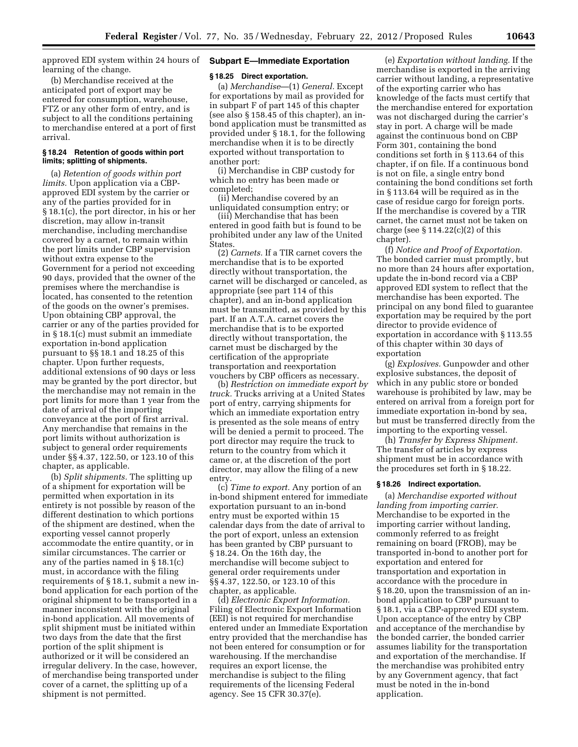approved EDI system within 24 hours of learning of the change.

(b) Merchandise received at the anticipated port of export may be entered for consumption, warehouse, FTZ or any other form of entry, and is subject to all the conditions pertaining to merchandise entered at a port of first arrival.

#### § 18.24 Retention of goods within port limits; splitting of shipments.

(a) *Retention of goods within port limits.* Upon application via a CBP-approved EDI system by the carrier or any of the parties provided for in § 18.1(c), the port director, in his or her discretion, may allow in-transit merchandise, including merchandise covered by a carnet, to remain within the port limits under CBP supervision without extra expense to the Government for a period not exceeding 90 days, provided that the owner of the premises where the merchandise is located, has consented to the retention of the goods on the owner's premises. Upon obtaining CBP approval, the carrier or any of the parties provided for in § 18.1(c) must submit an immediate exportation in-bond application pursuant to §§ 18.1 and 18.25 of this chapter. Upon further requests, additional extensions of 90 days or less may be granted by the port director, but the merchandise may not remain in the port limits for more than 1 year from the date of arrival of the importing conveyance at the port of first arrival. Any merchandise that remains in the port limits without authorization is subject to general order requirements under §§ 4.37, 122.50, or 123.10 of this chapter, as applicable.

(b) *Split shipments.* The splitting up of a shipment for exportation will be permitted when exportation in its entirety is not possible by reason of the different destination to which portions of the shipment are destined, when the exporting vessel cannot properly accommodate the entire quantity, or in similar circumstances. The carrier or any of the parties named in § 18.1(c) must, in accordance with the filing requirements of § 18.1, submit a new in-bond application for each portion of the original shipment to be transported in a manner inconsistent with the original in-bond application. All movements of split shipment must be initiated within two days from the date that the first portion of the split shipment is authorized or it will be considered an irregular delivery. In the case, however, of merchandise being transported under cover of a carnet, the splitting up of a shipment is not permitted.

### Subpart E—Immediate Exportation

#### § 18.25 Direct exportation.

(a) *Merchandise*—(1) *General.* Except for exportations by mail as provided for in subpart F of part 145 of this chapter (see also § 158.45 of this chapter), an in-bond application must be transmitted as provided under § 18.1, for the following merchandise when it is to be directly exported without transportation to another port:

(i) Merchandise in CBP custody for which no entry has been made or completed;

(ii) Merchandise covered by an unliquidated consumption entry; or

(iii) Merchandise that has been entered in good faith but is found to be prohibited under any law of the United States.

(2) *Carnets.* If a TIR carnet covers the merchandise that is to be exported directly without transportation, the carnet will be discharged or canceled, as appropriate (see part 114 of this chapter), and an in-bond application must be transmitted, as provided by this part. If an A.T.A. carnet covers the merchandise that is to be exported directly without transportation, the carnet must be discharged by the certification of the appropriate transportation and reexportation vouchers by CBP officers as necessary.

(b) *Restriction on immediate export by truck.* Trucks arriving at a United States port of entry, carrying shipments for which an immediate exportation entry is presented as the sole means of entry will be denied a permit to proceed. The port director may require the truck to return to the country from which it came or, at the discretion of the port director, may allow the filing of a new entry.

(c) *Time to export.* Any portion of an in-bond shipment entered for immediate exportation pursuant to an in-bond entry must be exported within 15 calendar days from the date of arrival to the port of export, unless an extension has been granted by CBP pursuant to § 18.24. On the 16th day, the merchandise will become subject to general order requirements under §§ 4.37, 122.50, or 123.10 of this chapter, as applicable.

(d) *Electronic Export Information.* Filing of Electronic Export Information (EEI) is not required for merchandise entered under an Immediate Exportation entry provided that the merchandise has not been entered for consumption or for warehousing. If the merchandise requires an export license, the merchandise is subject to the filing requirements of the licensing Federal agency. See 15 CFR 30.37(e).

(e) *Exportation without landing.* If the merchandise is exported in the arriving carrier without landing, a representative of the exporting carrier who has knowledge of the facts must certify that the merchandise entered for exportation was not discharged during the carrier's stay in port. A charge will be made against the continuous bond on CBP Form 301, containing the bond conditions set forth in § 113.64 of this chapter, if on file. If a continuous bond is not on file, a single entry bond containing the bond conditions set forth in § 113.64 will be required as in the case of residue cargo for foreign ports. If the merchandise is covered by a TIR carnet, the carnet must not be taken on charge (see § 114.22(c)(2) of this chapter).

(f) *Notice and Proof of Exportation.* The bonded carrier must promptly, but no more than 24 hours after exportation, update the in-bond record via a CBP approved EDI system to reflect that the merchandise has been exported. The principal on any bond filed to guarantee exportation may be required by the port director to provide evidence of exportation in accordance with § 113.55 of this chapter within 30 days of exportation

(g) *Explosives.* Gunpowder and other explosive substances, the deposit of which in any public store or bonded warehouse is prohibited by law, may be entered on arrival from a foreign port for immediate exportation in-bond by sea, but must be transferred directly from the importing to the exporting vessel.

(h) *Transfer by Express Shipment.* The transfer of articles by express shipment must be in accordance with the procedures set forth in § 18.22.

#### § 18.26 Indirect exportation.

(a) *Merchandise exported without landing from importing carrier.* Merchandise to be exported in the importing carrier without landing, commonly referred to as freight remaining on board (FROB), may be transported in-bond to another port for exportation and entered for transportation and exportation in accordance with the procedure in § 18.20, upon the transmission of an in-bond application to CBP pursuant to § 18.1, via a CBP-approved EDI system. Upon acceptance of the entry by CBP and acceptance of the merchandise by the bonded carrier, the bonded carrier assumes liability for the transportation and exportation of the merchandise. If the merchandise was prohibited entry by any Government agency, that fact must be noted in the in-bond application.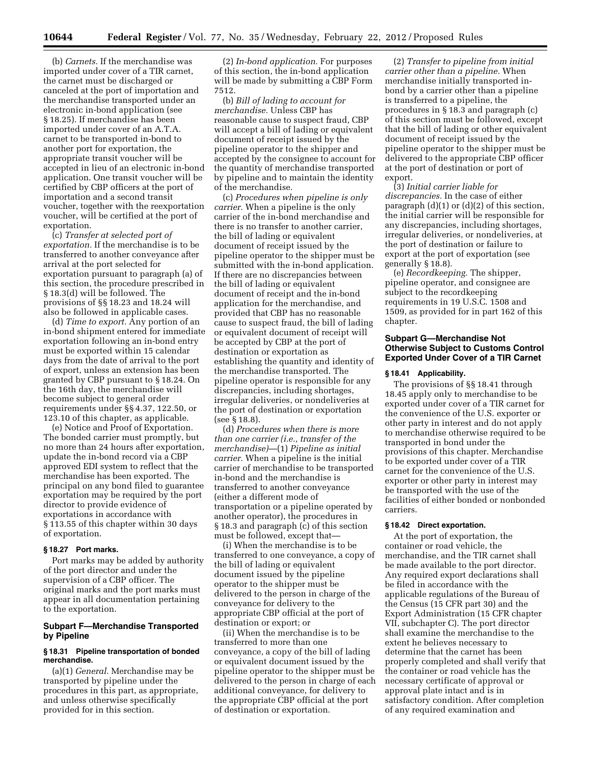(b) *Carnets.* If the merchandise was imported under cover of a TIR carnet, the carnet must be discharged or canceled at the port of importation and the merchandise transported under an electronic in-bond application (see § 18.25). If merchandise has been imported under cover of an A.T.A. carnet to be transported in-bond to another port for exportation, the appropriate transit voucher will be accepted in lieu of an electronic in-bond application. One transit voucher will be certified by CBP officers at the port of importation and a second transit voucher, together with the reexportation voucher, will be certified at the port of exportation.

(c) *Transfer at selected port of exportation.* If the merchandise is to be transferred to another conveyance after arrival at the port selected for exportation pursuant to paragraph (a) of this section, the procedure prescribed in § 18.3(d) will be followed. The provisions of §§ 18.23 and 18.24 will also be followed in applicable cases.

(d) *Time to export.* Any portion of an in-bond shipment entered for immediate exportation following an in-bond entry must be exported within 15 calendar days from the date of arrival to the port of export, unless an extension has been granted by CBP pursuant to § 18.24. On the 16th day, the merchandise will become subject to general order requirements under §§ 4.37, 122.50, or 123.10 of this chapter, as applicable.

(e) Notice and Proof of Exportation. The bonded carrier must promptly, but no more than 24 hours after exportation, update the in-bond record via a CBP approved EDI system to reflect that the merchandise has been exported. The principal on any bond filed to guarantee exportation may be required by the port director to provide evidence of exportations in accordance with § 113.55 of this chapter within 30 days of exportation.

#### § 18.27 Port marks.

Port marks may be added by authority of the port director and under the supervision of a CBP officer. The original marks and the port marks must appear in all documentation pertaining to the exportation.

### Subpart F—Merchandise Transported by Pipeline

#### § 18.31 Pipeline transportation of bonded merchandise.

(a)(1) *General.* Merchandise may be transported by pipeline under the procedures in this part, as appropriate, and unless otherwise specifically provided for in this section.

(2) *In-bond application.* For purposes of this section, the in-bond application will be made by submitting a CBP Form 7512.

(b) *Bill of lading to account for merchandise.* Unless CBP has reasonable cause to suspect fraud, CBP will accept a bill of lading or equivalent document of receipt issued by the pipeline operator to the shipper and accepted by the consignee to account for the quantity of merchandise transported by pipeline and to maintain the identity of the merchandise.

(c) *Procedures when pipeline is only carrier.* When a pipeline is the only carrier of the in-bond merchandise and there is no transfer to another carrier, the bill of lading or equivalent document of receipt issued by the pipeline operator to the shipper must be submitted with the in-bond application. If there are no discrepancies between the bill of lading or equivalent document of receipt and the in-bond application for the merchandise, and provided that CBP has no reasonable cause to suspect fraud, the bill of lading or equivalent document of receipt will be accepted by CBP at the port of destination or exportation as establishing the quantity and identity of the merchandise transported. The pipeline operator is responsible for any discrepancies, including shortages, irregular deliveries, or nondeliveries at the port of destination or exportation (see § 18.8).

(d) *Procedures when there is more than one carrier (i.e., transfer of the merchandise)*—(1) *Pipeline as initial carrier.* When a pipeline is the initial carrier of merchandise to be transported in-bond and the merchandise is transferred to another conveyance (either a different mode of transportation or a pipeline operated by another operator), the procedures in § 18.3 and paragraph (c) of this section must be followed, except that—

(i) When the merchandise is to be transferred to one conveyance, a copy of the bill of lading or equivalent document issued by the pipeline operator to the shipper must be delivered to the person in charge of the conveyance for delivery to the appropriate CBP official at the port of destination or export; or

(ii) When the merchandise is to be transferred to more than one conveyance, a copy of the bill of lading or equivalent document issued by the pipeline operator to the shipper must be delivered to the person in charge of each additional conveyance, for delivery to the appropriate CBP official at the port of destination or exportation.

(2) *Transfer to pipeline from initial carrier other than a pipeline.* When merchandise initially transported in-bond by a carrier other than a pipeline is transferred to a pipeline, the procedures in § 18.3 and paragraph (c) of this section must be followed, except that the bill of lading or other equivalent document of receipt issued by the pipeline operator to the shipper must be delivered to the appropriate CBP officer at the port of destination or port of export.

(3) *Initial carrier liable for discrepancies.* In the case of either paragraph (d)(1) or (d)(2) of this section, the initial carrier will be responsible for any discrepancies, including shortages, irregular deliveries, or nondeliveries, at the port of destination or failure to export at the port of exportation (see generally § 18.8).

(e) *Recordkeeping.* The shipper, pipeline operator, and consignee are subject to the recordkeeping requirements in 19 U.S.C. 1508 and 1509, as provided for in part 162 of this chapter.

### Subpart G—Merchandise Not Otherwise Subject to Customs Control Exported Under Cover of a TIR Carnet

#### § 18.41 Applicability.

The provisions of §§ 18.41 through 18.45 apply only to merchandise to be exported under cover of a TIR carnet for the convenience of the U.S. exporter or other party in interest and do not apply to merchandise otherwise required to be transported in bond under the provisions of this chapter. Merchandise to be exported under cover of a TIR carnet for the convenience of the U.S. exporter or other party in interest may be transported with the use of the facilities of either bonded or nonbonded carriers.

#### § 18.42 Direct exportation.

At the port of exportation, the container or road vehicle, the merchandise, and the TIR carnet shall be made available to the port director. Any required export declarations shall be filed in accordance with the applicable regulations of the Bureau of the Census (15 CFR part 30) and the Export Administration (15 CFR chapter VII, subchapter C). The port director shall examine the merchandise to the extent he believes necessary to determine that the carnet has been properly completed and shall verify that the container or road vehicle has the necessary certificate of approval or approval plate intact and is in satisfactory condition. After completion of any required examination and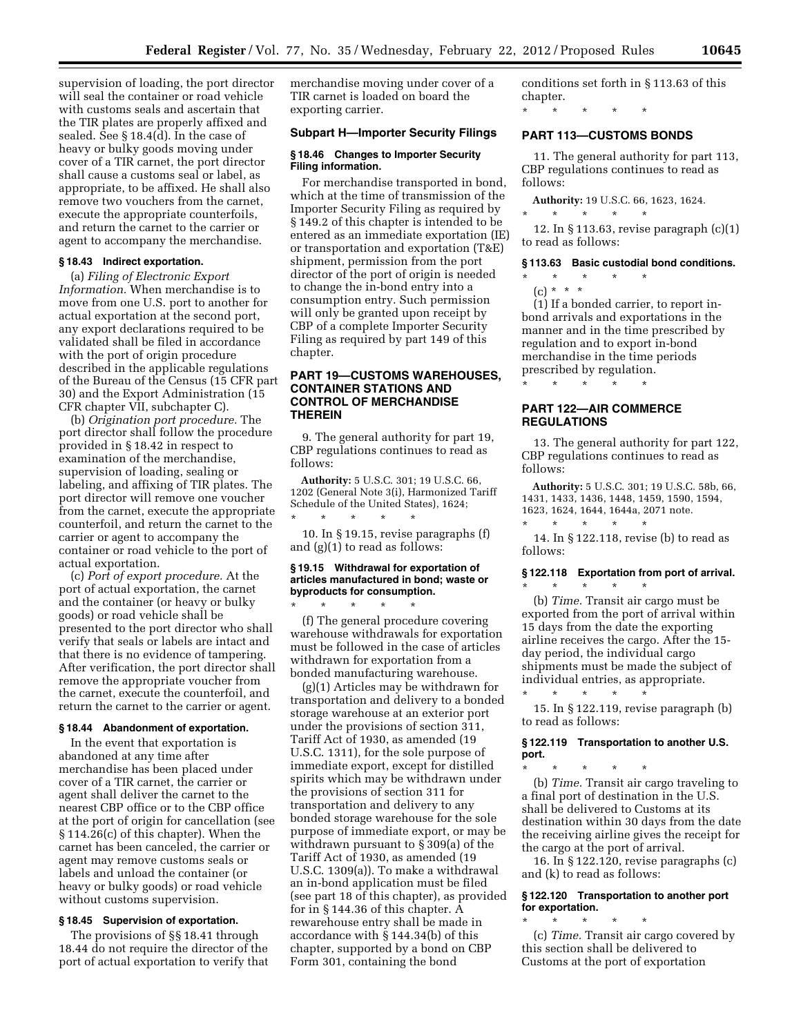supervision of loading, the port director will seal the container or road vehicle with customs seals and ascertain that the TIR plates are properly affixed and sealed. See § 18.4(d). In the case of heavy or bulky goods moving under cover of a TIR carnet, the port director shall cause a customs seal or label, as appropriate, to be affixed. He shall also remove two vouchers from the carnet, execute the appropriate counterfoils, and return the carnet to the carrier or agent to accompany the merchandise.

**§ 18.43 Indirect exportation.**

(a) *Filing of Electronic Export Information.* When merchandise is to move from one U.S. port to another for actual exportation at the second port, any export declarations required to be validated shall be filed in accordance with the port of origin procedure described in the applicable regulations of the Bureau of the Census (15 CFR part 30) and the Export Administration (15 CFR chapter VII, subchapter C).

(b) *Origination port procedure.* The port director shall follow the procedure provided in § 18.42 in respect to examination of the merchandise, supervision of loading, sealing or labeling, and affixing of TIR plates. The port director will remove one voucher from the carnet, execute the appropriate counterfoil, and return the carnet to the carrier or agent to accompany the container or road vehicle to the port of actual exportation.

(c) *Port of export procedure.* At the port of actual exportation, the carnet and the container (or heavy or bulky goods) or road vehicle shall be presented to the port director who shall verify that seals or labels are intact and that there is no evidence of tampering. After verification, the port director shall remove the appropriate voucher from the carnet, execute the counterfoil, and return the carnet to the carrier or agent.

**§ 18.44 Abandonment of exportation.**

In the event that exportation is abandoned at any time after merchandise has been placed under cover of a TIR carnet, the carrier or agent shall deliver the carnet to the nearest CBP office or to the CBP office at the port of origin for cancellation (see § 114.26(c) of this chapter). When the carnet has been canceled, the carrier or agent may remove customs seals or labels and unload the container (or heavy or bulky goods) or road vehicle without customs supervision.

**§ 18.45 Supervision of exportation.**

The provisions of §§ 18.41 through 18.44 do not require the director of the port of actual exportation to verify that merchandise moving under cover of a TIR carnet is loaded on board the exporting carrier.

**Subpart H—Importer Security Filings**

**§ 18.46 Changes to Importer Security Filing information.**

For merchandise transported in bond, which at the time of transmission of the Importer Security Filing as required by § 149.2 of this chapter is intended to be entered as an immediate exportation (IE) or transportation and exportation (T&E) shipment, permission from the port director of the port of origin is needed to change the in-bond entry into a consumption entry. Such permission will only be granted upon receipt by CBP of a complete Importer Security Filing as required by part 149 of this chapter.

**PART 19—CUSTOMS WAREHOUSES, CONTAINER STATIONS AND CONTROL OF MERCHANDISE THEREIN**

9. The general authority for part 19, CBP regulations continues to read as follows:

**Authority:** 5 U.S.C. 301; 19 U.S.C. 66, 1202 (General Note 3(i), Harmonized Tariff Schedule of the United States), 1624;

\* \* \* \* \*

10. In § 19.15, revise paragraphs (f) and (g)(1) to read as follows:

**§ 19.15 Withdrawal for exportation of articles manufactured in bond; waste or byproducts for consumption.**

\* \* \* \* \*

(f) The general procedure covering warehouse withdrawals for exportation must be followed in the case of articles withdrawn for exportation from a bonded manufacturing warehouse.

(g)(1) Articles may be withdrawn for transportation and delivery to a bonded storage warehouse at an exterior port under the provisions of section 311, Tariff Act of 1930, as amended (19 U.S.C. 1311), for the sole purpose of immediate export, except for distilled spirits which may be withdrawn under the provisions of section 311 for transportation and delivery to any bonded storage warehouse for the sole purpose of immediate export, or may be withdrawn pursuant to § 309(a) of the Tariff Act of 1930, as amended (19 U.S.C. 1309(a)). To make a withdrawal an in-bond application must be filed (see part 18 of this chapter), as provided for in § 144.36 of this chapter. A rewarehouse entry shall be made in accordance with § 144.34(b) of this chapter, supported by a bond on CBP Form 301, containing the bond conditions set forth in § 113.63 of this chapter.

\* \* \* \* \*

**PART 113—CUSTOMS BONDS**

11. The general authority for part 113, CBP regulations continues to read as follows:

**Authority:** 19 U.S.C. 66, 1623, 1624.

\* \* \* \* \*

12. In § 113.63, revise paragraph (c)(1) to read as follows:

**§ 113.63 Basic custodial bond conditions.**

\* \* \* \* \*

(c) \* \* \*

(1) If a bonded carrier, to report in-bond arrivals and exportations in the manner and in the time prescribed by regulation and to export in-bond merchandise in the time periods prescribed by regulation.

\* \* \* \* \*

**PART 122—AIR COMMERCE REGULATIONS**

13. The general authority for part 122, CBP regulations continues to read as follows:

**Authority:** 5 U.S.C. 301; 19 U.S.C. 58b, 66, 1431, 1433, 1436, 1448, 1459, 1590, 1594, 1623, 1624, 1644, 1644a, 2071 note.

\* \* \* \* \*

14. In § 122.118, revise (b) to read as follows:

**§ 122.118 Exportation from port of arrival.**

\* \* \* \* \*

(b) *Time.* Transit air cargo must be exported from the port of arrival within 15 days from the date the exporting airline receives the cargo. After the 15-day period, the individual cargo shipments must be made the subject of individual entries, as appropriate.

\* \* \* \* \*

15. In § 122.119, revise paragraph (b) to read as follows:

**§ 122.119 Transportation to another U.S. port.**

\* \* \* \* \*

(b) *Time.* Transit air cargo traveling to a final port of destination in the U.S. shall be delivered to Customs at its destination within 30 days from the date the receiving airline gives the receipt for the cargo at the port of arrival.

16. In § 122.120, revise paragraphs (c) and (k) to read as follows:

**§ 122.120 Transportation to another port for exportation.**

\* \* \* \* \*

(c) *Time.* Transit air cargo covered by this section shall be delivered to Customs at the port of exportation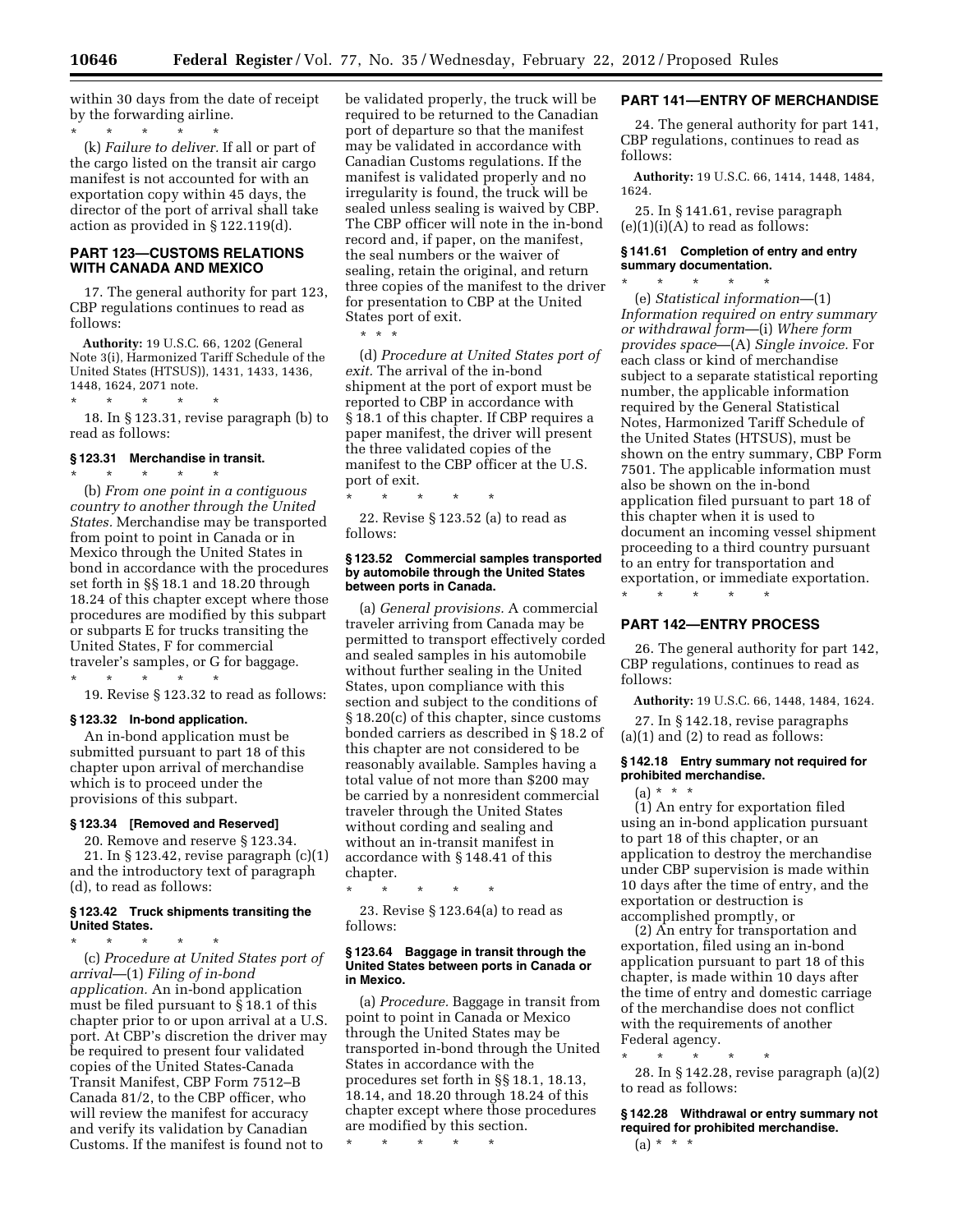within 30 days from the date of receipt by the forwarding airline.

\* \* \* \* \*

(k) *Failure to deliver.* If all or part of the cargo listed on the transit air cargo manifest is not accounted for with an exportation copy within 45 days, the director of the port of arrival shall take action as provided in § 122.119(d).

## PART 123—CUSTOMS RELATIONS WITH CANADA AND MEXICO

17. The general authority for part 123, CBP regulations continues to read as follows:

**Authority:** 19 U.S.C. 66, 1202 (General Note 3(i), Harmonized Tariff Schedule of the United States (HTSUS)), 1431, 1433, 1436, 1448, 1624, 2071 note.

\* \* \* \* \*

18. In § 123.31, revise paragraph (b) to read as follows:

### § 123.31 Merchandise in transit.

\* \* \* \* \*

(b) *From one point in a contiguous country to another through the United States.* Merchandise may be transported from point to point in Canada or in Mexico through the United States in bond in accordance with the procedures set forth in §§ 18.1 and 18.20 through 18.24 of this chapter except where those procedures are modified by this subpart or subparts E for trucks transiting the United States, F for commercial traveler's samples, or G for baggage.

\* \* \* \* \*

19. Revise § 123.32 to read as follows:

### § 123.32 In-bond application.

An in-bond application must be submitted pursuant to part 18 of this chapter upon arrival of merchandise which is to proceed under the provisions of this subpart.

### § 123.34 [Removed and Reserved]

20. Remove and reserve § 123.34.

21. In § 123.42, revise paragraph (c)(1) and the introductory text of paragraph (d), to read as follows:

### § 123.42 Truck shipments transiting the United States.

\* \* \* \* \*

(c) *Procedure at United States port of arrival*—(1) *Filing of in-bond application.* An in-bond application must be filed pursuant to § 18.1 of this chapter prior to or upon arrival at a U.S. port. At CBP's discretion the driver may be required to present four validated copies of the United States-Canada Transit Manifest, CBP Form 7512–B Canada 81/2, to the CBP officer, who will review the manifest for accuracy and verify its validation by Canadian Customs. If the manifest is found not to be validated properly, the truck will be required to be returned to the Canadian port of departure so that the manifest may be validated in accordance with Canadian Customs regulations. If the manifest is validated properly and no irregularity is found, the truck will be sealed unless sealing is waived by CBP. The CBP officer will note in the in-bond record and, if paper, on the manifest, the seal numbers or the waiver of sealing, retain the original, and return three copies of the manifest to the driver for presentation to CBP at the United States port of exit.

\* \* \*

(d) *Procedure at United States port of exit.* The arrival of the in-bond shipment at the port of export must be reported to CBP in accordance with § 18.1 of this chapter. If CBP requires a paper manifest, the driver will present the three validated copies of the manifest to the CBP officer at the U.S. port of exit.

\* \* \* \* \*

22. Revise § 123.52 (a) to read as follows:

### § 123.52 Commercial samples transported by automobile through the United States between ports in Canada.

(a) *General provisions.* A commercial traveler arriving from Canada may be permitted to transport effectively corded and sealed samples in his automobile without further sealing in the United States, upon compliance with this section and subject to the conditions of § 18.20(c) of this chapter, since customs bonded carriers as described in § 18.2 of this chapter are not considered to be reasonably available. Samples having a total value of not more than $200 may be carried by a nonresident commercial traveler through the United States without cording and sealing and without an in-transit manifest in accordance with § 148.41 of this chapter.

\* \* \* \* \*

23. Revise § 123.64(a) to read as follows:

### § 123.64 Baggage in transit through the United States between ports in Canada or in Mexico.

(a) *Procedure.* Baggage in transit from point to point in Canada or Mexico through the United States may be transported in-bond through the United States in accordance with the procedures set forth in §§ 18.1, 18.13, 18.14, and 18.20 through 18.24 of this chapter except where those procedures are modified by this section.

\* \* \* \* \*

## PART 141—ENTRY OF MERCHANDISE

24. The general authority for part 141, CBP regulations, continues to read as follows:

**Authority:** 19 U.S.C. 66, 1414, 1448, 1484, 1624.

25. In § 141.61, revise paragraph (e)(1)(i)(A) to read as follows:

### § 141.61 Completion of entry and entry summary documentation.

\* \* \* \* \*

(e) *Statistical information*—(1) *Information required on entry summary or withdrawal form*—(i) *Where form provides space*—(A) *Single invoice.* For each class or kind of merchandise subject to a separate statistical reporting number, the applicable information required by the General Statistical Notes, Harmonized Tariff Schedule of the United States (HTSUS), must be shown on the entry summary, CBP Form 7501. The applicable information must also be shown on the in-bond application filed pursuant to part 18 of this chapter when it is used to document an incoming vessel shipment proceeding to a third country pursuant to an entry for transportation and exportation, or immediate exportation.

\* \* \* \* \*

## PART 142—ENTRY PROCESS

26. The general authority for part 142, CBP regulations, continues to read as follows:

**Authority:** 19 U.S.C. 66, 1448, 1484, 1624.

27. In § 142.18, revise paragraphs (a)(1) and (2) to read as follows:

### § 142.18 Entry summary not required for prohibited merchandise.

(a) \* \* \*

(1) An entry for exportation filed using an in-bond application pursuant to part 18 of this chapter, or an application to destroy the merchandise under CBP supervision is made within 10 days after the time of entry, and the exportation or destruction is accomplished promptly, or

(2) An entry for transportation and exportation, filed using an in-bond application pursuant to part 18 of this chapter, is made within 10 days after the time of entry and domestic carriage of the merchandise does not conflict with the requirements of another Federal agency.

\* \* \* \* \*

28. In § 142.28, revise paragraph (a)(2) to read as follows:

### § 142.28 Withdrawal or entry summary not required for prohibited merchandise.

(a) \* \* \*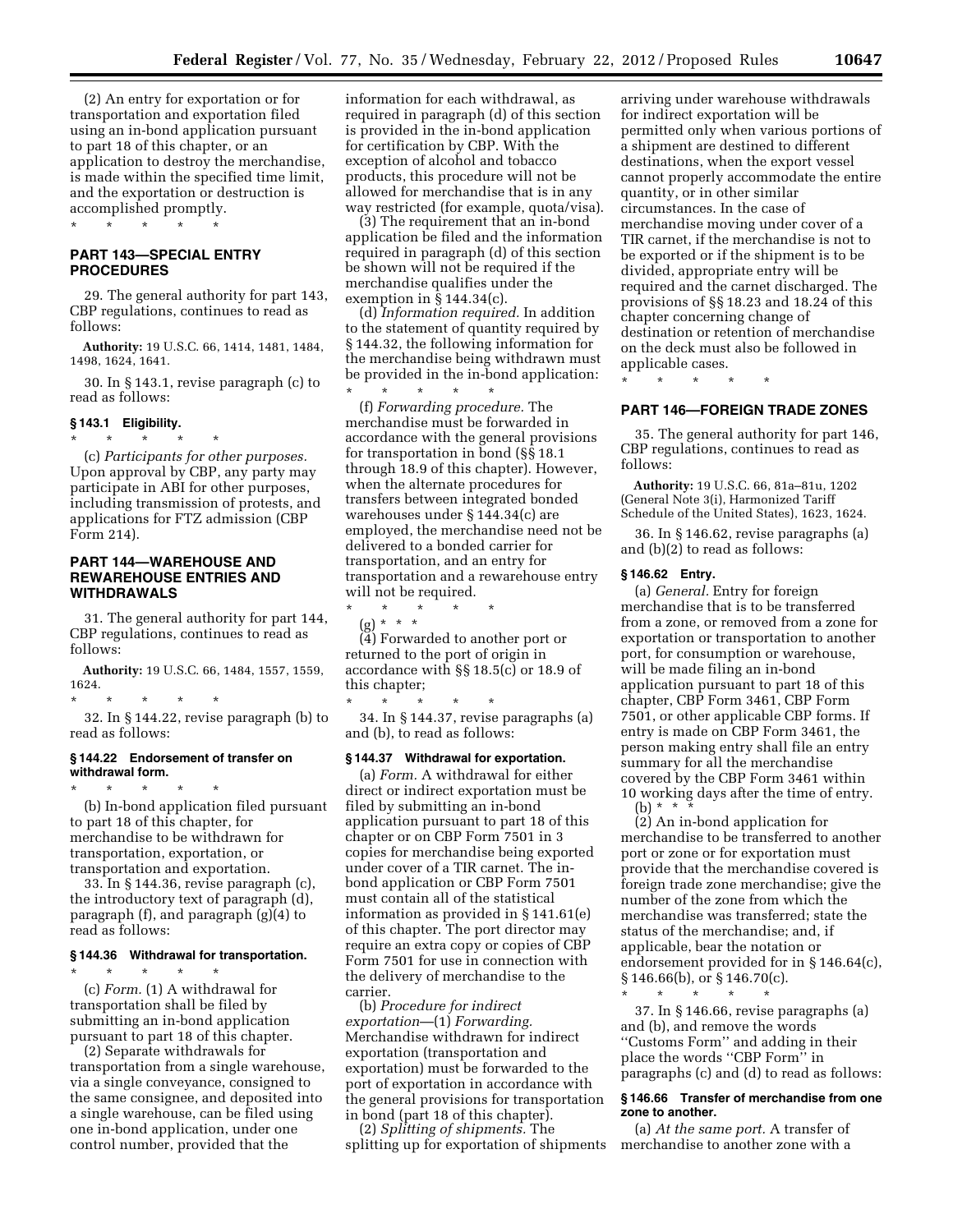(2) An entry for exportation or for transportation and exportation filed using an in-bond application pursuant to part 18 of this chapter, or an application to destroy the merchandise, is made within the specified time limit, and the exportation or destruction is accomplished promptly.

\* \* \* \* \*

## PART 143—SPECIAL ENTRY PROCEDURES

29. The general authority for part 143, CBP regulations, continues to read as follows:

**Authority:** 19 U.S.C. 66, 1414, 1481, 1484, 1498, 1624, 1641.

30. In § 143.1, revise paragraph (c) to read as follows:

### § 143.1 Eligibility.

\* \* \* \* \*

(c) *Participants for other purposes.* Upon approval by CBP, any party may participate in ABI for other purposes, including transmission of protests, and applications for FTZ admission (CBP Form 214).

## PART 144—WAREHOUSE AND REWAREHOUSE ENTRIES AND WITHDRAWALS

31. The general authority for part 144, CBP regulations, continues to read as follows:

**Authority:** 19 U.S.C. 66, 1484, 1557, 1559, 1624.

\* \* \* \* \*

32. In § 144.22, revise paragraph (b) to read as follows:

### § 144.22 Endorsement of transfer on withdrawal form.

\* \* \* \* \*

(b) In-bond application filed pursuant to part 18 of this chapter, for merchandise to be withdrawn for transportation, exportation, or transportation and exportation.

33. In § 144.36, revise paragraph (c), the introductory text of paragraph (d), paragraph (f), and paragraph (g)(4) to read as follows:

### § 144.36 Withdrawal for transportation.

\* \* \* \* \*

(c) *Form.* (1) A withdrawal for transportation shall be filed by submitting an in-bond application pursuant to part 18 of this chapter.

(2) Separate withdrawals for transportation from a single warehouse, via a single conveyance, consigned to the same consignee, and deposited into a single warehouse, can be filed using one in-bond application, under one control number, provided that the information for each withdrawal, as required in paragraph (d) of this section is provided in the in-bond application for certification by CBP. With the exception of alcohol and tobacco products, this procedure will not be allowed for merchandise that is in any way restricted (for example, quota/visa).

(3) The requirement that an in-bond application be filed and the information required in paragraph (d) of this section be shown will not be required if the merchandise qualifies under the exemption in § 144.34(c).

(d) *Information required.* In addition to the statement of quantity required by § 144.32, the following information for the merchandise being withdrawn must be provided in the in-bond application:

\* \* \* \* \*

(f) *Forwarding procedure.* The merchandise must be forwarded in accordance with the general provisions for transportation in bond (§§ 18.1 through 18.9 of this chapter). However, when the alternate procedures for transfers between integrated bonded warehouses under § 144.34(c) are employed, the merchandise need not be delivered to a bonded carrier for transportation, and an entry for transportation and a rewarehouse entry will not be required.

\* \* \* \* \*

(g) \* \* \*

(4) Forwarded to another port or returned to the port of origin in accordance with §§ 18.5(c) or 18.9 of this chapter;

\* \* \* \* \*

34. In § 144.37, revise paragraphs (a) and (b), to read as follows:

### § 144.37 Withdrawal for exportation.

(a) *Form.* A withdrawal for either direct or indirect exportation must be filed by submitting an in-bond application pursuant to part 18 of this chapter or on CBP Form 7501 in 3 copies for merchandise being exported under cover of a TIR carnet. The in-bond application or CBP Form 7501 must contain all of the statistical information as provided in § 141.61(e) of this chapter. The port director may require an extra copy or copies of CBP Form 7501 for use in connection with the delivery of merchandise to the carrier.

(b) *Procedure for indirect exportation*—(1) *Forwarding.* Merchandise withdrawn for indirect exportation (transportation and exportation) must be forwarded to the port of exportation in accordance with the general provisions for transportation in bond (part 18 of this chapter).

(2) *Splitting of shipments.* The splitting up for exportation of shipments arriving under warehouse withdrawals for indirect exportation will be permitted only when various portions of a shipment are destined to different destinations, when the export vessel cannot properly accommodate the entire quantity, or in other similar circumstances. In the case of merchandise moving under cover of a TIR carnet, if the merchandise is not to be exported or if the shipment is to be divided, appropriate entry will be required and the carnet discharged. The provisions of §§ 18.23 and 18.24 of this chapter concerning change of destination or retention of merchandise on the deck must also be followed in applicable cases.

\* \* \* \* \*

## PART 146—FOREIGN TRADE ZONES

35. The general authority for part 146, CBP regulations, continues to read as follows:

**Authority:** 19 U.S.C. 66, 81a–81u, 1202 (General Note 3(i), Harmonized Tariff Schedule of the United States), 1623, 1624.

36. In § 146.62, revise paragraphs (a) and (b)(2) to read as follows:

### § 146.62 Entry.

(a) *General.* Entry for foreign merchandise that is to be transferred from a zone, or removed from a zone for exportation or transportation to another port, for consumption or warehouse, will be made filing an in-bond application pursuant to part 18 of this chapter, CBP Form 3461, CBP Form 7501, or other applicable CBP forms. If entry is made on CBP Form 3461, the person making entry shall file an entry summary for all the merchandise covered by the CBP Form 3461 within 10 working days after the time of entry.

(b) \* \* \*

(2) An in-bond application for merchandise to be transferred to another port or zone or for exportation must provide that the merchandise covered is foreign trade zone merchandise; give the number of the zone from which the merchandise was transferred; state the status of the merchandise; and, if applicable, bear the notation or endorsement provided for in § 146.64(c), § 146.66(b), or § 146.70(c).

\* \* \* \* \*

37. In § 146.66, revise paragraphs (a) and (b), and remove the words ''Customs Form'' and adding in their place the words ''CBP Form'' in paragraphs (c) and (d) to read as follows:

### § 146.66 Transfer of merchandise from one zone to another.

(a) *At the same port.* A transfer of merchandise to another zone with a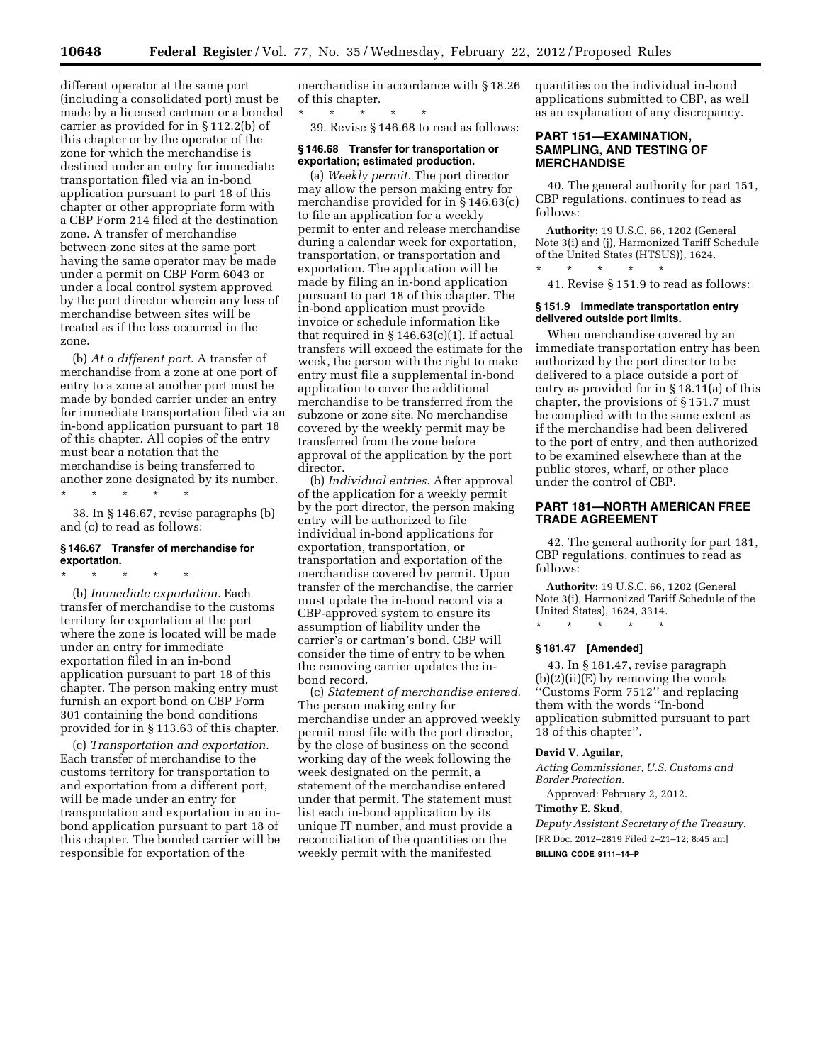different operator at the same port (including a consolidated port) must be made by a licensed cartman or a bonded carrier as provided for in § 112.2(b) of this chapter or by the operator of the zone for which the merchandise is destined under an entry for immediate transportation filed via an in-bond application pursuant to part 18 of this chapter or other appropriate form with a CBP Form 214 filed at the destination zone. A transfer of merchandise between zone sites at the same port having the same operator may be made under a permit on CBP Form 6043 or under a local control system approved by the port director wherein any loss of merchandise between sites will be treated as if the loss occurred in the zone.

(b) *At a different port.* A transfer of merchandise from a zone at one port of entry to a zone at another port must be made by bonded carrier under an entry for immediate transportation filed via an in-bond application pursuant to part 18 of this chapter. All copies of the entry must bear a notation that the merchandise is being transferred to another zone designated by its number.

\* \* \* \* \*

38. In § 146.67, revise paragraphs (b) and (c) to read as follows:

#### § 146.67 Transfer of merchandise for exportation.

\* \* \* \* \*

(b) *Immediate exportation.* Each transfer of merchandise to the customs territory for exportation at the port where the zone is located will be made under an entry for immediate exportation filed in an in-bond application pursuant to part 18 of this chapter. The person making entry must furnish an export bond on CBP Form 301 containing the bond conditions provided for in § 113.63 of this chapter.

(c) *Transportation and exportation.* Each transfer of merchandise to the customs territory for transportation to and exportation from a different port, will be made under an entry for transportation and exportation in an in-bond application pursuant to part 18 of this chapter. The bonded carrier will be responsible for exportation of the merchandise in accordance with § 18.26 of this chapter.

\* \* \* \* \*

39. Revise § 146.68 to read as follows:

#### § 146.68 Transfer for transportation or exportation; estimated production.

(a) *Weekly permit.* The port director may allow the person making entry for merchandise provided for in § 146.63(c) to file an application for a weekly permit to enter and release merchandise during a calendar week for exportation, transportation, or transportation and exportation. The application will be made by filing an in-bond application pursuant to part 18 of this chapter. The in-bond application must provide invoice or schedule information like that required in § 146.63(c)(1). If actual transfers will exceed the estimate for the week, the person with the right to make entry must file a supplemental in-bond application to cover the additional merchandise to be transferred from the subzone or zone site. No merchandise covered by the weekly permit may be transferred from the zone before approval of the application by the port director.

(b) *Individual entries.* After approval of the application for a weekly permit by the port director, the person making entry will be authorized to file individual in-bond applications for exportation, transportation, or transportation and exportation of the merchandise covered by permit. Upon transfer of the merchandise, the carrier must update the in-bond record via a CBP-approved system to ensure its assumption of liability under the carrier's or cartman's bond. CBP will consider the time of entry to be when the removing carrier updates the in-bond record.

(c) *Statement of merchandise entered.* The person making entry for merchandise under an approved weekly permit must file with the port director, by the close of business on the second working day of the week following the week designated on the permit, a statement of the merchandise entered under that permit. The statement must list each in-bond application by its unique IT number, and must provide a reconciliation of the quantities on the weekly permit with the manifested quantities on the individual in-bond applications submitted to CBP, as well as an explanation of any discrepancy.

### PART 151—EXAMINATION, SAMPLING, AND TESTING OF MERCHANDISE

40. The general authority for part 151, CBP regulations, continues to read as follows:

**Authority:** 19 U.S.C. 66, 1202 (General Note 3(i) and (j), Harmonized Tariff Schedule of the United States (HTSUS)), 1624.

\* \* \* \* \*

41. Revise § 151.9 to read as follows:

#### § 151.9 Immediate transportation entry delivered outside port limits.

When merchandise covered by an immediate transportation entry has been authorized by the port director to be delivered to a place outside a port of entry as provided for in § 18.11(a) of this chapter, the provisions of § 151.7 must be complied with to the same extent as if the merchandise had been delivered to the port of entry, and then authorized to be examined elsewhere than at the public stores, wharf, or other place under the control of CBP.

### PART 181—NORTH AMERICAN FREE TRADE AGREEMENT

42. The general authority for part 181, CBP regulations, continues to read as follows:

**Authority:** 19 U.S.C. 66, 1202 (General Note 3(i), Harmonized Tariff Schedule of the United States), 1624, 3314.

\* \* \* \* \*

#### § 181.47 [Amended]

43. In § 181.47, revise paragraph (b)(2)(ii)(E) by removing the words ''Customs Form 7512'' and replacing them with the words ''In-bond application submitted pursuant to part 18 of this chapter''.

**David V. Aguilar,**

*Acting Commissioner, U.S. Customs and Border Protection.*

Approved: February 2, 2012.

**Timothy E. Skud,**

*Deputy Assistant Secretary of the Treasury.*

[FR Doc. 2012–2819 Filed 2–21–12; 8:45 am]

**BILLING CODE 9111–14–P**